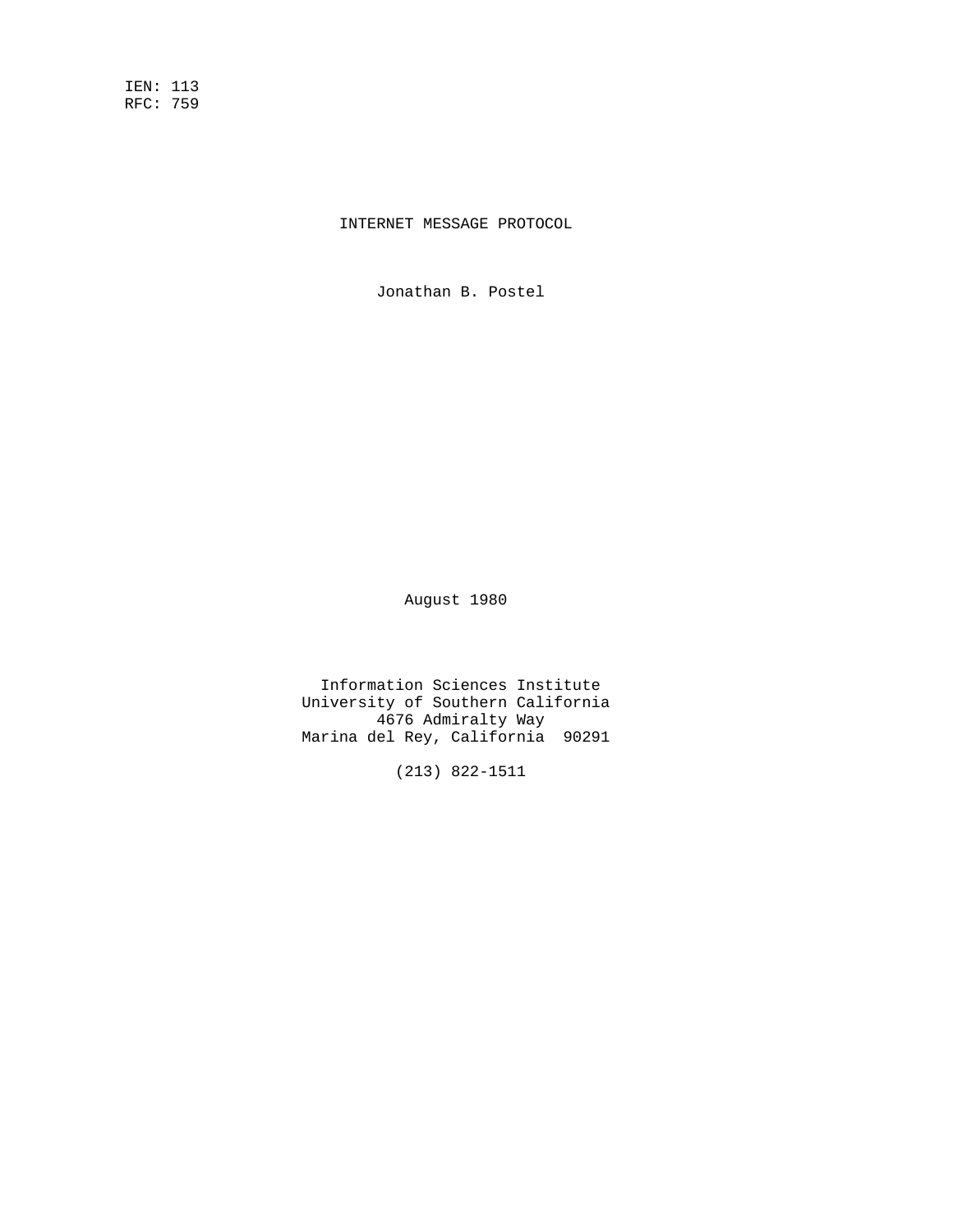IEN: 113
RFC: 759

# INTERNET MESSAGE PROTOCOL

Jonathan B. Postel

August 1980

Information Sciences Institute
University of Southern California
4676 Admiralty Way
Marina del Rey, California 90291

(213) 822-1511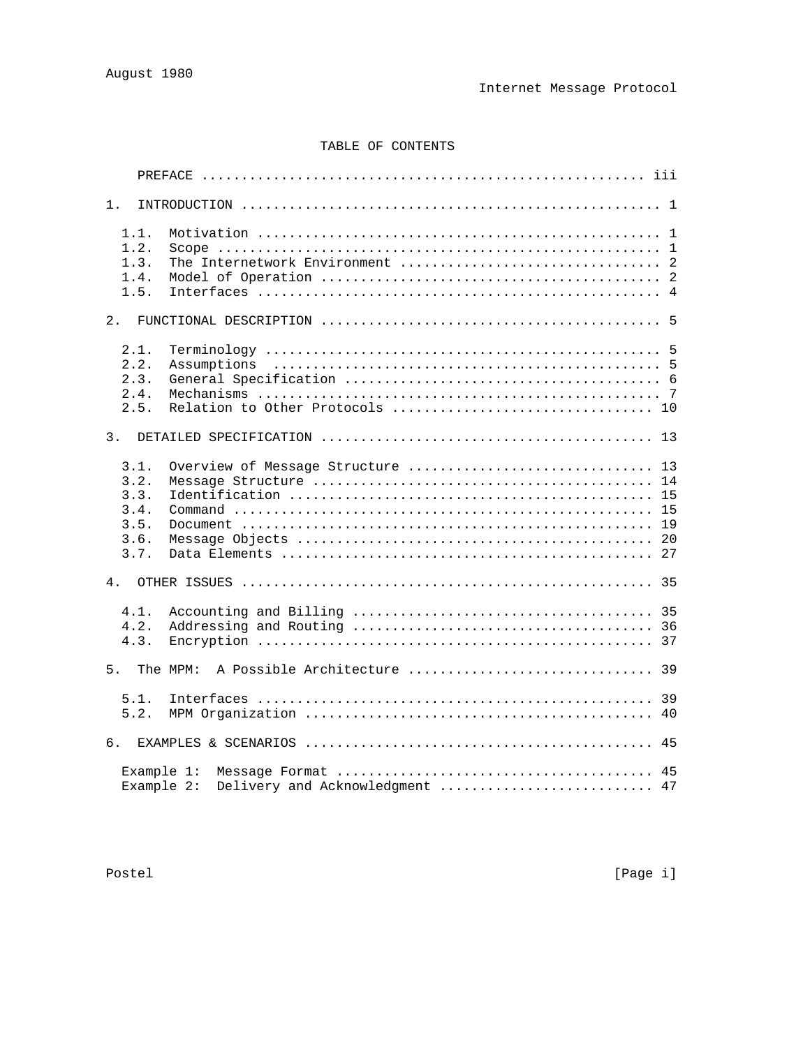## TABLE OF CONTENTS

PREFACE ........................................................ iii

1. INTRODUCTION ..................................................... 1

- 1.1. Motivation .................................................. 1
- 1.2. Scope ....................................................... 1
- 1.3. The Internetwork Environment ................................ 2
- 1.4. Model of Operation .......................................... 2
- 1.5. Interfaces .................................................. 4

2. FUNCTIONAL DESCRIPTION ........................................... 5

- 2.1. Terminology ................................................. 5
- 2.2. Assumptions ................................................. 5
- 2.3. General Specification ....................................... 6
- 2.4. Mechanisms .................................................. 7
- 2.5. Relation to Other Protocols ................................ 10

3. DETAILED SPECIFICATION .......................................... 13

- 3.1. Overview of Message Structure .............................. 13
- 3.2. Message Structure .......................................... 14
- 3.3. Identification ............................................. 15
- 3.4. Command .................................................... 15
- 3.5. Document ................................................... 19
- 3.6. Message Objects ............................................ 20
- 3.7. Data Elements .............................................. 27

4. OTHER ISSUES .................................................... 35

- 4.1. Accounting and Billing ..................................... 35
- 4.2. Addressing and Routing ..................................... 36
- 4.3. Encryption ................................................. 37

5. The MPM: A Possible Architecture ............................... 39

- 5.1. Interfaces ................................................. 39
- 5.2. MPM Organization ........................................... 40

6. EXAMPLES & SCENARIOS ............................................ 45

- Example 1: Message Format ....................................... 45
- Example 2: Delivery and Acknowledgment .......................... 47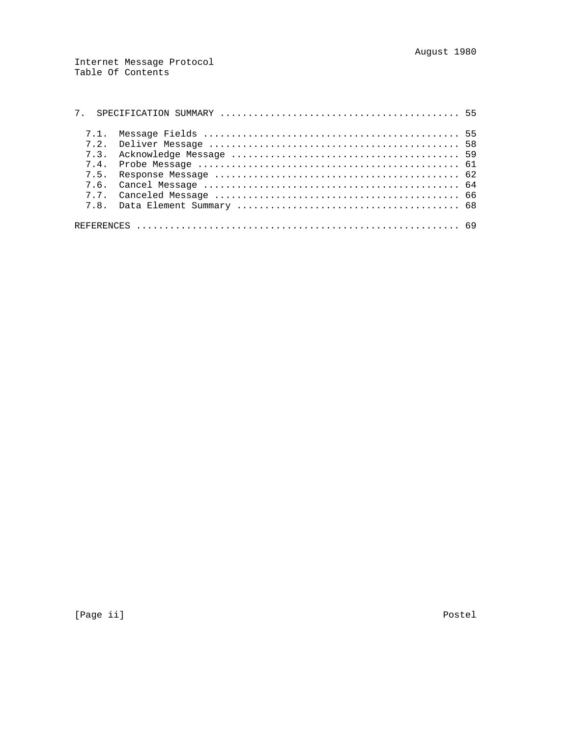Table Of Contents

7. SPECIFICATION SUMMARY .......................................... 55

- 7.1. Message Fields ............................................. 55
- 7.2. Deliver Message ............................................ 58
- 7.3. Acknowledge Message ........................................ 59
- 7.4. Probe Message .............................................. 61
- 7.5. Response Message ........................................... 62
- 7.6. Cancel Message ............................................. 64
- 7.7. Canceled Message ........................................... 66
- 7.8. Data Element Summary ....................................... 68

REFERENCES .......................................................... 69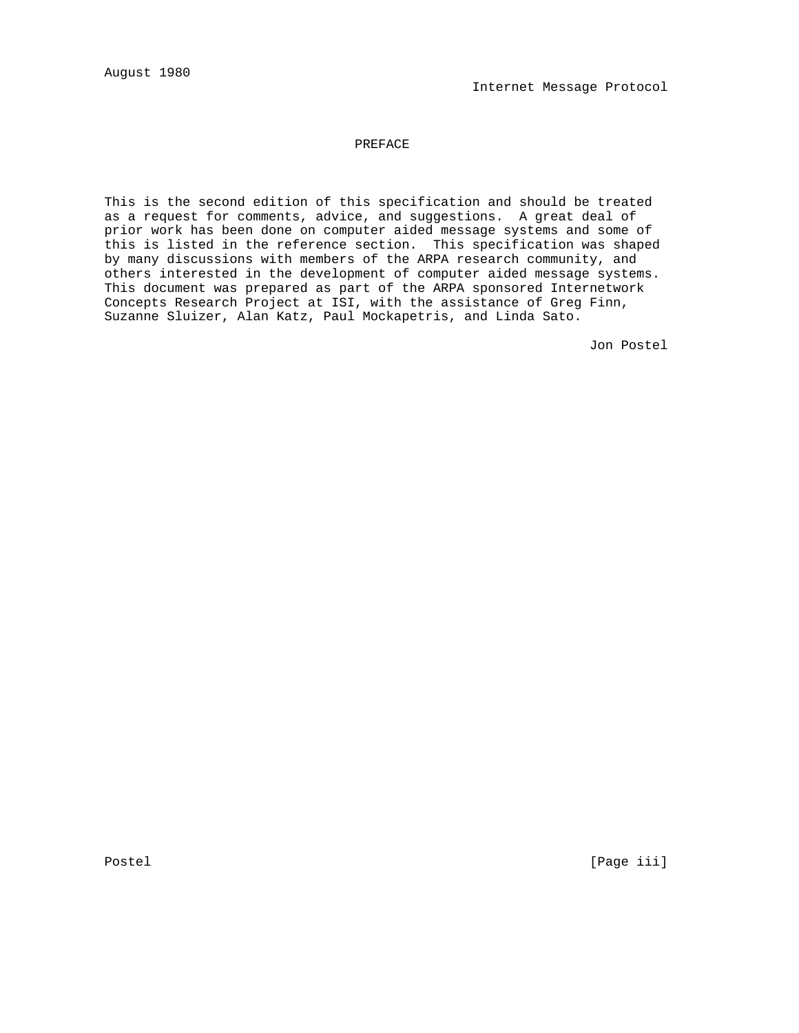# PREFACE

This is the second edition of this specification and should be treated as a request for comments, advice, and suggestions. A great deal of prior work has been done on computer aided message systems and some of this is listed in the reference section. This specification was shaped by many discussions with members of the ARPA research community, and others interested in the development of computer aided message systems. This document was prepared as part of the ARPA sponsored Internetwork Concepts Research Project at ISI, with the assistance of Greg Finn, Suzanne Sluizer, Alan Katz, Paul Mockapetris, and Linda Sato.

Jon Postel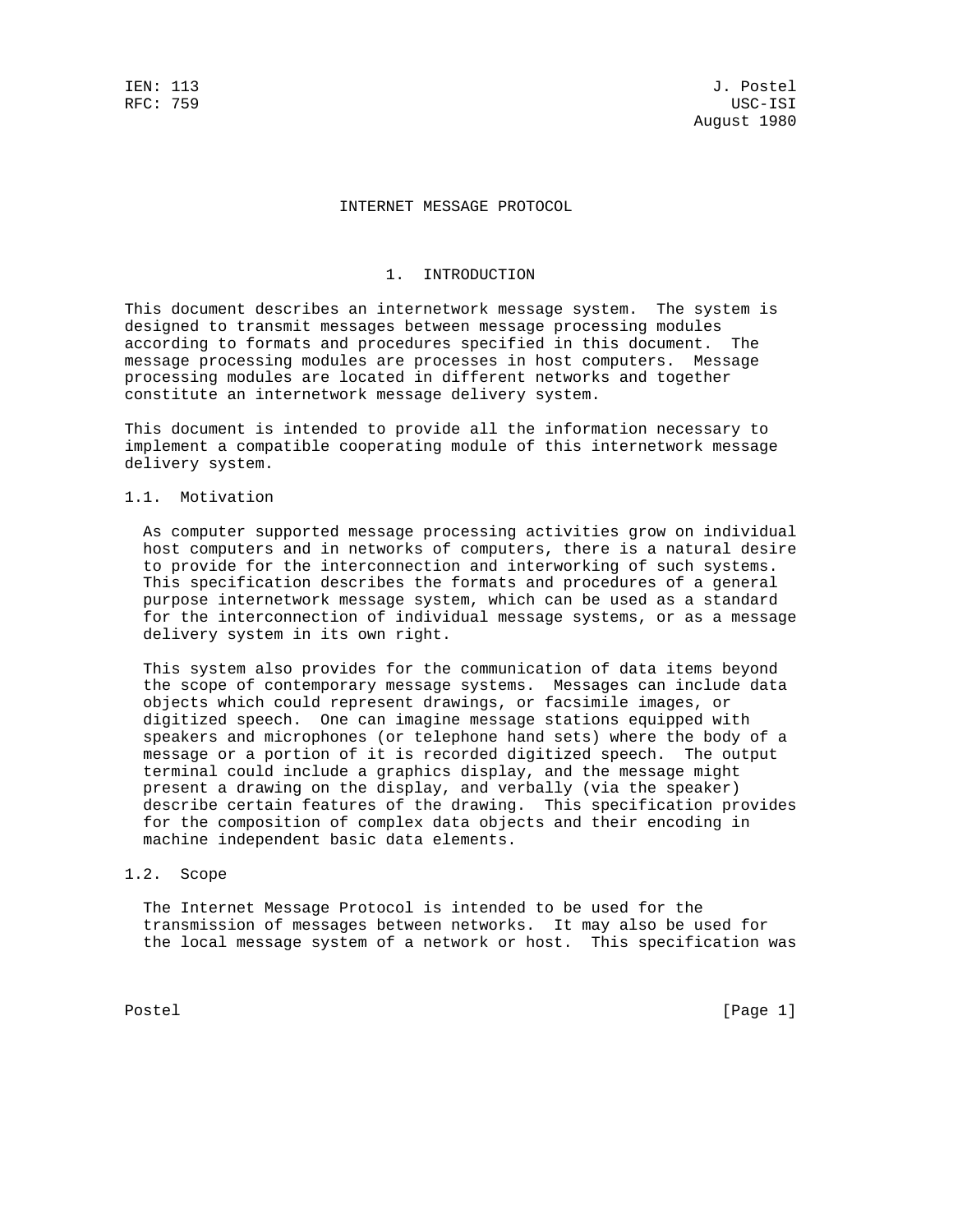IEN: 113
RFC: 759

J. Postel
USC-ISI
August 1980

# INTERNET MESSAGE PROTOCOL

## 1. INTRODUCTION

This document describes an internetwork message system. The system is designed to transmit messages between message processing modules according to formats and procedures specified in this document. The message processing modules are processes in host computers. Message processing modules are located in different networks and together constitute an internetwork message delivery system.

This document is intended to provide all the information necessary to implement a compatible cooperating module of this internetwork message delivery system.

### 1.1. Motivation

As computer supported message processing activities grow on individual host computers and in networks of computers, there is a natural desire to provide for the interconnection and interworking of such systems. This specification describes the formats and procedures of a general purpose internetwork message system, which can be used as a standard for the interconnection of individual message systems, or as a message delivery system in its own right.

This system also provides for the communication of data items beyond the scope of contemporary message systems. Messages can include data objects which could represent drawings, or facsimile images, or digitized speech. One can imagine message stations equipped with speakers and microphones (or telephone hand sets) where the body of a message or a portion of it is recorded digitized speech. The output terminal could include a graphics display, and the message might present a drawing on the display, and verbally (via the speaker) describe certain features of the drawing. This specification provides for the composition of complex data objects and their encoding in machine independent basic data elements.

### 1.2. Scope

The Internet Message Protocol is intended to be used for the transmission of messages between networks. It may also be used for the local message system of a network or host. This specification was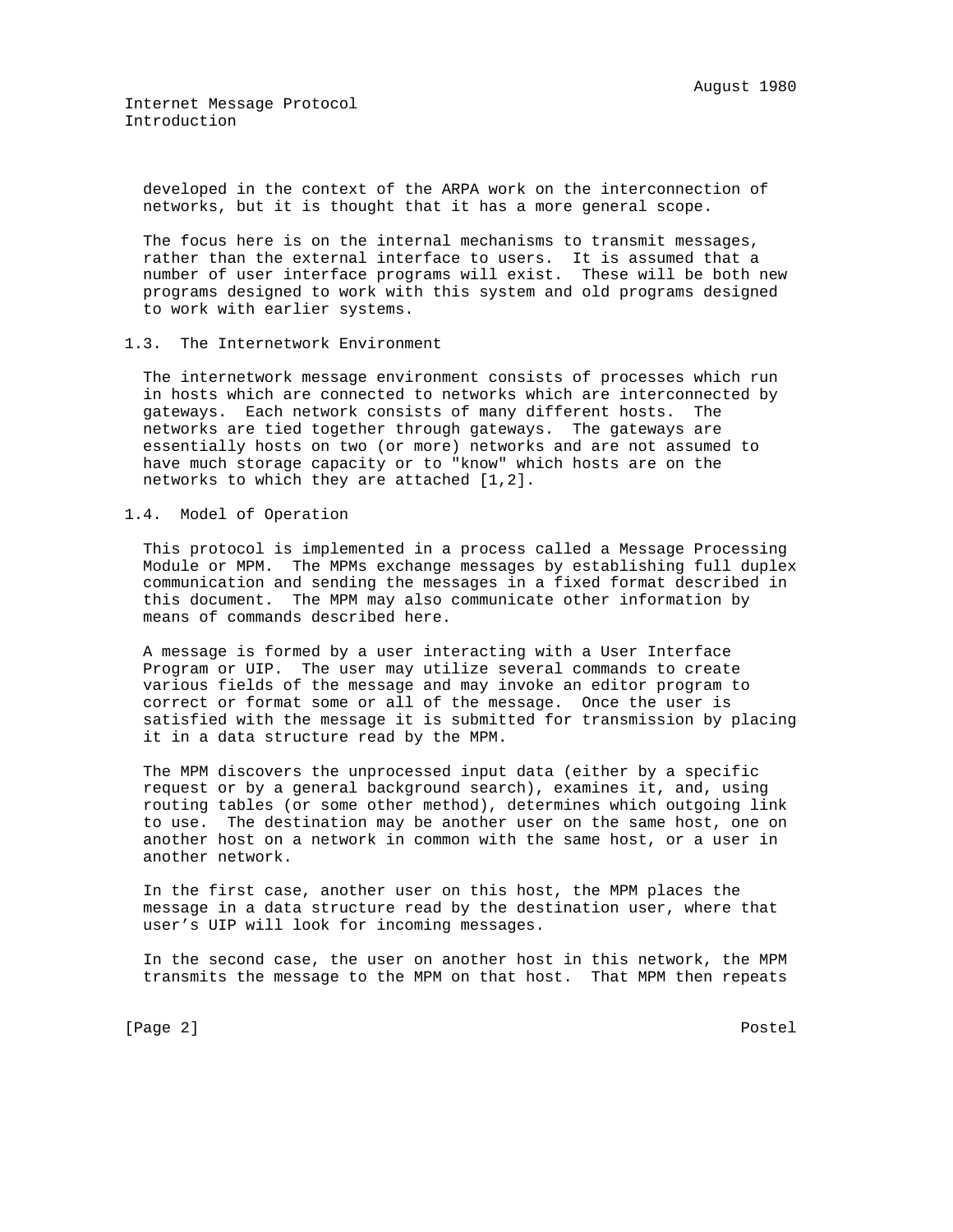developed in the context of the ARPA work on the interconnection of networks, but it is thought that it has a more general scope.

The focus here is on the internal mechanisms to transmit messages, rather than the external interface to users. It is assumed that a number of user interface programs will exist. These will be both new programs designed to work with this system and old programs designed to work with earlier systems.

## 1.3. The Internetwork Environment

The internetwork message environment consists of processes which run in hosts which are connected to networks which are interconnected by gateways. Each network consists of many different hosts. The networks are tied together through gateways. The gateways are essentially hosts on two (or more) networks and are not assumed to have much storage capacity or to "know" which hosts are on the networks to which they are attached [1,2].

## 1.4. Model of Operation

This protocol is implemented in a process called a Message Processing Module or MPM. The MPMs exchange messages by establishing full duplex communication and sending the messages in a fixed format described in this document. The MPM may also communicate other information by means of commands described here.

A message is formed by a user interacting with a User Interface Program or UIP. The user may utilize several commands to create various fields of the message and may invoke an editor program to correct or format some or all of the message. Once the user is satisfied with the message it is submitted for transmission by placing it in a data structure read by the MPM.

The MPM discovers the unprocessed input data (either by a specific request or by a general background search), examines it, and, using routing tables (or some other method), determines which outgoing link to use. The destination may be another user on the same host, one on another host on a network in common with the same host, or a user in another network.

In the first case, another user on this host, the MPM places the message in a data structure read by the destination user, where that user's UIP will look for incoming messages.

In the second case, the user on another host in this network, the MPM transmits the message to the MPM on that host. That MPM then repeats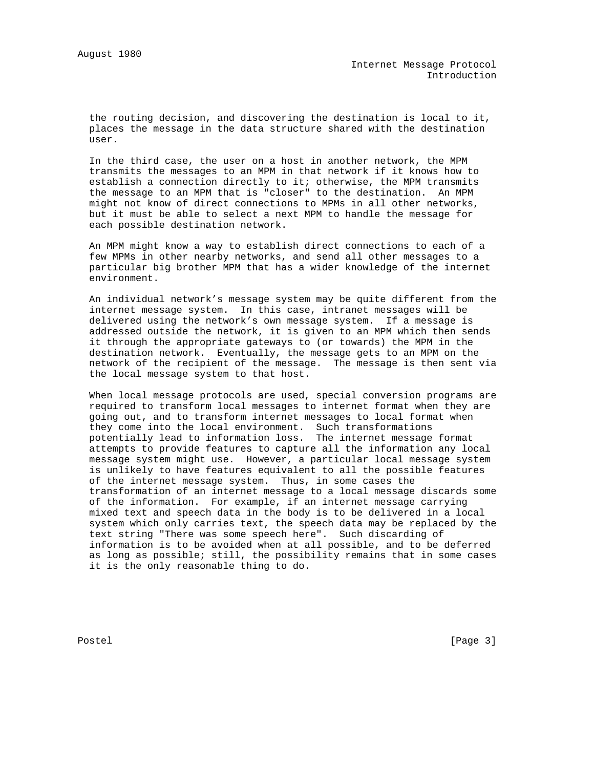the routing decision, and discovering the destination is local to it, places the message in the data structure shared with the destination user.

In the third case, the user on a host in another network, the MPM transmits the messages to an MPM in that network if it knows how to establish a connection directly to it; otherwise, the MPM transmits the message to an MPM that is "closer" to the destination. An MPM might not know of direct connections to MPMs in all other networks, but it must be able to select a next MPM to handle the message for each possible destination network.

An MPM might know a way to establish direct connections to each of a few MPMs in other nearby networks, and send all other messages to a particular big brother MPM that has a wider knowledge of the internet environment.

An individual network's message system may be quite different from the internet message system. In this case, intranet messages will be delivered using the network's own message system. If a message is addressed outside the network, it is given to an MPM which then sends it through the appropriate gateways to (or towards) the MPM in the destination network. Eventually, the message gets to an MPM on the network of the recipient of the message. The message is then sent via the local message system to that host.

When local message protocols are used, special conversion programs are required to transform local messages to internet format when they are going out, and to transform internet messages to local format when they come into the local environment. Such transformations potentially lead to information loss. The internet message format attempts to provide features to capture all the information any local message system might use. However, a particular local message system is unlikely to have features equivalent to all the possible features of the internet message system. Thus, in some cases the transformation of an internet message to a local message discards some of the information. For example, if an internet message carrying mixed text and speech data in the body is to be delivered in a local system which only carries text, the speech data may be replaced by the text string "There was some speech here". Such discarding of information is to be avoided when at all possible, and to be deferred as long as possible; still, the possibility remains that in some cases it is the only reasonable thing to do.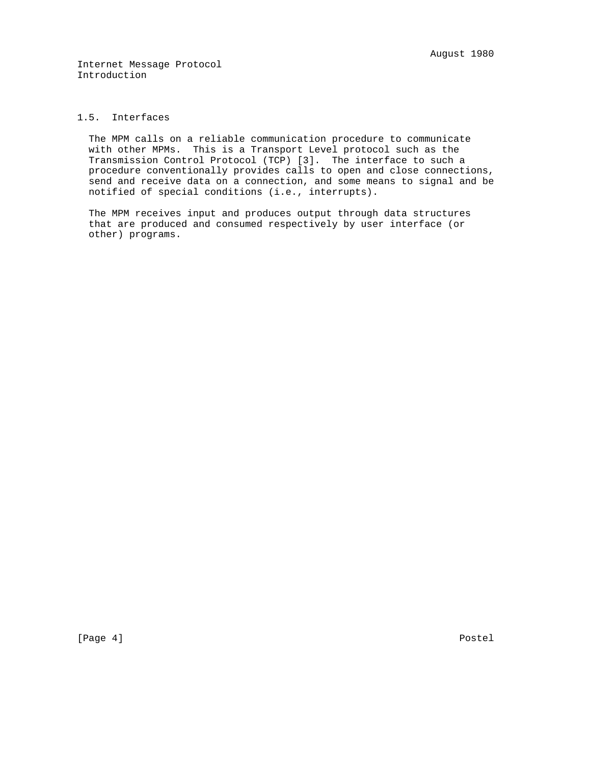## 1.5. Interfaces

The MPM calls on a reliable communication procedure to communicate with other MPMs. This is a Transport Level protocol such as the Transmission Control Protocol (TCP) [3]. The interface to such a procedure conventionally provides calls to open and close connections, send and receive data on a connection, and some means to signal and be notified of special conditions (i.e., interrupts).

The MPM receives input and produces output through data structures that are produced and consumed respectively by user interface (or other) programs.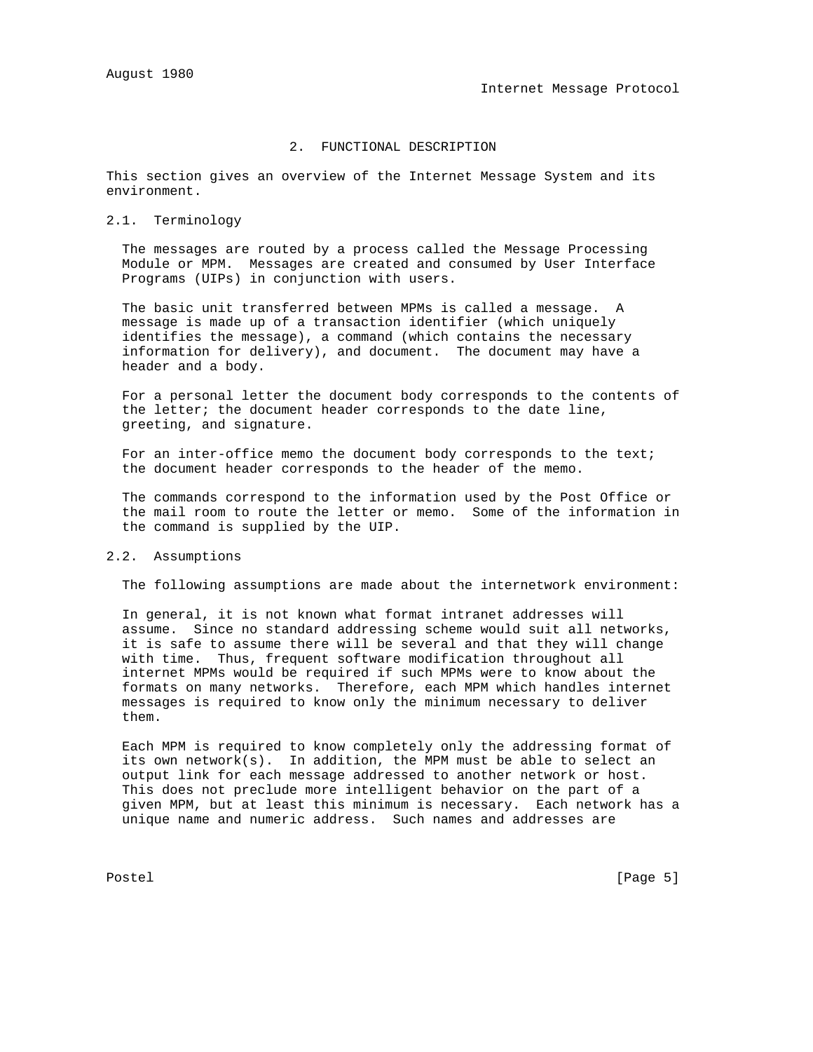## 2. FUNCTIONAL DESCRIPTION

This section gives an overview of the Internet Message System and its environment.

### 2.1. Terminology

The messages are routed by a process called the Message Processing Module or MPM. Messages are created and consumed by User Interface Programs (UIPs) in conjunction with users.

The basic unit transferred between MPMs is called a message. A message is made up of a transaction identifier (which uniquely identifies the message), a command (which contains the necessary information for delivery), and document. The document may have a header and a body.

For a personal letter the document body corresponds to the contents of the letter; the document header corresponds to the date line, greeting, and signature.

For an inter-office memo the document body corresponds to the text; the document header corresponds to the header of the memo.

The commands correspond to the information used by the Post Office or the mail room to route the letter or memo. Some of the information in the command is supplied by the UIP.

### 2.2. Assumptions

The following assumptions are made about the internetwork environment:

In general, it is not known what format intranet addresses will assume. Since no standard addressing scheme would suit all networks, it is safe to assume there will be several and that they will change with time. Thus, frequent software modification throughout all internet MPMs would be required if such MPMs were to know about the formats on many networks. Therefore, each MPM which handles internet messages is required to know only the minimum necessary to deliver them.

Each MPM is required to know completely only the addressing format of its own network(s). In addition, the MPM must be able to select an output link for each message addressed to another network or host. This does not preclude more intelligent behavior on the part of a given MPM, but at least this minimum is necessary. Each network has a unique name and numeric address. Such names and addresses are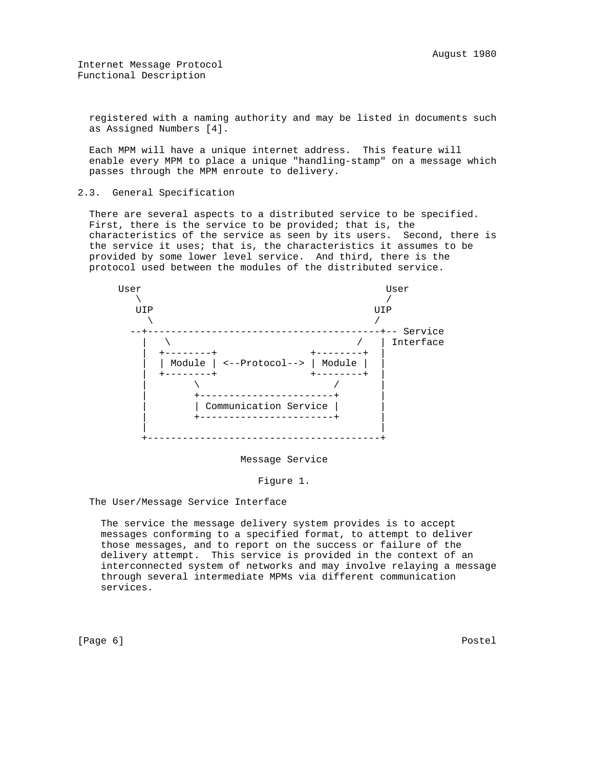registered with a naming authority and may be listed in documents such as Assigned Numbers [4].

Each MPM will have a unique internet address. This feature will enable every MPM to place a unique "handling-stamp" on a message which passes through the MPM enroute to delivery.

## 2.3. General Specification

There are several aspects to a distributed service to be specified. First, there is the service to be provided; that is, the characteristics of the service as seen by its users. Second, there is the service it uses; that is, the characteristics it assumes to be provided by some lower level service. And third, there is the protocol used between the modules of the distributed service.

```
      User                                      User
         \                                      /
         UIP                                  UIP
           \                                  /
       --+----------------------------------------+-- Service
         |   \                              /   | Interface
         |  +--------+              +--------+  |
         |  | Module | <--Protocol--> | Module |  |
         |  +--------+              +--------+  |
         |        \                      /       |
         |        +-----------------------+       |
         |        | Communication Service |       |
         |        +-----------------------+       |
         |                                        |
         +----------------------------------------+
```

Message Service

Figure 1.

The User/Message Service Interface

The service the message delivery system provides is to accept messages conforming to a specified format, to attempt to deliver those messages, and to report on the success or failure of the delivery attempt. This service is provided in the context of an interconnected system of networks and may involve relaying a message through several intermediate MPMs via different communication services.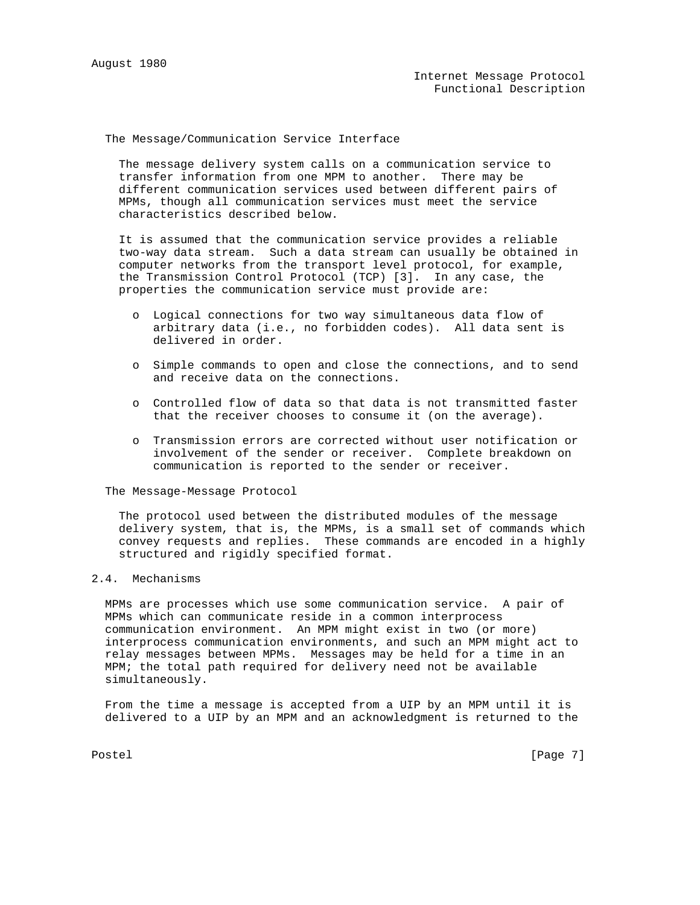### The Message/Communication Service Interface

The message delivery system calls on a communication service to transfer information from one MPM to another. There may be different communication services used between different pairs of MPMs, though all communication services must meet the service characteristics described below.

It is assumed that the communication service provides a reliable two-way data stream. Such a data stream can usually be obtained in computer networks from the transport level protocol, for example, the Transmission Control Protocol (TCP) [3]. In any case, the properties the communication service must provide are:

- Logical connections for two way simultaneous data flow of arbitrary data (i.e., no forbidden codes). All data sent is delivered in order.

- Simple commands to open and close the connections, and to send and receive data on the connections.

- Controlled flow of data so that data is not transmitted faster that the receiver chooses to consume it (on the average).

- Transmission errors are corrected without user notification or involvement of the sender or receiver. Complete breakdown on communication is reported to the sender or receiver.

### The Message-Message Protocol

The protocol used between the distributed modules of the message delivery system, that is, the MPMs, is a small set of commands which convey requests and replies. These commands are encoded in a highly structured and rigidly specified format.

## 2.4. Mechanisms

MPMs are processes which use some communication service. A pair of MPMs which can communicate reside in a common interprocess communication environment. An MPM might exist in two (or more) interprocess communication environments, and such an MPM might act to relay messages between MPMs. Messages may be held for a time in an MPM; the total path required for delivery need not be available simultaneously.

From the time a message is accepted from a UIP by an MPM until it is delivered to a UIP by an MPM and an acknowledgment is returned to the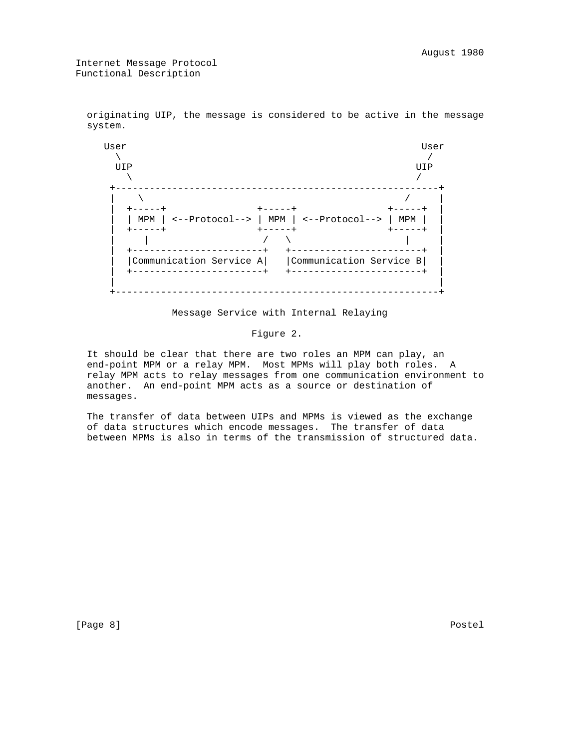originating UIP, the message is considered to be active in the message system.

```
    User                                                User
      \                                                  /
       UIP                                             UIP
         \                                             /
      +-----------------------------------------------------------+
      |    \                                             /        |
      |  +-----+                +-----+               +-----+     |
      |  | MPM | <--Protocol--> | MPM | <--Protocol--> | MPM |     |
      |  +-----+                +-----+               +-----+     |
      |     |                   /   \                    |        |
      |  +-----------------------+   +-----------------------+    |
      |  |Communication Service A|   |Communication Service B|    |
      |  +-----------------------+   +-----------------------+    |
      |                                                           |
      +-----------------------------------------------------------+
```

Message Service with Internal Relaying

Figure 2.

It should be clear that there are two roles an MPM can play, an end-point MPM or a relay MPM. Most MPMs will play both roles. A relay MPM acts to relay messages from one communication environment to another. An end-point MPM acts as a source or destination of messages.

The transfer of data between UIPs and MPMs is viewed as the exchange of data structures which encode messages. The transfer of data between MPMs is also in terms of the transmission of structured data.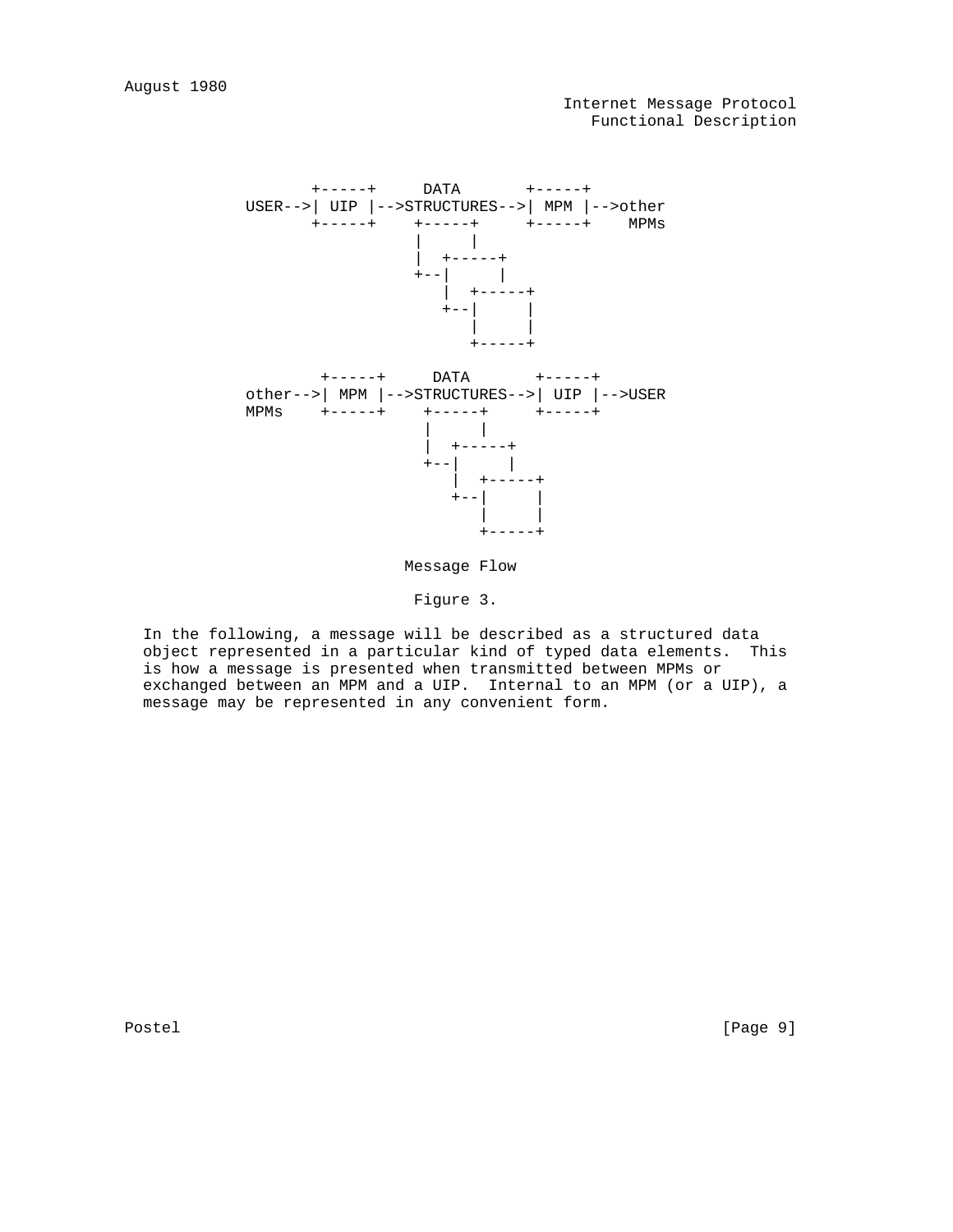```
       +-----+     DATA       +-----+
USER-->| UIP |-->STRUCTURES-->| MPM |-->other
       +-----+    +-----+     +-----+    MPMs
                  |     |
                  |  +-----+
                  +--|     |
                     |  +-----+
                     +--|     |
                        |     |
                        +-----+

        +-----+     DATA       +-----+
other-->| MPM |-->STRUCTURES-->| UIP |-->USER
MPMs    +-----+    +-----+     +-----+
                   |     |
                   |  +-----+
                   +--|     |
                      |  +-----+
                      +--|     |
                         |     |
                         +-----+
```

Message Flow

Figure 3.

In the following, a message will be described as a structured data object represented in a particular kind of typed data elements. This is how a message is presented when transmitted between MPMs or exchanged between an MPM and a UIP. Internal to an MPM (or a UIP), a message may be represented in any convenient form.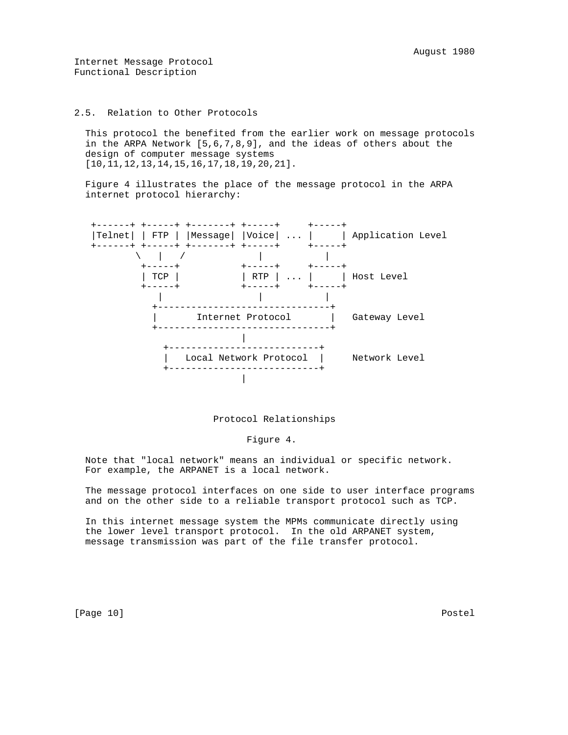## 2.5. Relation to Other Protocols

This protocol the benefited from the earlier work on message protocols in the ARPA Network [5,6,7,8,9], and the ideas of others about the design of computer message systems [10,11,12,13,14,15,16,17,18,19,20,21].

Figure 4 illustrates the place of the message protocol in the ARPA internet protocol hierarchy:

```
 +------+ +-----+ +-------+ +-----+     +-----+
 |Telnet| | FTP | |Message| |Voice| ... |     | Application Level
 +------+ +-----+ +-------+ +-----+     +-----+
        \   |   /            |           |
         +-----+           +-----+     +-----+
         | TCP |           | RTP | ... |     | Host Level
         +-----+           +-----+     +-----+
            |                |           |
           +-------------------------------+
           |       Internet Protocol       |   Gateway Level
           +-------------------------------+
                           |
             +---------------------------+
             |   Local Network Protocol  |     Network Level
             +---------------------------+
                           |
```

Protocol Relationships

Figure 4.

Note that "local network" means an individual or specific network. For example, the ARPANET is a local network.

The message protocol interfaces on one side to user interface programs and on the other side to a reliable transport protocol such as TCP.

In this internet message system the MPMs communicate directly using the lower level transport protocol. In the old ARPANET system, message transmission was part of the file transfer protocol.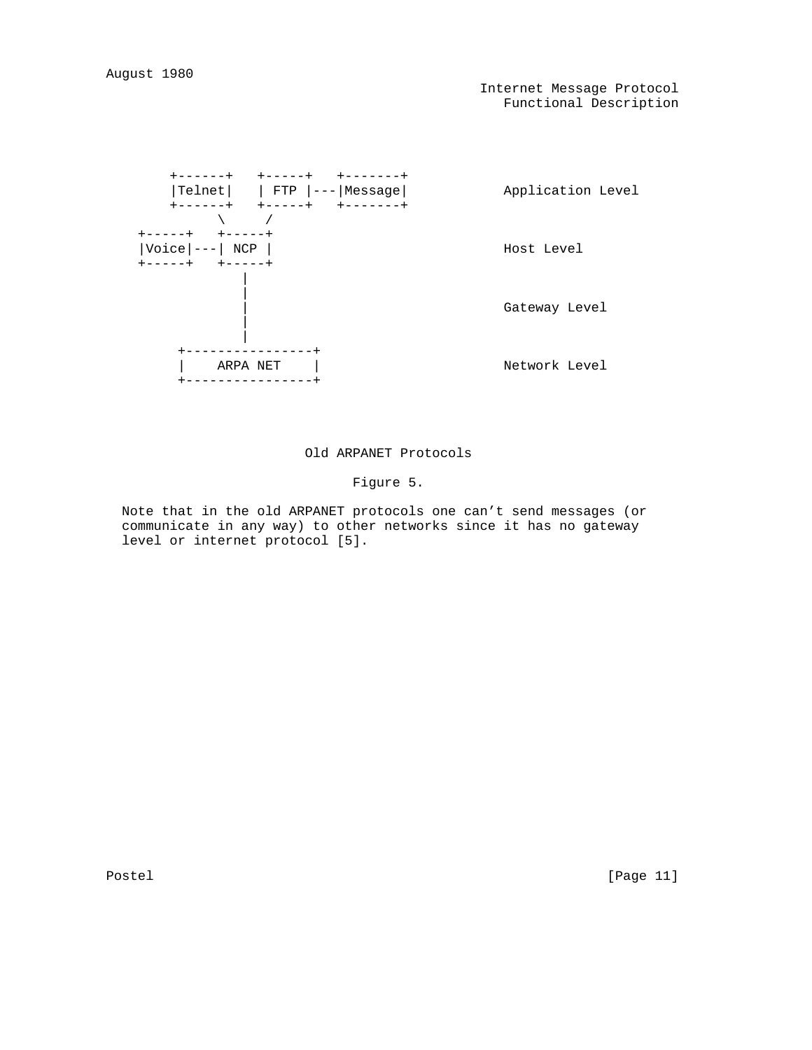```
      +------+   +-----+   +-------+
      |Telnet|   | FTP |---|Message|            Application Level
      +------+   +-----+   +-------+
            \     /
  +-----+   +-----+
  |Voice|---| NCP |                             Host Level
  +-----+   +-----+
               |
               |
               |                                Gateway Level
               |
               |
       +----------------+
       |    ARPA NET    |                       Network Level
       +----------------+
```

Old ARPANET Protocols

Figure 5.

Note that in the old ARPANET protocols one can't send messages (or communicate in any way) to other networks since it has no gateway level or internet protocol [5].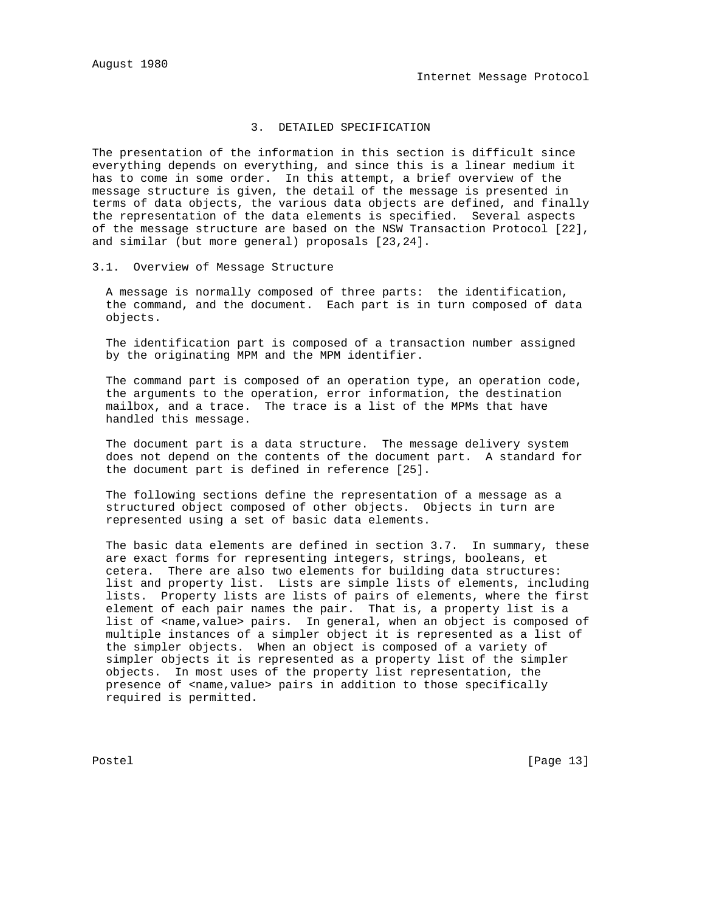## 3. DETAILED SPECIFICATION

The presentation of the information in this section is difficult since everything depends on everything, and since this is a linear medium it has to come in some order. In this attempt, a brief overview of the message structure is given, the detail of the message is presented in terms of data objects, the various data objects are defined, and finally the representation of the data elements is specified. Several aspects of the message structure are based on the NSW Transaction Protocol [22], and similar (but more general) proposals [23,24].

### 3.1. Overview of Message Structure

A message is normally composed of three parts: the identification, the command, and the document. Each part is in turn composed of data objects.

The identification part is composed of a transaction number assigned by the originating MPM and the MPM identifier.

The command part is composed of an operation type, an operation code, the arguments to the operation, error information, the destination mailbox, and a trace. The trace is a list of the MPMs that have handled this message.

The document part is a data structure. The message delivery system does not depend on the contents of the document part. A standard for the document part is defined in reference [25].

The following sections define the representation of a message as a structured object composed of other objects. Objects in turn are represented using a set of basic data elements.

The basic data elements are defined in section 3.7. In summary, these are exact forms for representing integers, strings, booleans, et cetera. There are also two elements for building data structures: list and property list. Lists are simple lists of elements, including lists. Property lists are lists of pairs of elements, where the first element of each pair names the pair. That is, a property list is a list of <name,value> pairs. In general, when an object is composed of multiple instances of a simpler object it is represented as a list of the simpler objects. When an object is composed of a variety of simpler objects it is represented as a property list of the simpler objects. In most uses of the property list representation, the presence of <name,value> pairs in addition to those specifically required is permitted.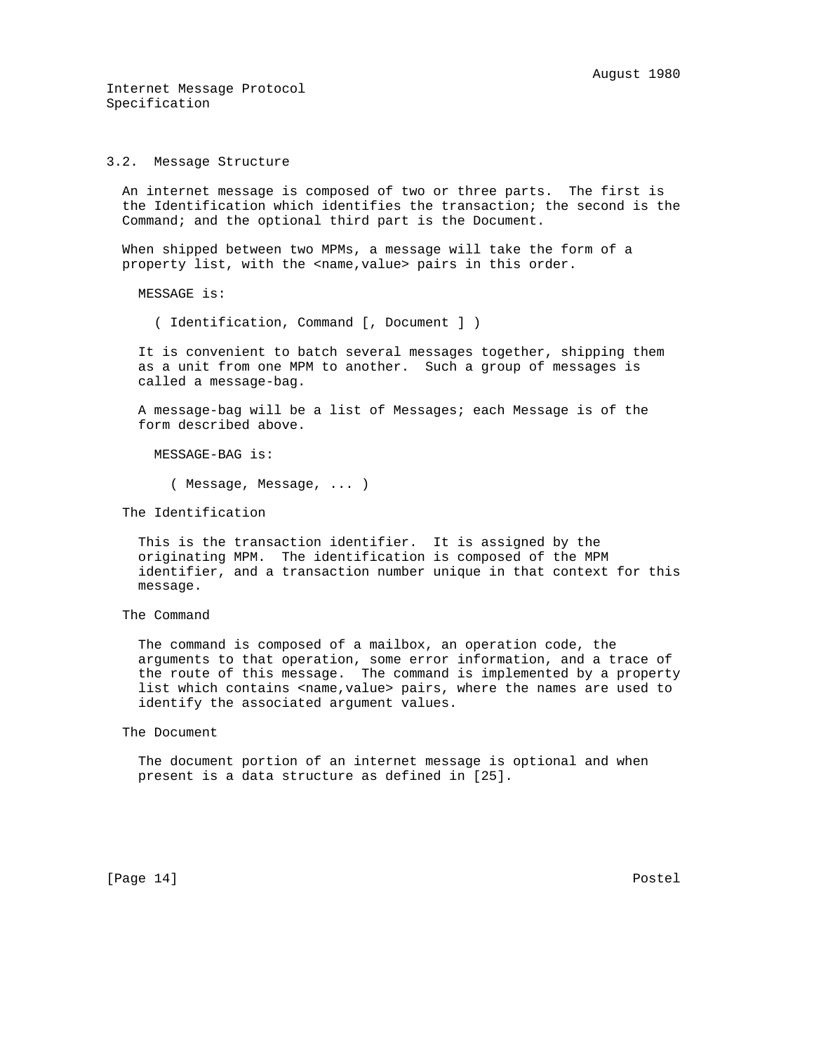### 3.2. Message Structure

An internet message is composed of two or three parts. The first is the Identification which identifies the transaction; the second is the Command; and the optional third part is the Document.

When shipped between two MPMs, a message will take the form of a property list, with the <name,value> pairs in this order.

MESSAGE is:

```
( Identification, Command [, Document ] )
```

It is convenient to batch several messages together, shipping them as a unit from one MPM to another. Such a group of messages is called a message-bag.

A message-bag will be a list of Messages; each Message is of the form described above.

MESSAGE-BAG is:

```
( Message, Message, ... )
```

#### The Identification

This is the transaction identifier. It is assigned by the originating MPM. The identification is composed of the MPM identifier, and a transaction number unique in that context for this message.

#### The Command

The command is composed of a mailbox, an operation code, the arguments to that operation, some error information, and a trace of the route of this message. The command is implemented by a property list which contains <name,value> pairs, where the names are used to identify the associated argument values.

#### The Document

The document portion of an internet message is optional and when present is a data structure as defined in [25].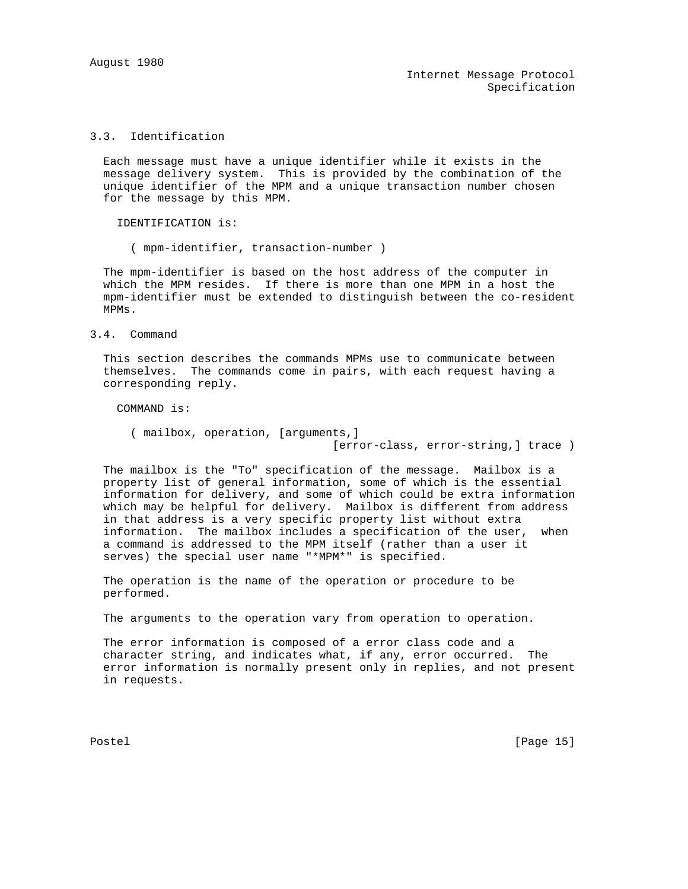### 3.3. Identification

Each message must have a unique identifier while it exists in the message delivery system. This is provided by the combination of the unique identifier of the MPM and a unique transaction number chosen for the message by this MPM.

IDENTIFICATION is:

```
( mpm-identifier, transaction-number )
```

The mpm-identifier is based on the host address of the computer in which the MPM resides. If there is more than one MPM in a host the mpm-identifier must be extended to distinguish between the co-resident MPMs.

### 3.4. Command

This section describes the commands MPMs use to communicate between themselves. The commands come in pairs, with each request having a corresponding reply.

COMMAND is:

```
( mailbox, operation, [arguments,]
                        [error-class, error-string,] trace )
```

The mailbox is the "To" specification of the message. Mailbox is a property list of general information, some of which is the essential information for delivery, and some of which could be extra information which may be helpful for delivery. Mailbox is different from address in that address is a very specific property list without extra information. The mailbox includes a specification of the user, when a command is addressed to the MPM itself (rather than a user it serves) the special user name "*MPM*" is specified.

The operation is the name of the operation or procedure to be performed.

The arguments to the operation vary from operation to operation.

The error information is composed of a error class code and a character string, and indicates what, if any, error occurred. The error information is normally present only in replies, and not present in requests.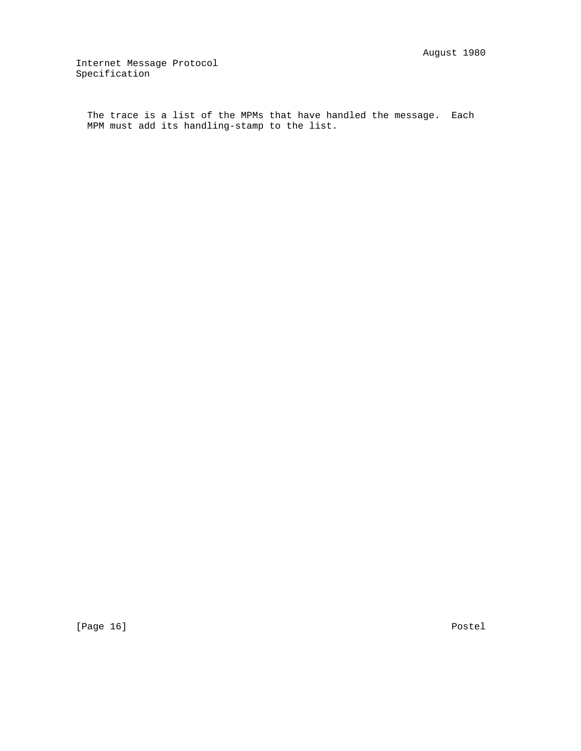The trace is a list of the MPMs that have handled the message. Each MPM must add its handling-stamp to the list.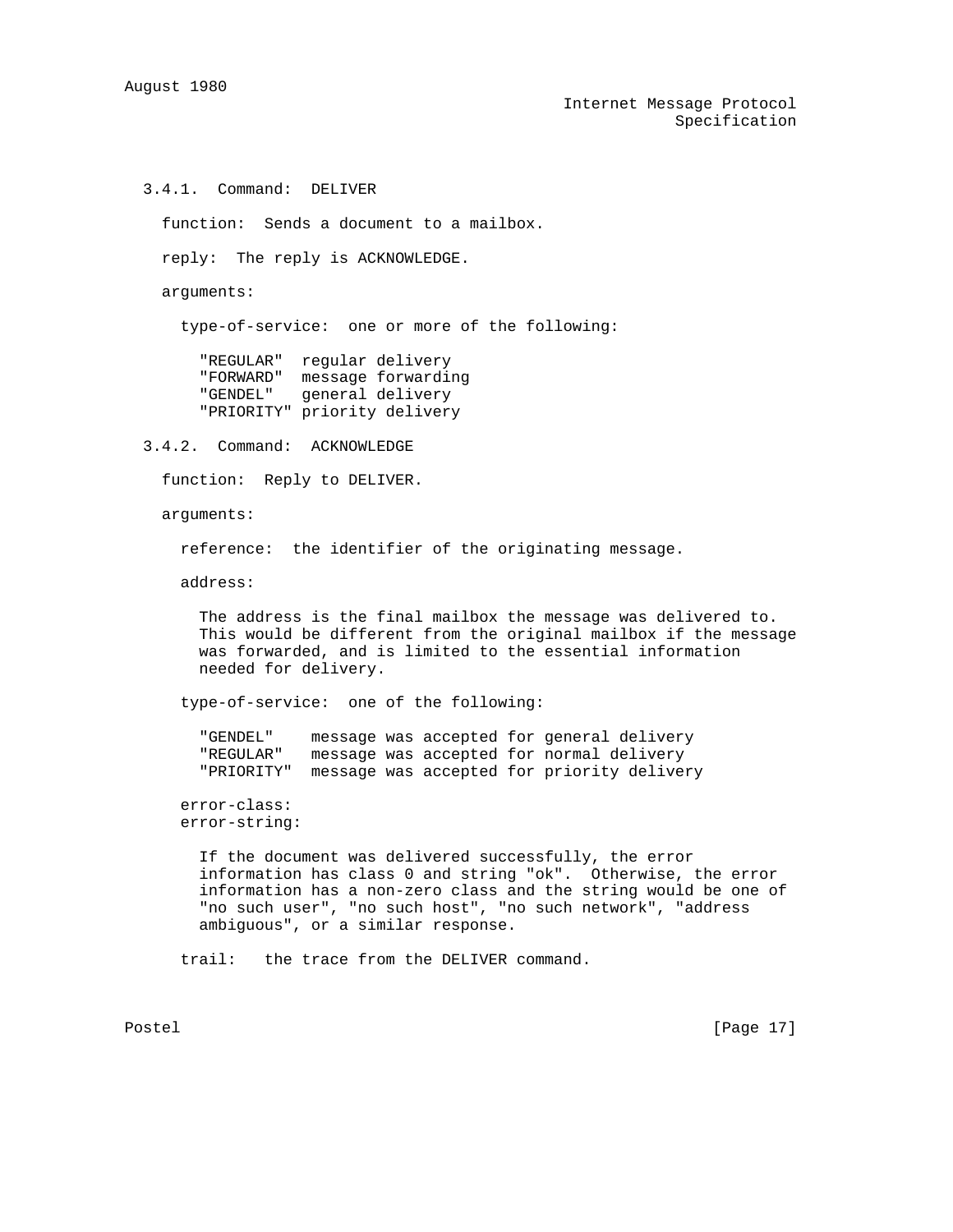### 3.4.1. Command: DELIVER

function: Sends a document to a mailbox.

reply: The reply is ACKNOWLEDGE.

arguments:

type-of-service: one or more of the following:

```
"REGULAR"  regular delivery
"FORWARD"  message forwarding
"GENDEL"   general delivery
"PRIORITY" priority delivery
```

### 3.4.2. Command: ACKNOWLEDGE

function: Reply to DELIVER.

arguments:

reference: the identifier of the originating message.

address:

The address is the final mailbox the message was delivered to. This would be different from the original mailbox if the message was forwarded, and is limited to the essential information needed for delivery.

type-of-service: one of the following:

```
"GENDEL"    message was accepted for general delivery
"REGULAR"   message was accepted for normal delivery
"PRIORITY"  message was accepted for priority delivery
```

error-class:
error-string:

If the document was delivered successfully, the error information has class 0 and string "ok". Otherwise, the error information has a non-zero class and the string would be one of "no such user", "no such host", "no such network", "address ambiguous", or a similar response.

trail: the trace from the DELIVER command.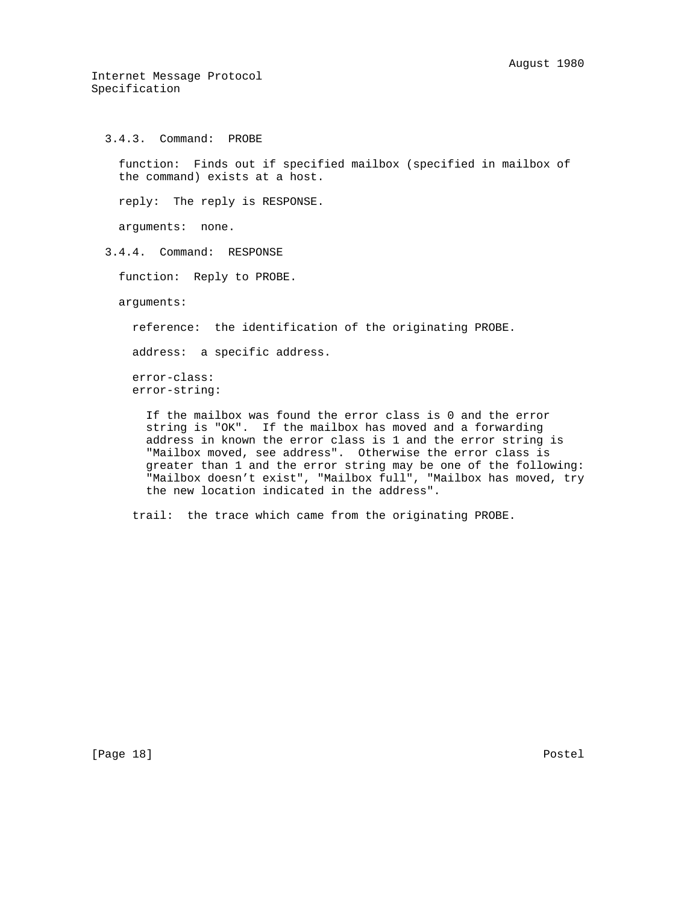### 3.4.3. Command: PROBE

function: Finds out if specified mailbox (specified in mailbox of the command) exists at a host.

reply: The reply is RESPONSE.

arguments: none.

### 3.4.4. Command: RESPONSE

function: Reply to PROBE.

arguments:

reference: the identification of the originating PROBE.

address: a specific address.

error-class:
error-string:

If the mailbox was found the error class is 0 and the error string is "OK". If the mailbox has moved and a forwarding address in known the error class is 1 and the error string is "Mailbox moved, see address". Otherwise the error class is greater than 1 and the error string may be one of the following: "Mailbox doesn't exist", "Mailbox full", "Mailbox has moved, try the new location indicated in the address".

trail: the trace which came from the originating PROBE.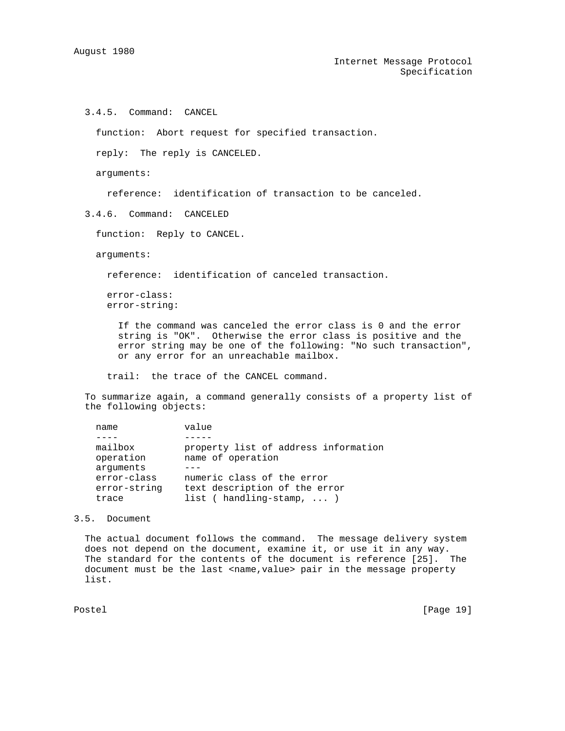### 3.4.5. Command: CANCEL

function: Abort request for specified transaction.

reply: The reply is CANCELED.

arguments:

reference: identification of transaction to be canceled.

### 3.4.6. Command: CANCELED

function: Reply to CANCEL.

arguments:

reference: identification of canceled transaction.

error-class:
error-string:

If the command was canceled the error class is 0 and the error string is "OK". Otherwise the error class is positive and the error string may be one of the following: "No such transaction", or any error for an unreachable mailbox.

trail: the trace of the CANCEL command.

To summarize again, a command generally consists of a property list of the following objects:

| name | value |
|---|---|
| mailbox | property list of address information |
| operation | name of operation |
| arguments | --- |
| error-class | numeric class of the error |
| error-string | text description of the error |
| trace | list ( handling-stamp, ... ) |

## 3.5. Document

The actual document follows the command. The message delivery system does not depend on the document, examine it, or use it in any way. The standard for the contents of the document is reference [25]. The document must be the last <name,value> pair in the message property list.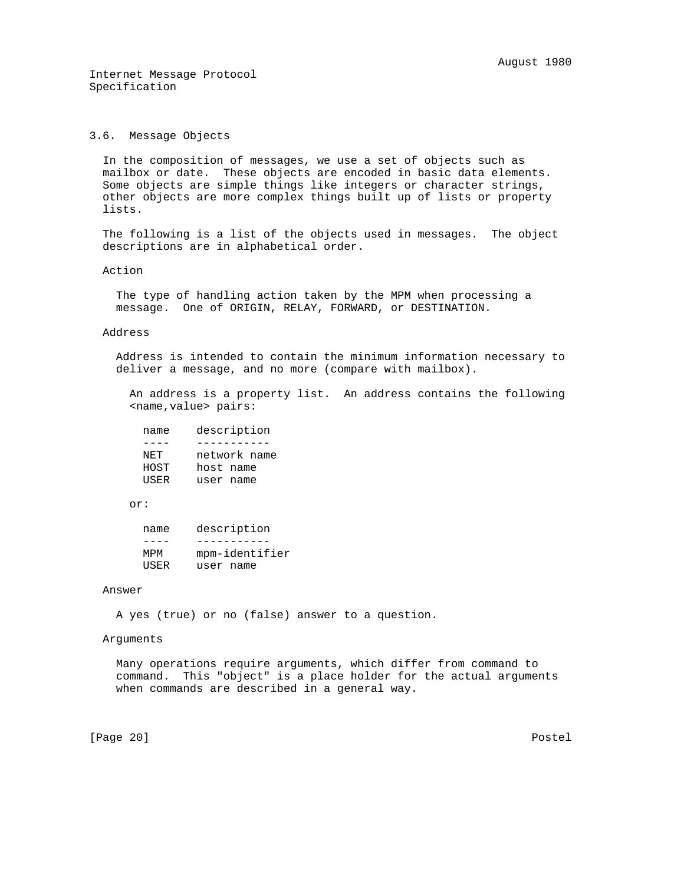### 3.6. Message Objects

In the composition of messages, we use a set of objects such as mailbox or date. These objects are encoded in basic data elements. Some objects are simple things like integers or character strings, other objects are more complex things built up of lists or property lists.

The following is a list of the objects used in messages. The object descriptions are in alphabetical order.

**Action**

The type of handling action taken by the MPM when processing a message. One of ORIGIN, RELAY, FORWARD, or DESTINATION.

**Address**

Address is intended to contain the minimum information necessary to deliver a message, and no more (compare with mailbox).

An address is a property list. An address contains the following <name,value> pairs:

| name | description |
| --- | --- |
| NET | network name |
| HOST | host name |
| USER | user name |

or:

| name | description |
| --- | --- |
| MPM | mpm-identifier |
| USER | user name |

**Answer**

A yes (true) or no (false) answer to a question.

**Arguments**

Many operations require arguments, which differ from command to command. This "object" is a place holder for the actual arguments when commands are described in a general way.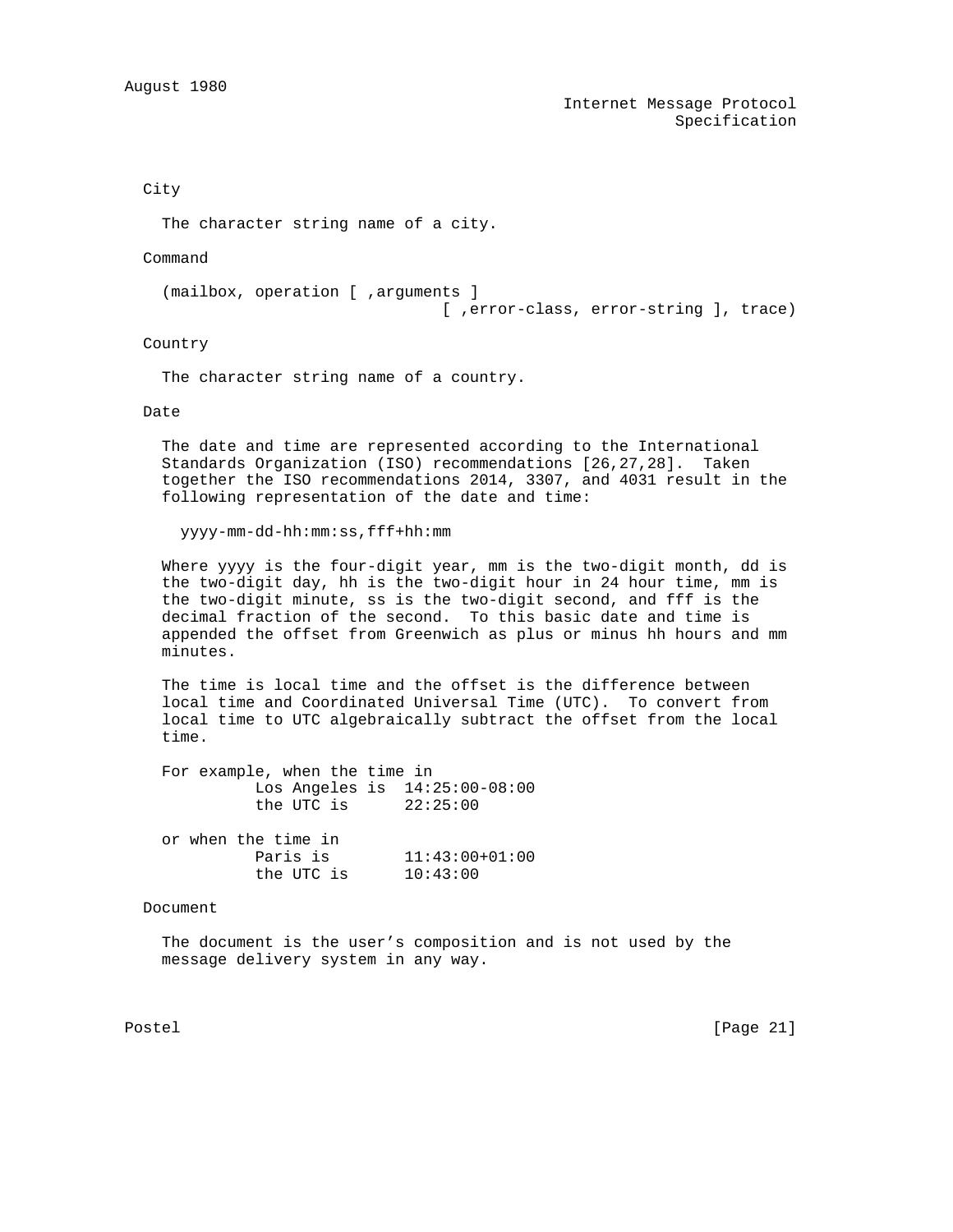City

The character string name of a city.

Command

```
(mailbox, operation [ ,arguments ]
                              [ ,error-class, error-string ], trace)
```

Country

The character string name of a country.

Date

The date and time are represented according to the International Standards Organization (ISO) recommendations [26,27,28]. Taken together the ISO recommendations 2014, 3307, and 4031 result in the following representation of the date and time:

```
yyyy-mm-dd-hh:mm:ss,fff+hh:mm
```

Where yyyy is the four-digit year, mm is the two-digit month, dd is the two-digit day, hh is the two-digit hour in 24 hour time, mm is the two-digit minute, ss is the two-digit second, and fff is the decimal fraction of the second. To this basic date and time is appended the offset from Greenwich as plus or minus hh hours and mm minutes.

The time is local time and the offset is the difference between local time and Coordinated Universal Time (UTC). To convert from local time to UTC algebraically subtract the offset from the local time.

```
For example, when the time in
          Los Angeles is  14:25:00-08:00
          the UTC is      22:25:00

or when the time in
          Paris is        11:43:00+01:00
          the UTC is      10:43:00
```

Document

The document is the user’s composition and is not used by the message delivery system in any way.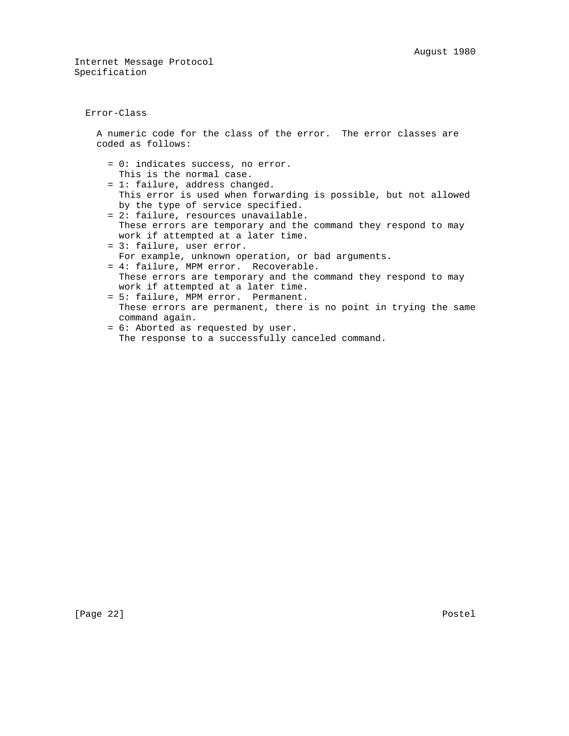Error-Class

A numeric code for the class of the error. The error classes are coded as follows:

- = 0: indicates success, no error.
  This is the normal case.
- = 1: failure, address changed.
  This error is used when forwarding is possible, but not allowed by the type of service specified.
- = 2: failure, resources unavailable.
  These errors are temporary and the command they respond to may work if attempted at a later time.
- = 3: failure, user error.
  For example, unknown operation, or bad arguments.
- = 4: failure, MPM error. Recoverable.
  These errors are temporary and the command they respond to may work if attempted at a later time.
- = 5: failure, MPM error. Permanent.
  These errors are permanent, there is no point in trying the same command again.
- = 6: Aborted as requested by user.
  The response to a successfully canceled command.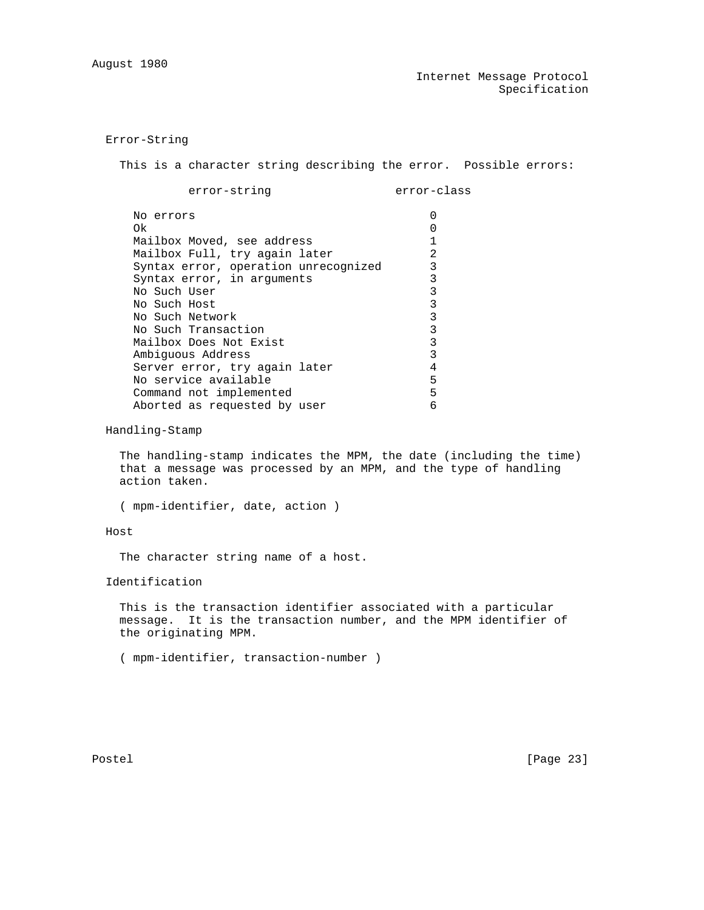### Error-String

This is a character string describing the error. Possible errors:

| error-string | error-class |
|---|---|
| No errors | 0 |
| Ok | 0 |
| Mailbox Moved, see address | 1 |
| Mailbox Full, try again later | 2 |
| Syntax error, operation unrecognized | 3 |
| Syntax error, in arguments | 3 |
| No Such User | 3 |
| No Such Host | 3 |
| No Such Network | 3 |
| No Such Transaction | 3 |
| Mailbox Does Not Exist | 3 |
| Ambiguous Address | 3 |
| Server error, try again later | 4 |
| No service available | 5 |
| Command not implemented | 5 |
| Aborted as requested by user | 6 |

### Handling-Stamp

The handling-stamp indicates the MPM, the date (including the time) that a message was processed by an MPM, and the type of handling action taken.

```
( mpm-identifier, date, action )
```

### Host

The character string name of a host.

### Identification

This is the transaction identifier associated with a particular message. It is the transaction number, and the MPM identifier of the originating MPM.

```
( mpm-identifier, transaction-number )
```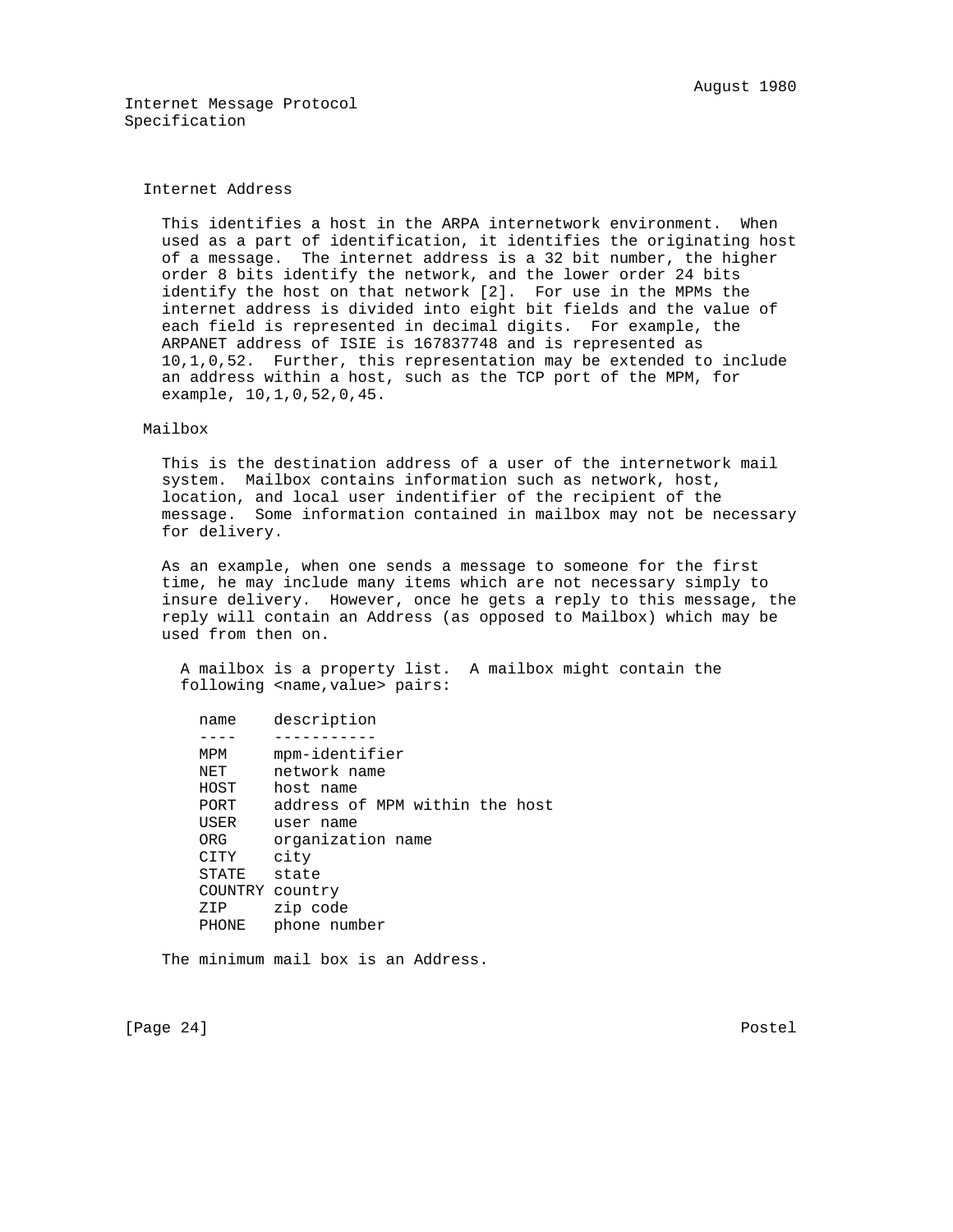### Internet Address

This identifies a host in the ARPA internetwork environment. When used as a part of identification, it identifies the originating host of a message. The internet address is a 32 bit number, the higher order 8 bits identify the network, and the lower order 24 bits identify the host on that network [2]. For use in the MPMs the internet address is divided into eight bit fields and the value of each field is represented in decimal digits. For example, the ARPANET address of ISIE is 167837748 and is represented as 10,1,0,52. Further, this representation may be extended to include an address within a host, such as the TCP port of the MPM, for example, 10,1,0,52,0,45.

### Mailbox

This is the destination address of a user of the internetwork mail system. Mailbox contains information such as network, host, location, and local user indentifier of the recipient of the message. Some information contained in mailbox may not be necessary for delivery.

As an example, when one sends a message to someone for the first time, he may include many items which are not necessary simply to insure delivery. However, once he gets a reply to this message, the reply will contain an Address (as opposed to Mailbox) which may be used from then on.

A mailbox is a property list. A mailbox might contain the following <name,value> pairs:

| name | description |
| --- | --- |
| MPM | mpm-identifier |
| NET | network name |
| HOST | host name |
| PORT | address of MPM within the host |
| USER | user name |
| ORG | organization name |
| CITY | city |
| STATE | state |
| COUNTRY | country |
| ZIP | zip code |
| PHONE | phone number |

The minimum mail box is an Address.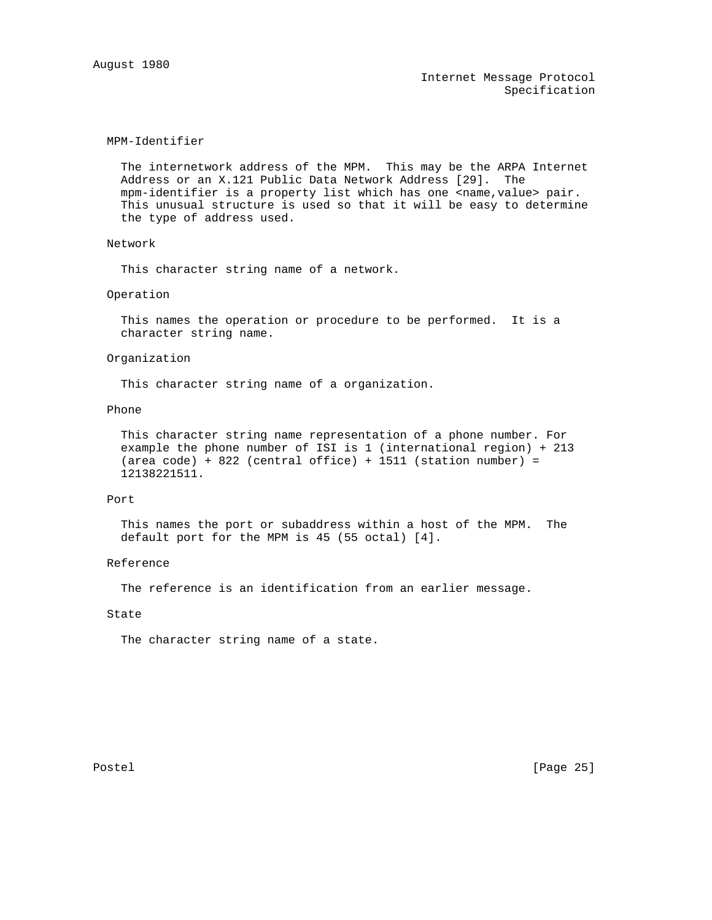MPM-Identifier

The internetwork address of the MPM. This may be the ARPA Internet Address or an X.121 Public Data Network Address [29]. The mpm-identifier is a property list which has one <name,value> pair. This unusual structure is used so that it will be easy to determine the type of address used.

Network

This character string name of a network.

Operation

This names the operation or procedure to be performed. It is a character string name.

Organization

This character string name of a organization.

Phone

This character string name representation of a phone number. For example the phone number of ISI is 1 (international region) + 213 (area code) + 822 (central office) + 1511 (station number) = 12138221511.

Port

This names the port or subaddress within a host of the MPM. The default port for the MPM is 45 (55 octal) [4].

Reference

The reference is an identification from an earlier message.

State

The character string name of a state.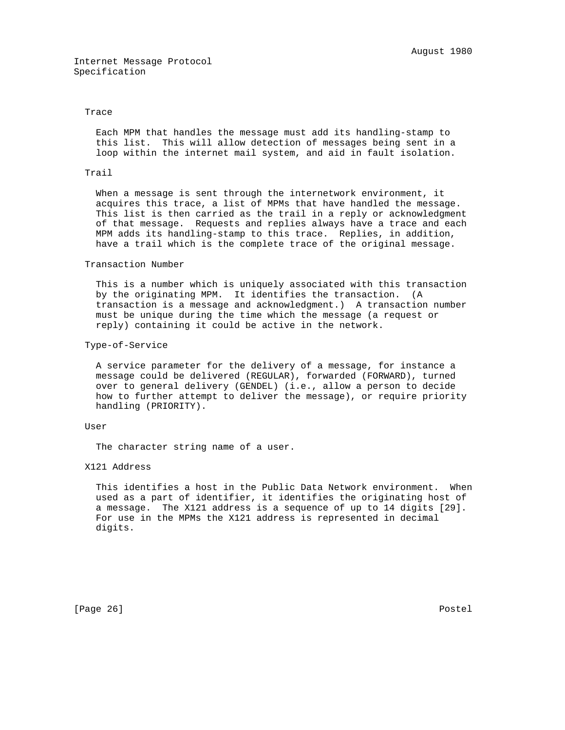Trace

Each MPM that handles the message must add its handling-stamp to this list. This will allow detection of messages being sent in a loop within the internet mail system, and aid in fault isolation.

Trail

When a message is sent through the internetwork environment, it acquires this trace, a list of MPMs that have handled the message. This list is then carried as the trail in a reply or acknowledgment of that message. Requests and replies always have a trace and each MPM adds its handling-stamp to this trace. Replies, in addition, have a trail which is the complete trace of the original message.

Transaction Number

This is a number which is uniquely associated with this transaction by the originating MPM. It identifies the transaction. (A transaction is a message and acknowledgment.) A transaction number must be unique during the time which the message (a request or reply) containing it could be active in the network.

Type-of-Service

A service parameter for the delivery of a message, for instance a message could be delivered (REGULAR), forwarded (FORWARD), turned over to general delivery (GENDEL) (i.e., allow a person to decide how to further attempt to deliver the message), or require priority handling (PRIORITY).

User

The character string name of a user.

X121 Address

This identifies a host in the Public Data Network environment. When used as a part of identifier, it identifies the originating host of a message. The X121 address is a sequence of up to 14 digits [29]. For use in the MPMs the X121 address is represented in decimal digits.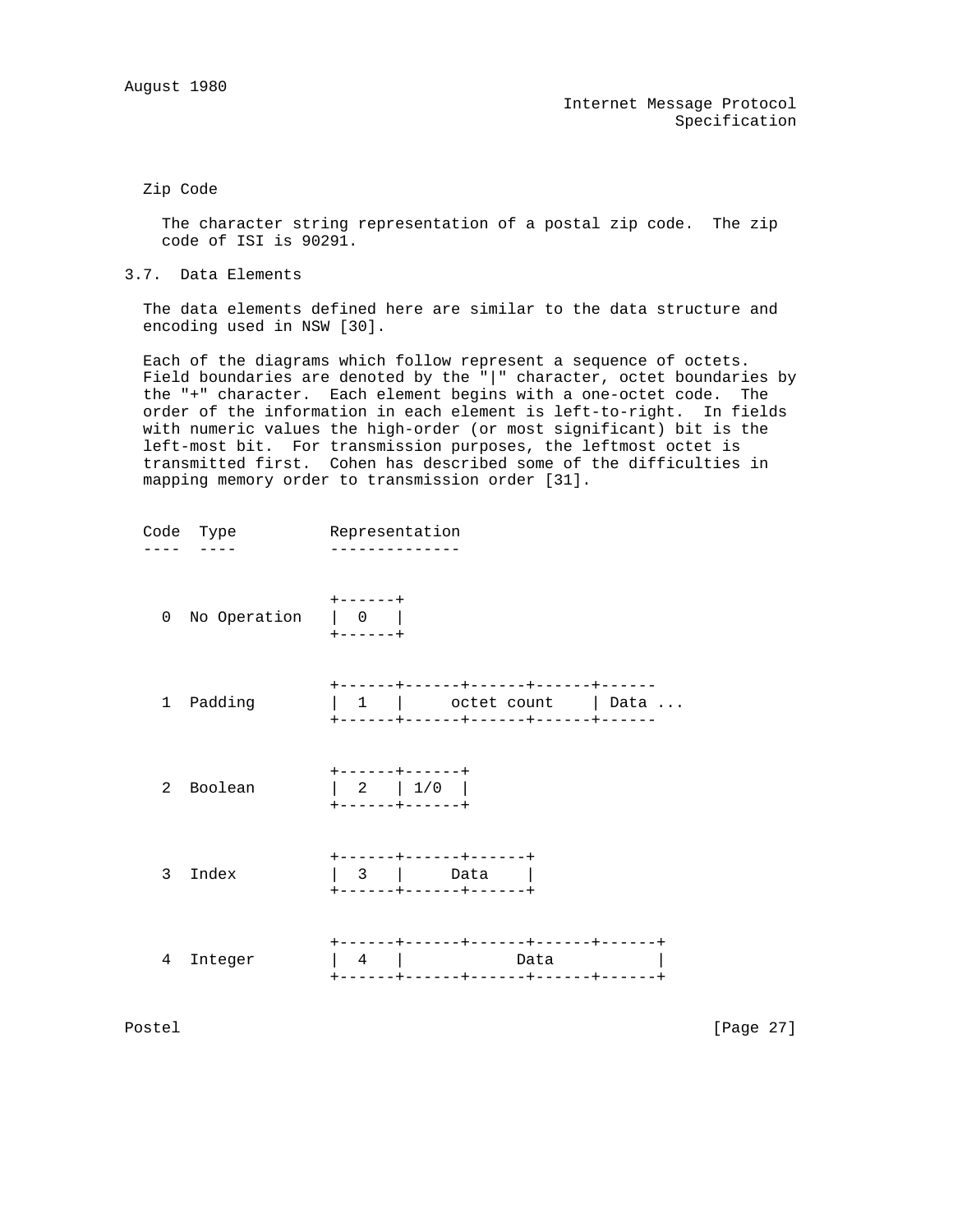Zip Code

The character string representation of a postal zip code. The zip code of ISI is 90291.

### 3.7. Data Elements

The data elements defined here are similar to the data structure and encoding used in NSW [30].

Each of the diagrams which follow represent a sequence of octets. Field boundaries are denoted by the "|" character, octet boundaries by the "+" character. Each element begins with a one-octet code. The order of the information in each element is left-to-right. In fields with numeric values the high-order (or most significant) bit is the left-most bit. For transmission purposes, the leftmost octet is transmitted first. Cohen has described some of the difficulties in mapping memory order to transmission order [31].

```
Code  Type          Representation
----  ----          --------------


  0  No Operation   +------+
                    |  0   |
                    +------+


  1  Padding        +------+------+------+------+------
                    |  1   |     octet count    | Data ...
                    +------+------+------+------+------


  2  Boolean        +------+------+
                    |  2   | 1/0  |
                    +------+------+


  3  Index          +------+------+------+
                    |  3   |     Data    |
                    +------+------+------+


  4  Integer        +------+------+------+------+------+
                    |  4   |           Data            |
                    +------+------+------+------+------+
```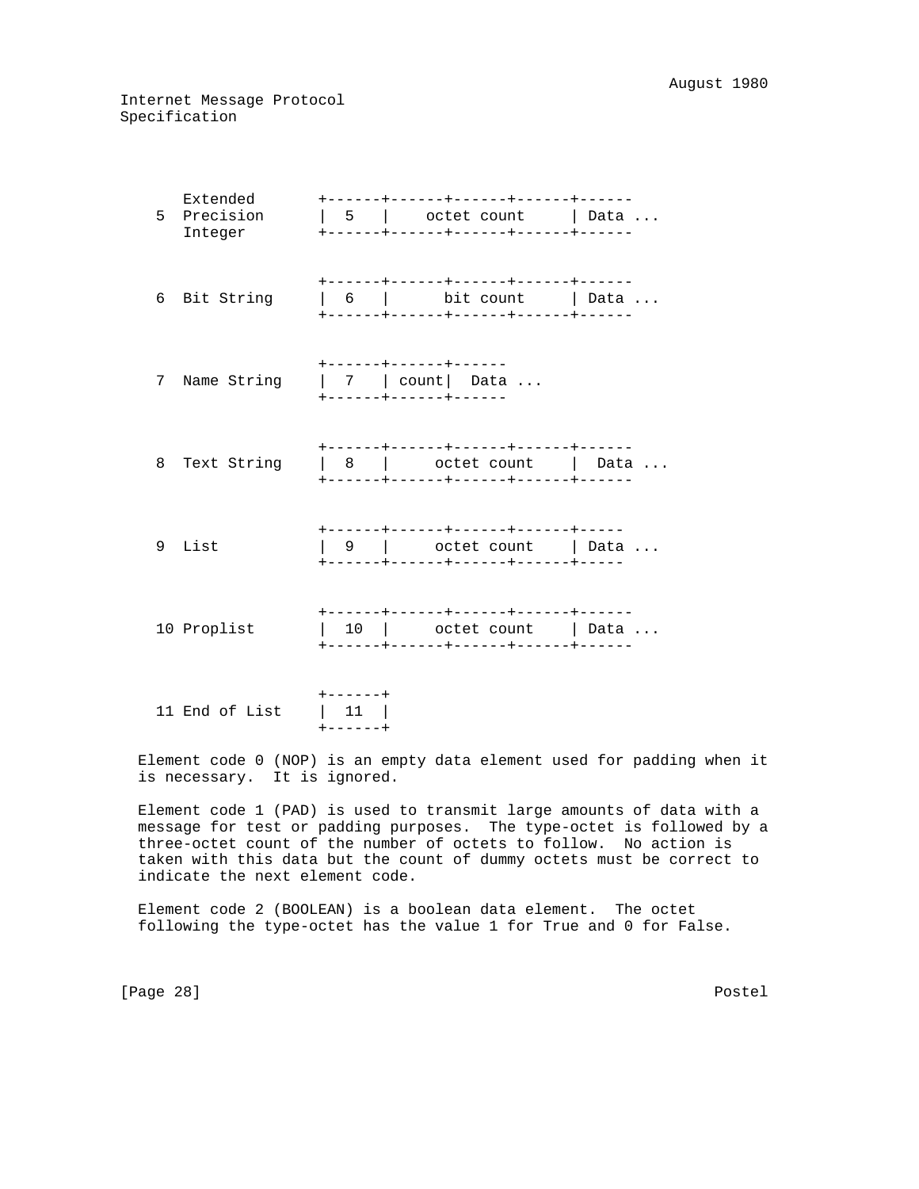```
      Extended       +------+------+------+------+------
   5  Precision      |  5   |    octet count     | Data ...
      Integer        +------+------+------+------+------


                     +------+------+------+------+------
   6  Bit String     |  6   |      bit count     | Data ...
                     +------+------+------+------+------


                     +------+------+------
   7  Name String    |  7   | count|  Data ...
                     +------+------+------


                     +------+------+------+------+------
   8  Text String    |  8   |     octet count    |  Data ...
                     +------+------+------+------+------


                     +------+------+------+------+-----
   9  List           |  9   |     octet count    | Data ...
                     +------+------+------+------+-----


                     +------+------+------+------+------
   10 Proplist       |  10  |     octet count    | Data ...
                     +------+------+------+------+------


                     +------+
   11 End of List    |  11  |
                     +------+
```

Element code 0 (NOP) is an empty data element used for padding when it is necessary. It is ignored.

Element code 1 (PAD) is used to transmit large amounts of data with a message for test or padding purposes. The type-octet is followed by a three-octet count of the number of octets to follow. No action is taken with this data but the count of dummy octets must be correct to indicate the next element code.

Element code 2 (BOOLEAN) is a boolean data element. The octet following the type-octet has the value 1 for True and 0 for False.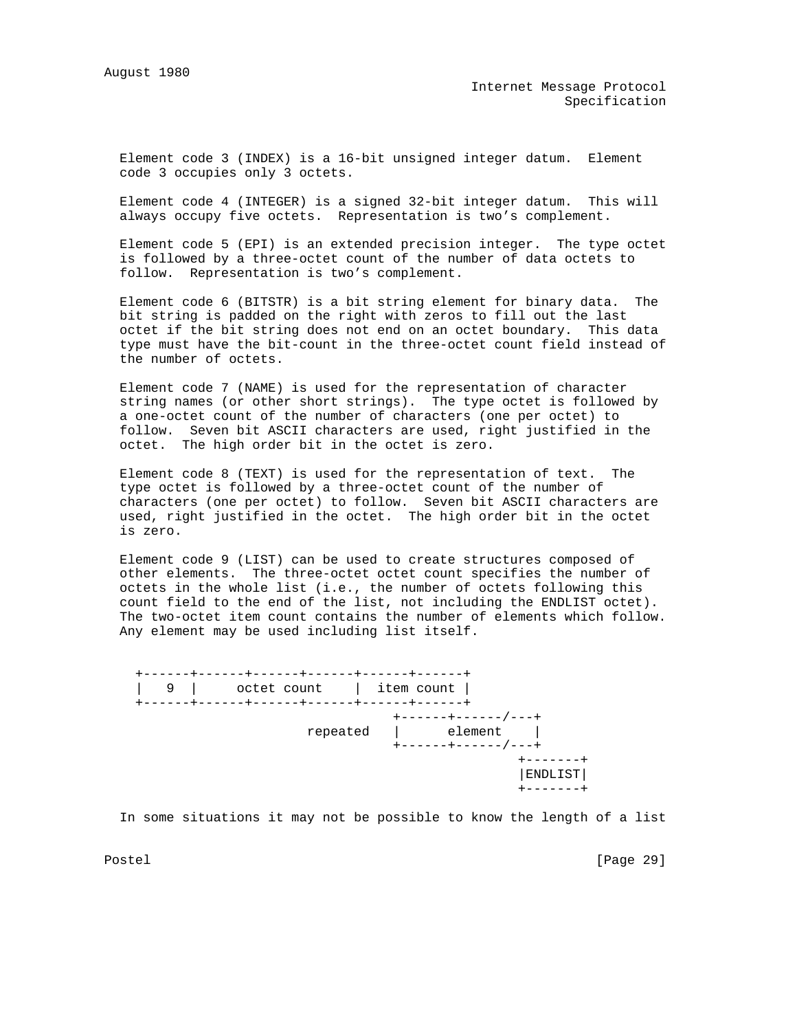Element code 3 (INDEX) is a 16-bit unsigned integer datum. Element code 3 occupies only 3 octets.

Element code 4 (INTEGER) is a signed 32-bit integer datum. This will always occupy five octets. Representation is two’s complement.

Element code 5 (EPI) is an extended precision integer. The type octet is followed by a three-octet count of the number of data octets to follow. Representation is two’s complement.

Element code 6 (BITSTR) is a bit string element for binary data. The bit string is padded on the right with zeros to fill out the last octet if the bit string does not end on an octet boundary. This data type must have the bit-count in the three-octet count field instead of the number of octets.

Element code 7 (NAME) is used for the representation of character string names (or other short strings). The type octet is followed by a one-octet count of the number of characters (one per octet) to follow. Seven bit ASCII characters are used, right justified in the octet. The high order bit in the octet is zero.

Element code 8 (TEXT) is used for the representation of text. The type octet is followed by a three-octet count of the number of characters (one per octet) to follow. Seven bit ASCII characters are used, right justified in the octet. The high order bit in the octet is zero.

Element code 9 (LIST) can be used to create structures composed of other elements. The three-octet octet count specifies the number of octets in the whole list (i.e., the number of octets following this count field to the end of the list, not including the ENDLIST octet). The two-octet item count contains the number of elements which follow. Any element may be used including list itself.

```
+------+------+------+------+------+------+
|  9   |     octet count    |  item count |
+------+------+------+------+------+------+
                                  +------+------/---+
                      repeated    |      element    |
                                  +------+------/---+
                                                 +-------+
                                                 |ENDLIST|
                                                 +-------+
```

In some situations it may not be possible to know the length of a list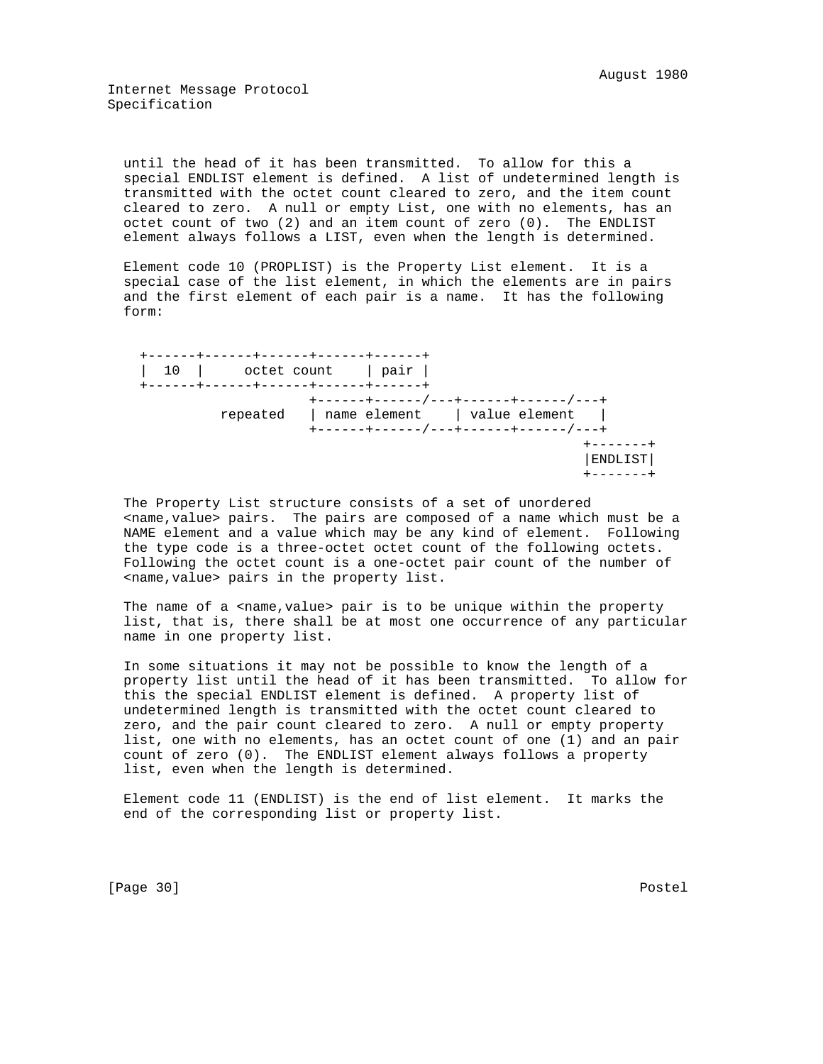until the head of it has been transmitted. To allow for this a special ENDLIST element is defined. A list of undetermined length is transmitted with the octet count cleared to zero, and the item count cleared to zero. A null or empty List, one with no elements, has an octet count of two (2) and an item count of zero (0). The ENDLIST element always follows a LIST, even when the length is determined.

Element code 10 (PROPLIST) is the Property List element. It is a special case of the list element, in which the elements are in pairs and the first element of each pair is a name. It has the following form:

```
+------+------+------+------+------+
|  10  |     octet count    | pair |
+------+------+------+------+------+
                    +------+------/---+------+------/---+
          repeated  | name element    | value element   |
                    +------+------/---+------+------/---+
                                                     +-------+
                                                     |ENDLIST|
                                                     +-------+
```

The Property List structure consists of a set of unordered <name,value> pairs. The pairs are composed of a name which must be a NAME element and a value which may be any kind of element. Following the type code is a three-octet octet count of the following octets. Following the octet count is a one-octet pair count of the number of <name,value> pairs in the property list.

The name of a <name,value> pair is to be unique within the property list, that is, there shall be at most one occurrence of any particular name in one property list.

In some situations it may not be possible to know the length of a property list until the head of it has been transmitted. To allow for this the special ENDLIST element is defined. A property list of undetermined length is transmitted with the octet count cleared to zero, and the pair count cleared to zero. A null or empty property list, one with no elements, has an octet count of one (1) and an pair count of zero (0). The ENDLIST element always follows a property list, even when the length is determined.

Element code 11 (ENDLIST) is the end of list element. It marks the end of the corresponding list or property list.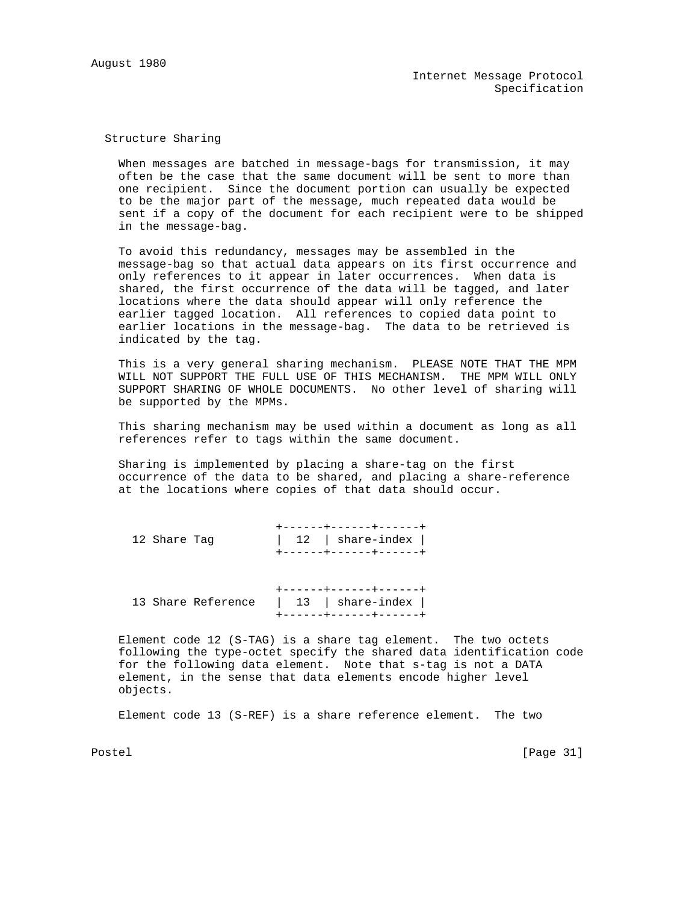## Structure Sharing

When messages are batched in message-bags for transmission, it may often be the case that the same document will be sent to more than one recipient. Since the document portion can usually be expected to be the major part of the message, much repeated data would be sent if a copy of the document for each recipient were to be shipped in the message-bag.

To avoid this redundancy, messages may be assembled in the message-bag so that actual data appears on its first occurrence and only references to it appear in later occurrences. When data is shared, the first occurrence of the data will be tagged, and later locations where the data should appear will only reference the earlier tagged location. All references to copied data point to earlier locations in the message-bag. The data to be retrieved is indicated by the tag.

This is a very general sharing mechanism. PLEASE NOTE THAT THE MPM WILL NOT SUPPORT THE FULL USE OF THIS MECHANISM. THE MPM WILL ONLY SUPPORT SHARING OF WHOLE DOCUMENTS. No other level of sharing will be supported by the MPMs.

This sharing mechanism may be used within a document as long as all references refer to tags within the same document.

Sharing is implemented by placing a share-tag on the first occurrence of the data to be shared, and placing a share-reference at the locations where copies of that data should occur.

```
                      +------+------+------+
  12 Share Tag        |  12  | share-index |
                      +------+------+------+


                      +------+------+------+
  13 Share Reference  |  13  | share-index |
                      +------+------+------+
```

Element code 12 (S-TAG) is a share tag element. The two octets following the type-octet specify the shared data identification code for the following data element. Note that s-tag is not a DATA element, in the sense that data elements encode higher level objects.

Element code 13 (S-REF) is a share reference element. The two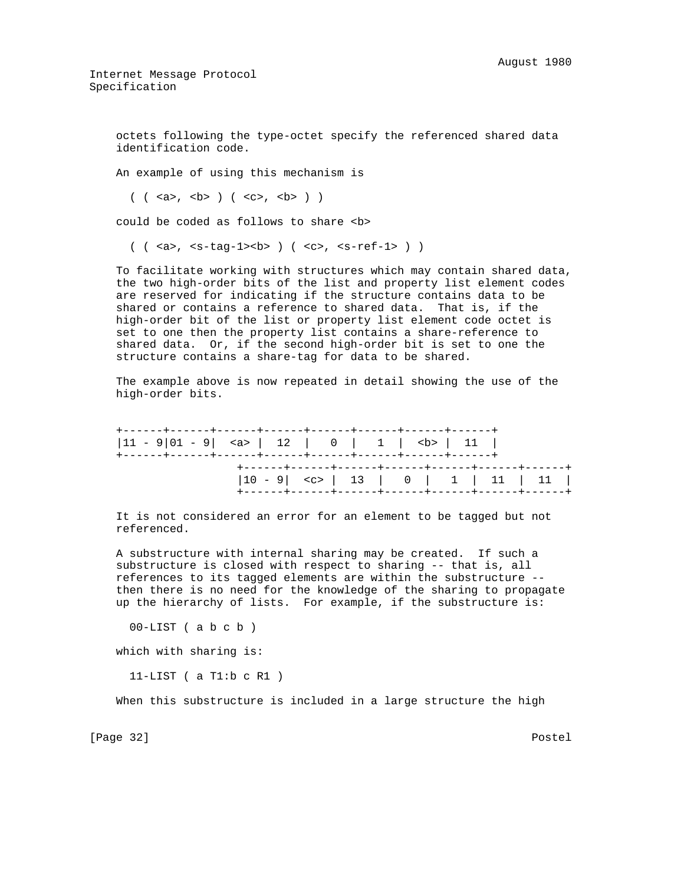octets following the type-octet specify the referenced shared data identification code.

An example of using this mechanism is

```
( ( <a>, <b> ) ( <c>, <b> ) )
```

could be coded as follows to share <b>

```
( ( <a>, <s-tag-1><b> ) ( <c>, <s-ref-1> ) )
```

To facilitate working with structures which may contain shared data, the two high-order bits of the list and property list element codes are reserved for indicating if the structure contains data to be shared or contains a reference to shared data. That is, if the high-order bit of the list or property list element code octet is set to one then the property list contains a share-reference to shared data. Or, if the second high-order bit is set to one the structure contains a share-tag for data to be shared.

The example above is now repeated in detail showing the use of the high-order bits.

```
+------+------+------+------+------+------+------+------+
|11 - 9|01 - 9|  <a> |  12  |   0  |   1  |  <b> |  11  |
+------+------+------+------+------+------+------+------+
                +------+------+------+------+------+------+------+
                |10 - 9|  <c> |  13  |   0  |   1  |  11  |  11  |
                +------+------+------+------+------+------+------+
```

It is not considered an error for an element to be tagged but not referenced.

A substructure with internal sharing may be created. If such a substructure is closed with respect to sharing -- that is, all references to its tagged elements are within the substructure -- then there is no need for the knowledge of the sharing to propagate up the hierarchy of lists. For example, if the substructure is:

```
00-LIST ( a b c b )
```

which with sharing is:

```
11-LIST ( a T1:b c R1 )
```

When this substructure is included in a large structure the high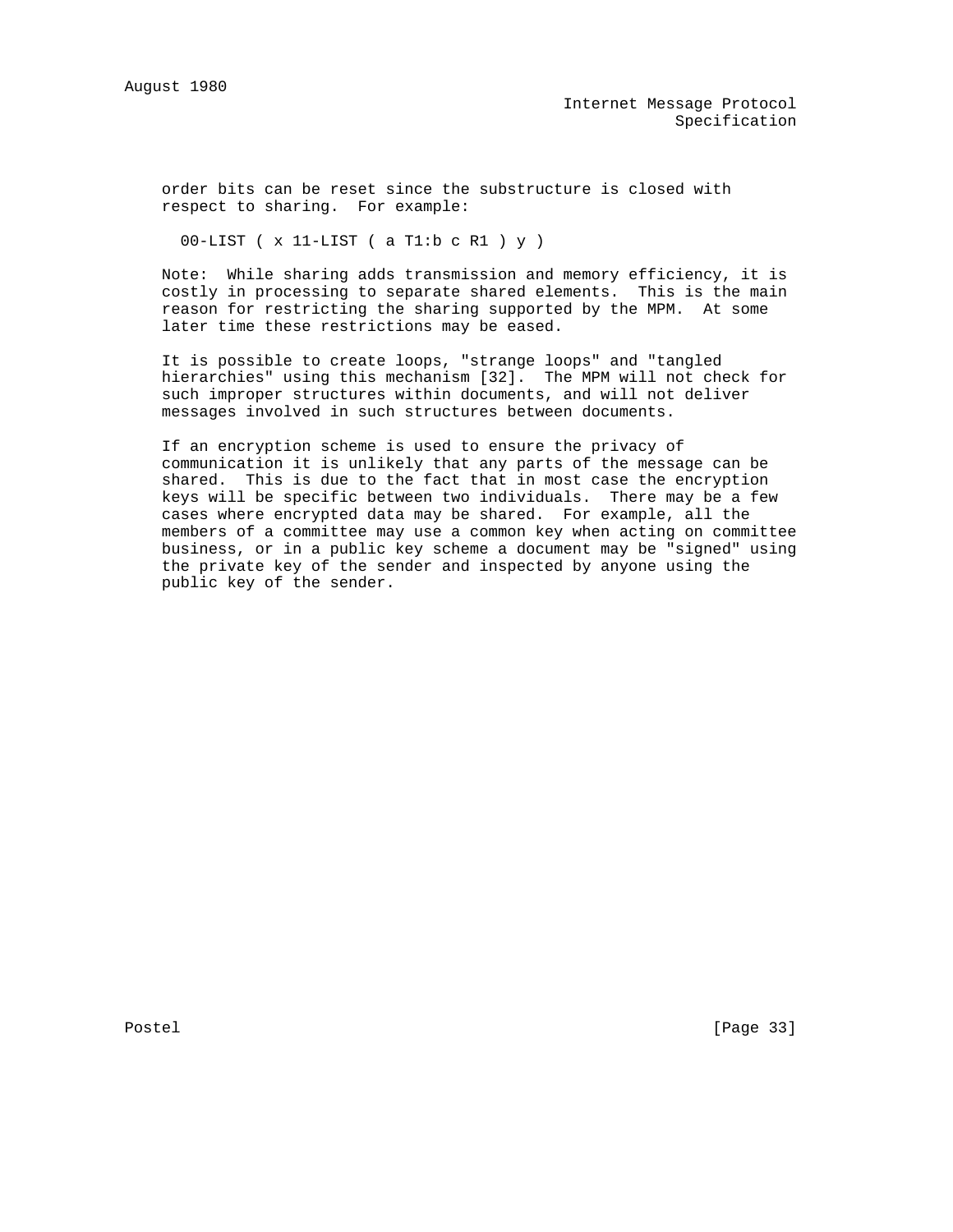order bits can be reset since the substructure is closed with respect to sharing. For example:

```
00-LIST ( x 11-LIST ( a T1:b c R1 ) y )
```

Note: While sharing adds transmission and memory efficiency, it is costly in processing to separate shared elements. This is the main reason for restricting the sharing supported by the MPM. At some later time these restrictions may be eased.

It is possible to create loops, "strange loops" and "tangled hierarchies" using this mechanism [32]. The MPM will not check for such improper structures within documents, and will not deliver messages involved in such structures between documents.

If an encryption scheme is used to ensure the privacy of communication it is unlikely that any parts of the message can be shared. This is due to the fact that in most case the encryption keys will be specific between two individuals. There may be a few cases where encrypted data may be shared. For example, all the members of a committee may use a common key when acting on committee business, or in a public key scheme a document may be "signed" using the private key of the sender and inspected by anyone using the public key of the sender.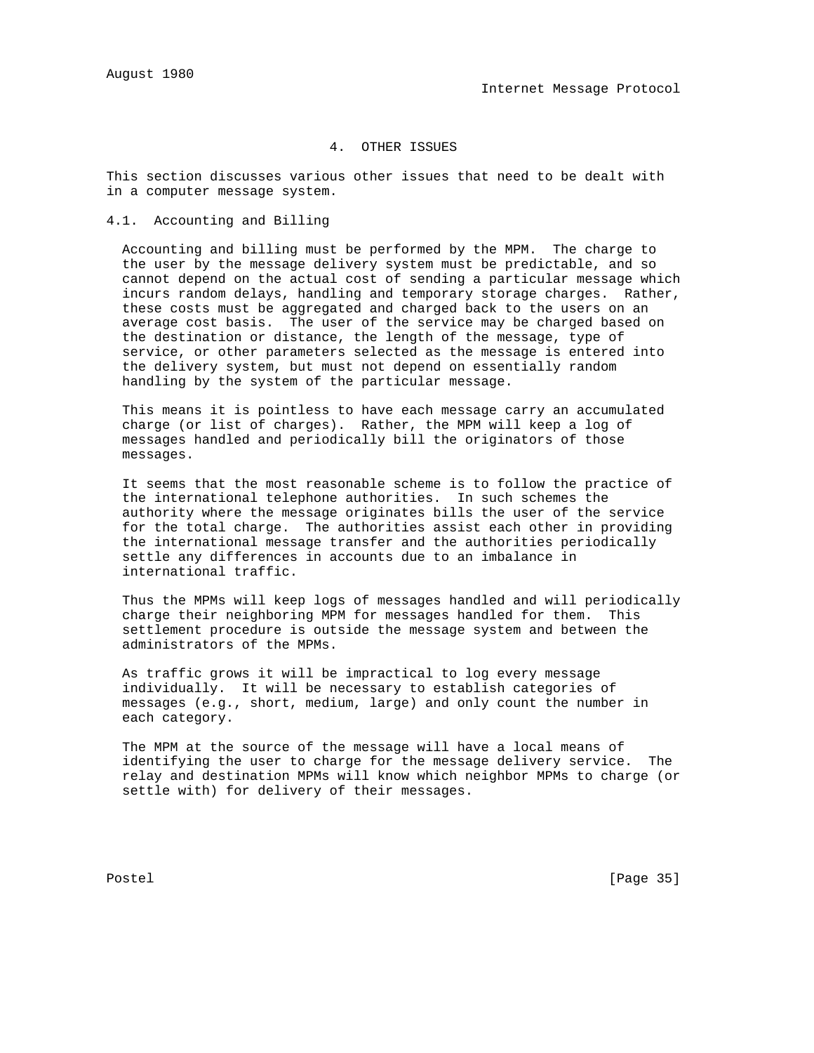## 4. OTHER ISSUES

This section discusses various other issues that need to be dealt with in a computer message system.

### 4.1. Accounting and Billing

Accounting and billing must be performed by the MPM. The charge to the user by the message delivery system must be predictable, and so cannot depend on the actual cost of sending a particular message which incurs random delays, handling and temporary storage charges. Rather, these costs must be aggregated and charged back to the users on an average cost basis. The user of the service may be charged based on the destination or distance, the length of the message, type of service, or other parameters selected as the message is entered into the delivery system, but must not depend on essentially random handling by the system of the particular message.

This means it is pointless to have each message carry an accumulated charge (or list of charges). Rather, the MPM will keep a log of messages handled and periodically bill the originators of those messages.

It seems that the most reasonable scheme is to follow the practice of the international telephone authorities. In such schemes the authority where the message originates bills the user of the service for the total charge. The authorities assist each other in providing the international message transfer and the authorities periodically settle any differences in accounts due to an imbalance in international traffic.

Thus the MPMs will keep logs of messages handled and will periodically charge their neighboring MPM for messages handled for them. This settlement procedure is outside the message system and between the administrators of the MPMs.

As traffic grows it will be impractical to log every message individually. It will be necessary to establish categories of messages (e.g., short, medium, large) and only count the number in each category.

The MPM at the source of the message will have a local means of identifying the user to charge for the message delivery service. The relay and destination MPMs will know which neighbor MPMs to charge (or settle with) for delivery of their messages.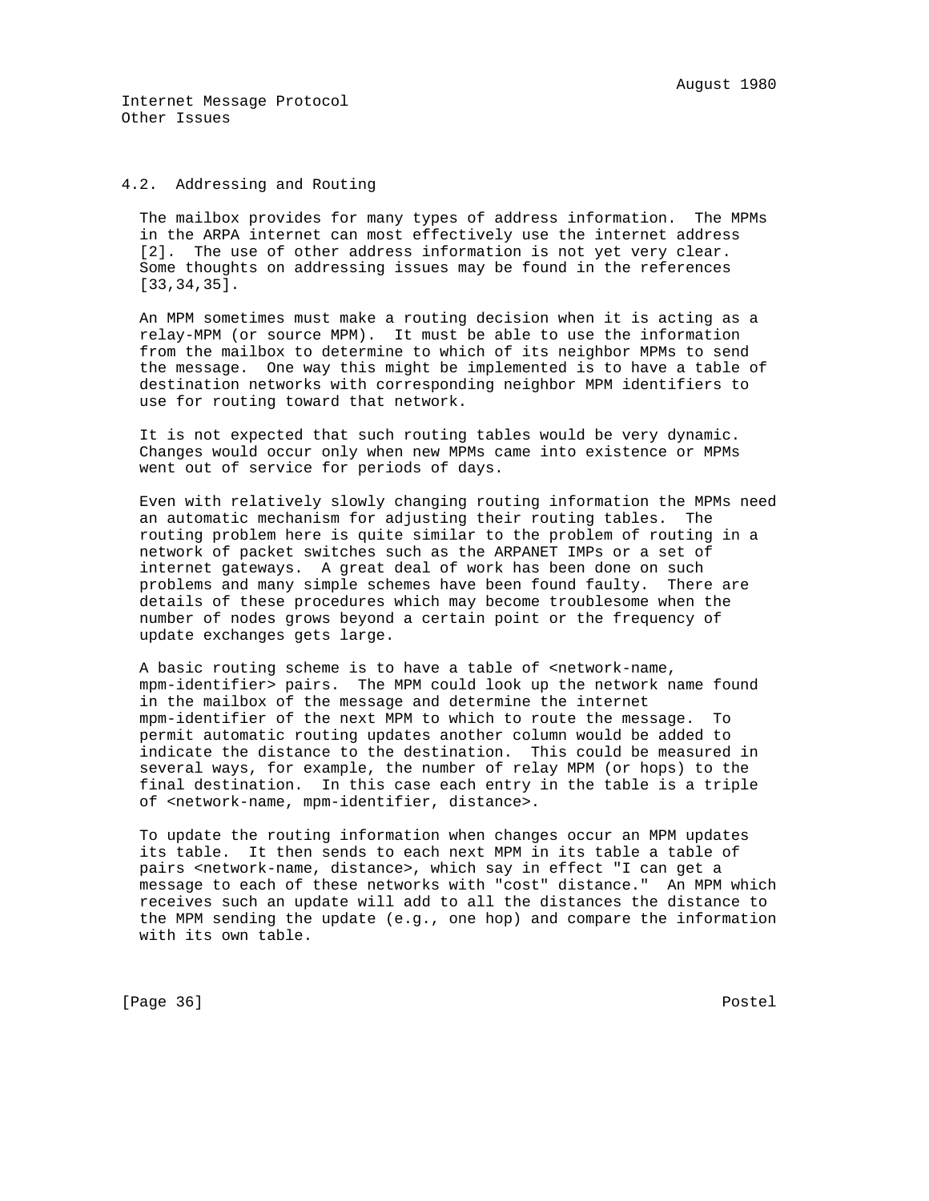## 4.2. Addressing and Routing

The mailbox provides for many types of address information. The MPMs in the ARPA internet can most effectively use the internet address [2]. The use of other address information is not yet very clear. Some thoughts on addressing issues may be found in the references [33,34,35].

An MPM sometimes must make a routing decision when it is acting as a relay-MPM (or source MPM). It must be able to use the information from the mailbox to determine to which of its neighbor MPMs to send the message. One way this might be implemented is to have a table of destination networks with corresponding neighbor MPM identifiers to use for routing toward that network.

It is not expected that such routing tables would be very dynamic. Changes would occur only when new MPMs came into existence or MPMs went out of service for periods of days.

Even with relatively slowly changing routing information the MPMs need an automatic mechanism for adjusting their routing tables. The routing problem here is quite similar to the problem of routing in a network of packet switches such as the ARPANET IMPs or a set of internet gateways. A great deal of work has been done on such problems and many simple schemes have been found faulty. There are details of these procedures which may become troublesome when the number of nodes grows beyond a certain point or the frequency of update exchanges gets large.

A basic routing scheme is to have a table of <network-name, mpm-identifier> pairs. The MPM could look up the network name found in the mailbox of the message and determine the internet mpm-identifier of the next MPM to which to route the message. To permit automatic routing updates another column would be added to indicate the distance to the destination. This could be measured in several ways, for example, the number of relay MPM (or hops) to the final destination. In this case each entry in the table is a triple of <network-name, mpm-identifier, distance>.

To update the routing information when changes occur an MPM updates its table. It then sends to each next MPM in its table a table of pairs <network-name, distance>, which say in effect "I can get a message to each of these networks with "cost" distance." An MPM which receives such an update will add to all the distances the distance to the MPM sending the update (e.g., one hop) and compare the information with its own table.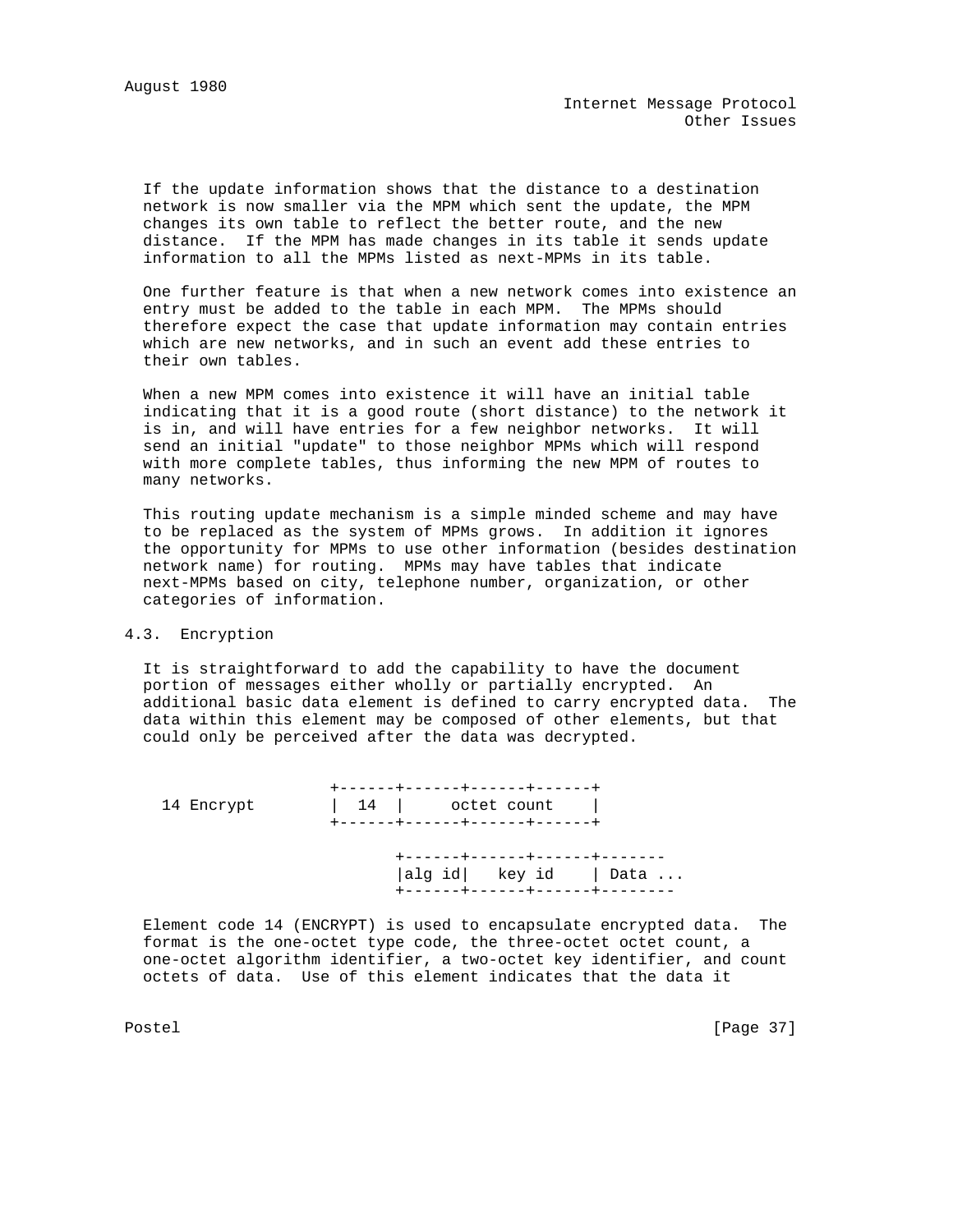If the update information shows that the distance to a destination network is now smaller via the MPM which sent the update, the MPM changes its own table to reflect the better route, and the new distance. If the MPM has made changes in its table it sends update information to all the MPMs listed as next-MPMs in its table.

One further feature is that when a new network comes into existence an entry must be added to the table in each MPM. The MPMs should therefore expect the case that update information may contain entries which are new networks, and in such an event add these entries to their own tables.

When a new MPM comes into existence it will have an initial table indicating that it is a good route (short distance) to the network it is in, and will have entries for a few neighbor networks. It will send an initial "update" to those neighbor MPMs which will respond with more complete tables, thus informing the new MPM of routes to many networks.

This routing update mechanism is a simple minded scheme and may have to be replaced as the system of MPMs grows. In addition it ignores the opportunity for MPMs to use other information (besides destination network name) for routing. MPMs may have tables that indicate next-MPMs based on city, telephone number, organization, or other categories of information.

## 4.3. Encryption

It is straightforward to add the capability to have the document portion of messages either wholly or partially encrypted. An additional basic data element is defined to carry encrypted data. The data within this element may be composed of other elements, but that could only be perceived after the data was decrypted.

```
                   +------+------+------+------+
 14 Encrypt        |  14  |     octet count    |
                   +------+------+------+------+

                          +------+------+------+-------
                          |alg id|   key id    | Data ...
                          +------+------+------+--------
```

Element code 14 (ENCRYPT) is used to encapsulate encrypted data. The format is the one-octet type code, the three-octet octet count, a one-octet algorithm identifier, a two-octet key identifier, and count octets of data. Use of this element indicates that the data it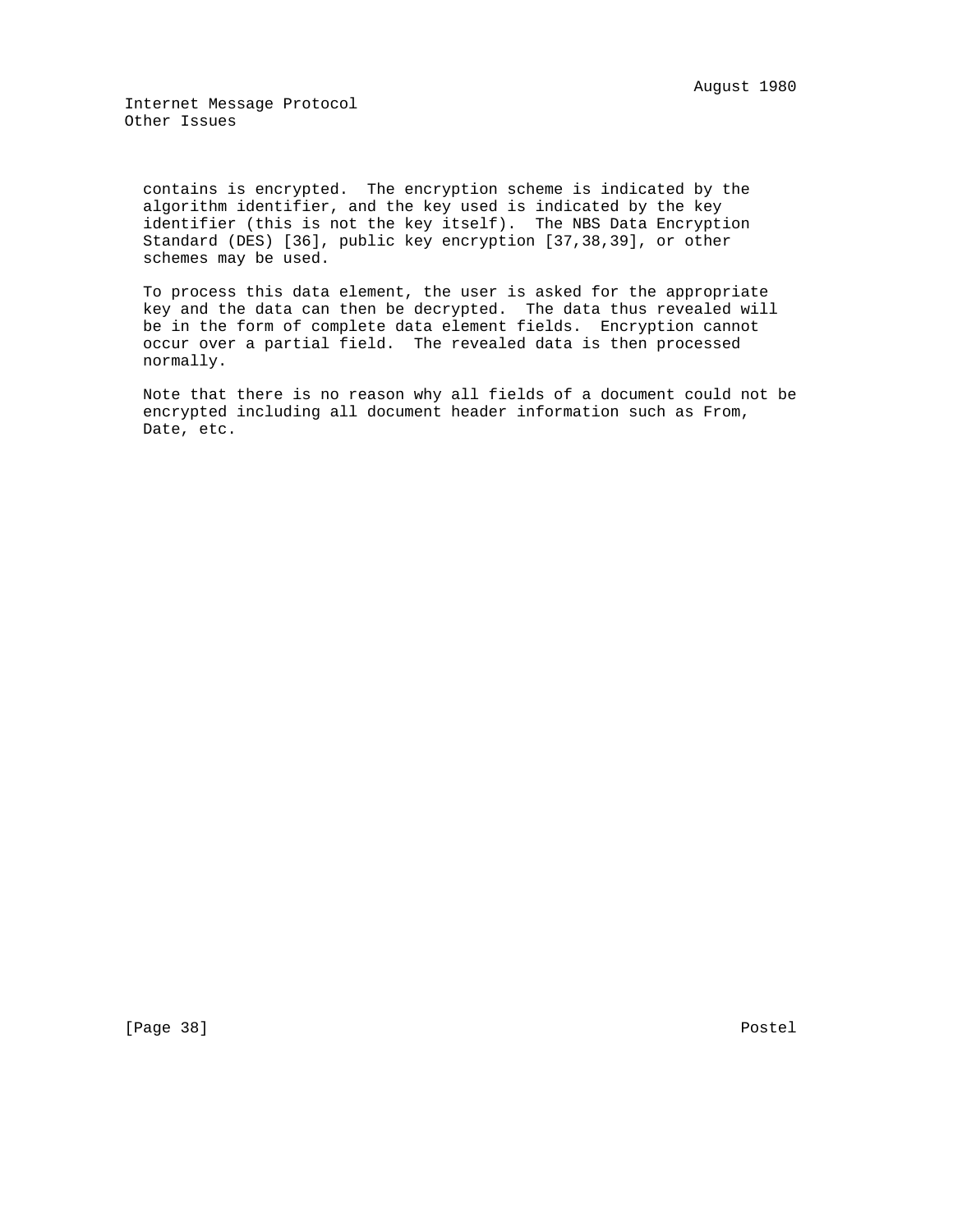contains is encrypted. The encryption scheme is indicated by the algorithm identifier, and the key used is indicated by the key identifier (this is not the key itself). The NBS Data Encryption Standard (DES) [36], public key encryption [37,38,39], or other schemes may be used.

To process this data element, the user is asked for the appropriate key and the data can then be decrypted. The data thus revealed will be in the form of complete data element fields. Encryption cannot occur over a partial field. The revealed data is then processed normally.

Note that there is no reason why all fields of a document could not be encrypted including all document header information such as From, Date, etc.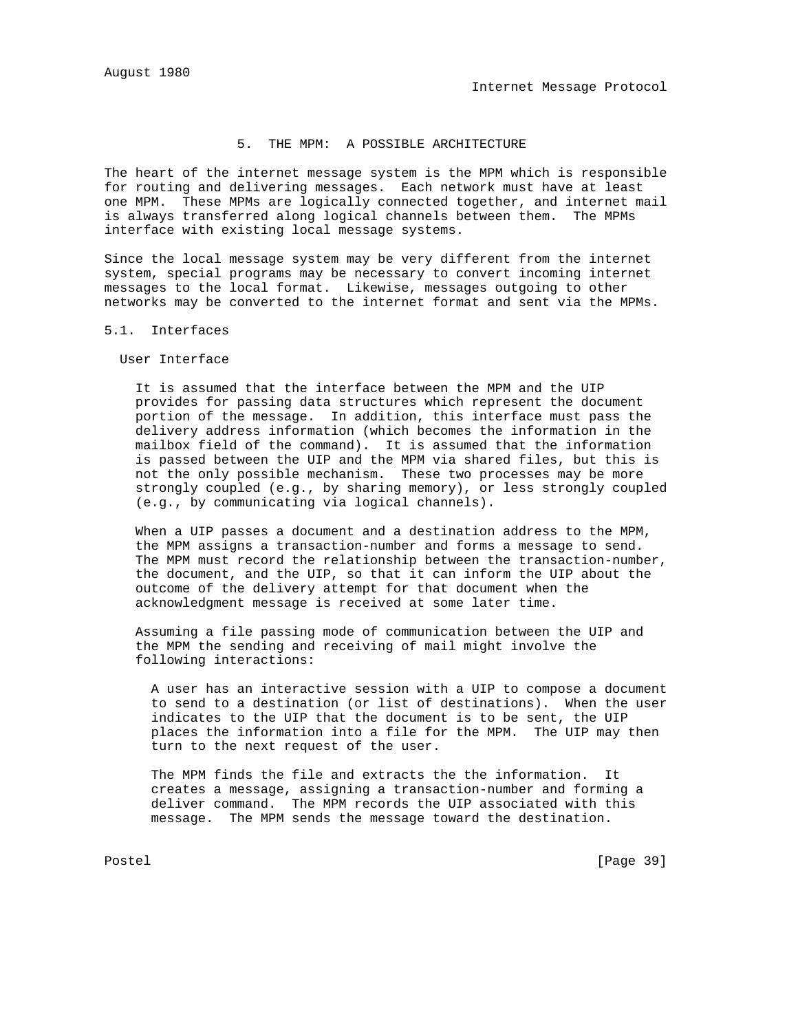# 5. THE MPM: A POSSIBLE ARCHITECTURE

The heart of the internet message system is the MPM which is responsible for routing and delivering messages. Each network must have at least one MPM. These MPMs are logically connected together, and internet mail is always transferred along logical channels between them. The MPMs interface with existing local message systems.

Since the local message system may be very different from the internet system, special programs may be necessary to convert incoming internet messages to the local format. Likewise, messages outgoing to other networks may be converted to the internet format and sent via the MPMs.

## 5.1. Interfaces

### User Interface

It is assumed that the interface between the MPM and the UIP provides for passing data structures which represent the document portion of the message. In addition, this interface must pass the delivery address information (which becomes the information in the mailbox field of the command). It is assumed that the information is passed between the UIP and the MPM via shared files, but this is not the only possible mechanism. These two processes may be more strongly coupled (e.g., by sharing memory), or less strongly coupled (e.g., by communicating via logical channels).

When a UIP passes a document and a destination address to the MPM, the MPM assigns a transaction-number and forms a message to send. The MPM must record the relationship between the transaction-number, the document, and the UIP, so that it can inform the UIP about the outcome of the delivery attempt for that document when the acknowledgment message is received at some later time.

Assuming a file passing mode of communication between the UIP and the MPM the sending and receiving of mail might involve the following interactions:

> A user has an interactive session with a UIP to compose a document to send to a destination (or list of destinations). When the user indicates to the UIP that the document is to be sent, the UIP places the information into a file for the MPM. The UIP may then turn to the next request of the user.
>
> The MPM finds the file and extracts the the information. It creates a message, assigning a transaction-number and forming a deliver command. The MPM records the UIP associated with this message. The MPM sends the message toward the destination.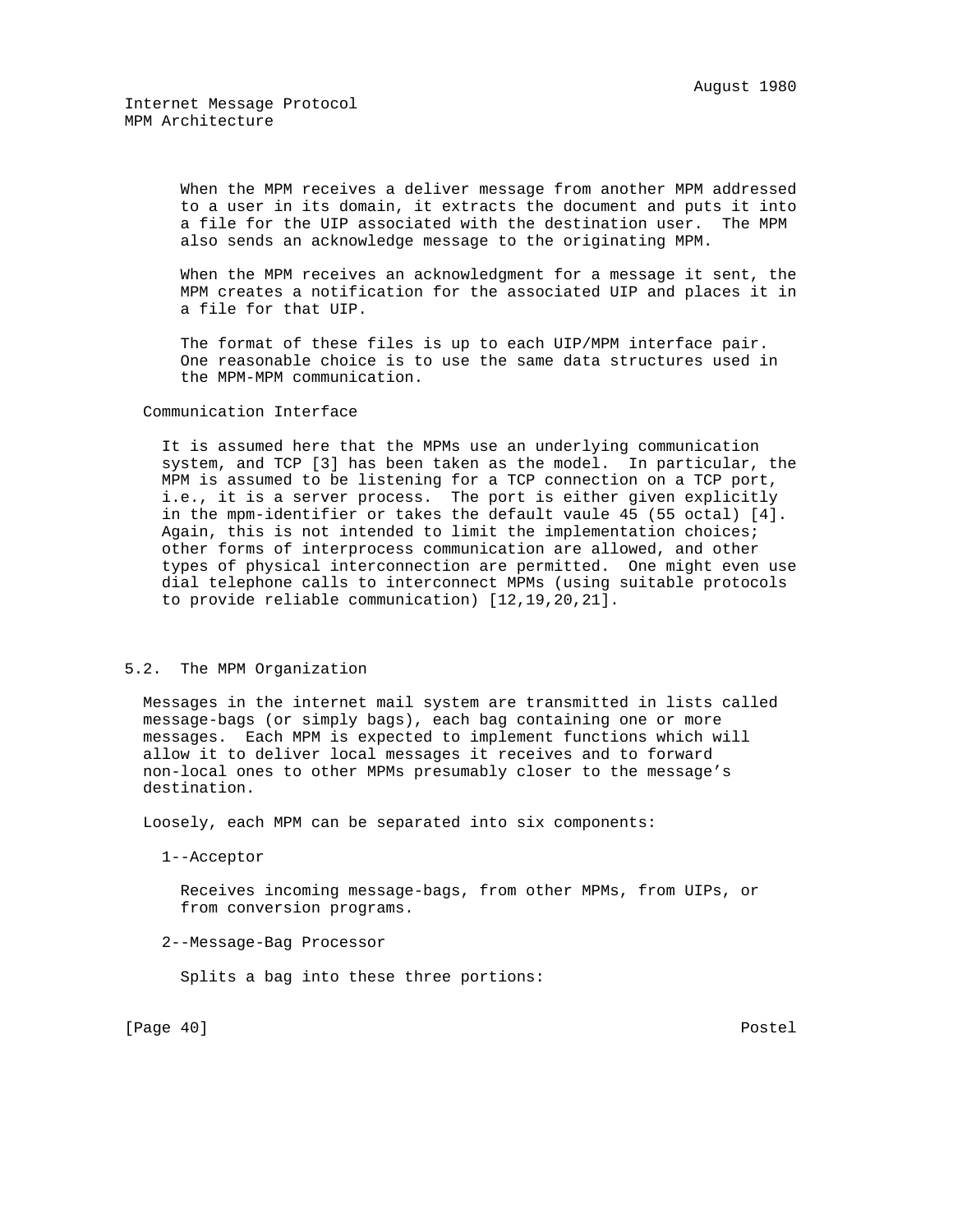When the MPM receives a deliver message from another MPM addressed to a user in its domain, it extracts the document and puts it into a file for the UIP associated with the destination user. The MPM also sends an acknowledge message to the originating MPM.

When the MPM receives an acknowledgment for a message it sent, the MPM creates a notification for the associated UIP and places it in a file for that UIP.

The format of these files is up to each UIP/MPM interface pair. One reasonable choice is to use the same data structures used in the MPM-MPM communication.

Communication Interface

It is assumed here that the MPMs use an underlying communication system, and TCP [3] has been taken as the model. In particular, the MPM is assumed to be listening for a TCP connection on a TCP port, i.e., it is a server process. The port is either given explicitly in the mpm-identifier or takes the default vaule 45 (55 octal) [4]. Again, this is not intended to limit the implementation choices; other forms of interprocess communication are allowed, and other types of physical interconnection are permitted. One might even use dial telephone calls to interconnect MPMs (using suitable protocols to provide reliable communication) [12,19,20,21].

## 5.2. The MPM Organization

Messages in the internet mail system are transmitted in lists called message-bags (or simply bags), each bag containing one or more messages. Each MPM is expected to implement functions which will allow it to deliver local messages it receives and to forward non-local ones to other MPMs presumably closer to the message's destination.

Loosely, each MPM can be separated into six components:

1--Acceptor

Receives incoming message-bags, from other MPMs, from UIPs, or from conversion programs.

2--Message-Bag Processor

Splits a bag into these three portions: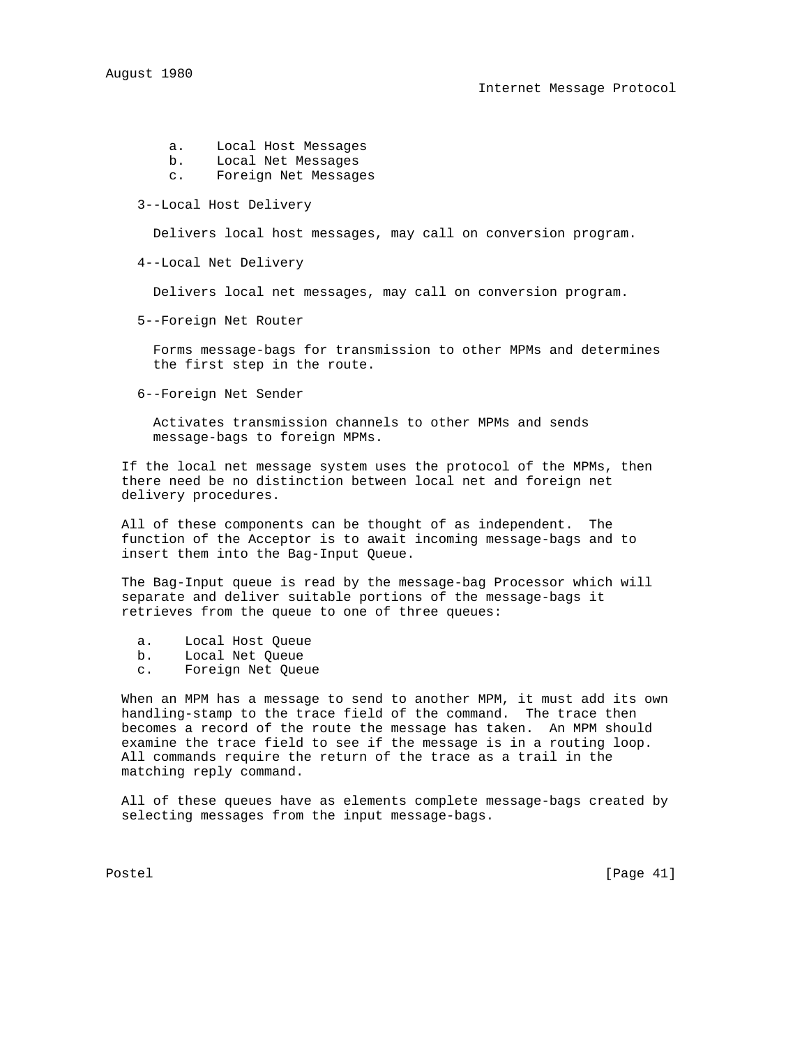a. Local Host Messages
b. Local Net Messages
c. Foreign Net Messages

3--Local Host Delivery

Delivers local host messages, may call on conversion program.

4--Local Net Delivery

Delivers local net messages, may call on conversion program.

5--Foreign Net Router

Forms message-bags for transmission to other MPMs and determines the first step in the route.

6--Foreign Net Sender

Activates transmission channels to other MPMs and sends message-bags to foreign MPMs.

If the local net message system uses the protocol of the MPMs, then there need be no distinction between local net and foreign net delivery procedures.

All of these components can be thought of as independent. The function of the Acceptor is to await incoming message-bags and to insert them into the Bag-Input Queue.

The Bag-Input queue is read by the message-bag Processor which will separate and deliver suitable portions of the message-bags it retrieves from the queue to one of three queues:

a. Local Host Queue
b. Local Net Queue
c. Foreign Net Queue

When an MPM has a message to send to another MPM, it must add its own handling-stamp to the trace field of the command. The trace then becomes a record of the route the message has taken. An MPM should examine the trace field to see if the message is in a routing loop. All commands require the return of the trace as a trail in the matching reply command.

All of these queues have as elements complete message-bags created by selecting messages from the input message-bags.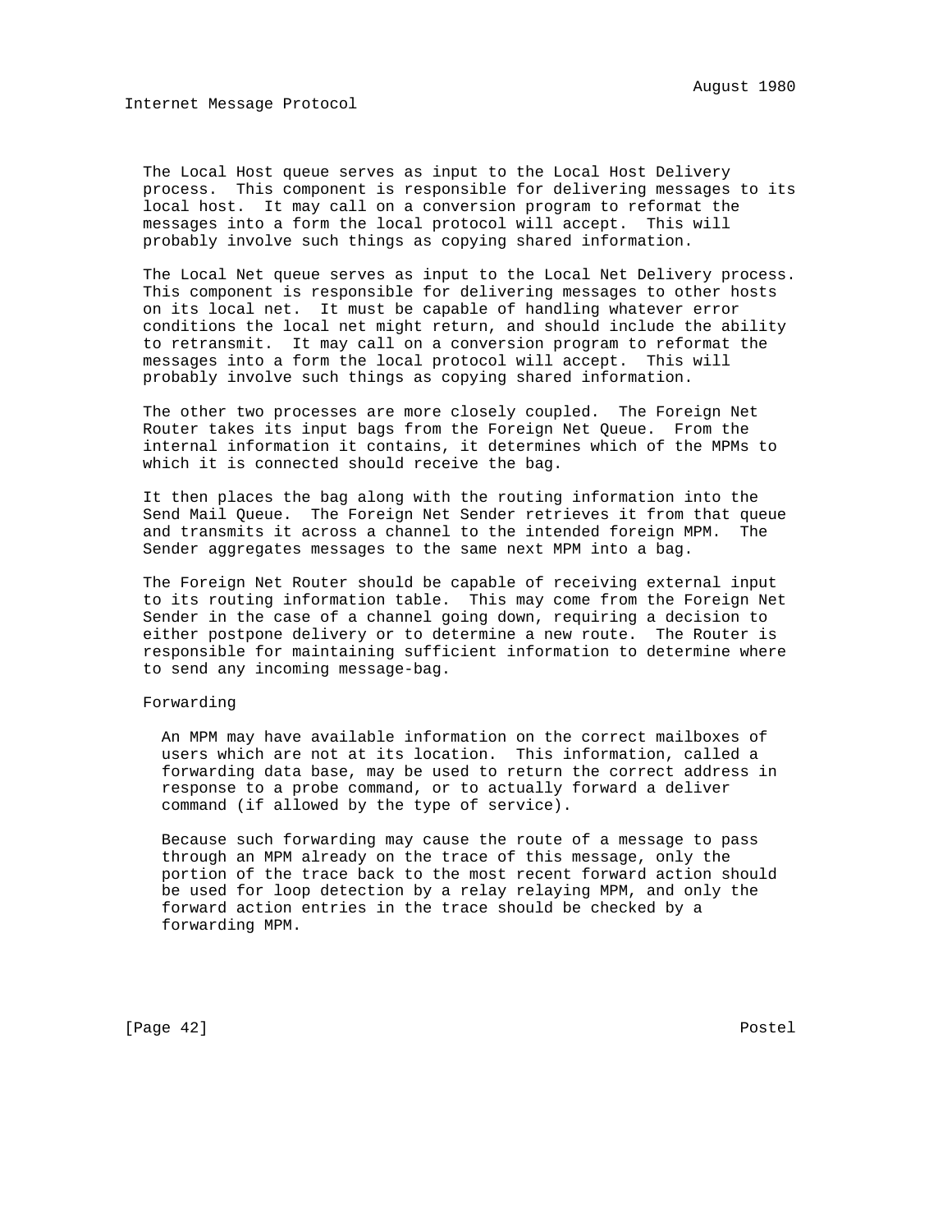The Local Host queue serves as input to the Local Host Delivery process. This component is responsible for delivering messages to its local host. It may call on a conversion program to reformat the messages into a form the local protocol will accept. This will probably involve such things as copying shared information.

The Local Net queue serves as input to the Local Net Delivery process. This component is responsible for delivering messages to other hosts on its local net. It must be capable of handling whatever error conditions the local net might return, and should include the ability to retransmit. It may call on a conversion program to reformat the messages into a form the local protocol will accept. This will probably involve such things as copying shared information.

The other two processes are more closely coupled. The Foreign Net Router takes its input bags from the Foreign Net Queue. From the internal information it contains, it determines which of the MPMs to which it is connected should receive the bag.

It then places the bag along with the routing information into the Send Mail Queue. The Foreign Net Sender retrieves it from that queue and transmits it across a channel to the intended foreign MPM. The Sender aggregates messages to the same next MPM into a bag.

The Foreign Net Router should be capable of receiving external input to its routing information table. This may come from the Foreign Net Sender in the case of a channel going down, requiring a decision to either postpone delivery or to determine a new route. The Router is responsible for maintaining sufficient information to determine where to send any incoming message-bag.

### Forwarding

An MPM may have available information on the correct mailboxes of users which are not at its location. This information, called a forwarding data base, may be used to return the correct address in response to a probe command, or to actually forward a deliver command (if allowed by the type of service).

Because such forwarding may cause the route of a message to pass through an MPM already on the trace of this message, only the portion of the trace back to the most recent forward action should be used for loop detection by a relay relaying MPM, and only the forward action entries in the trace should be checked by a forwarding MPM.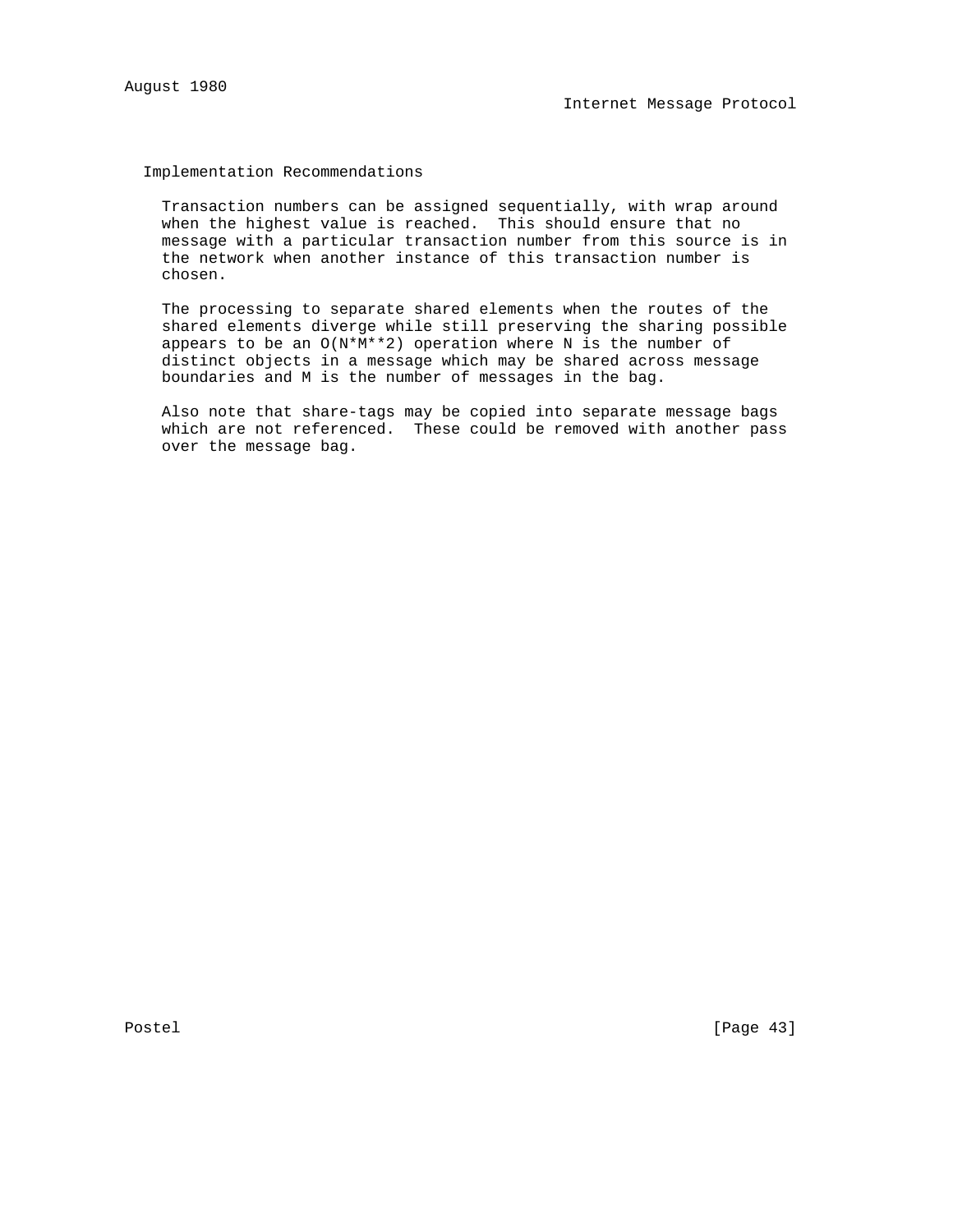## Implementation Recommendations

Transaction numbers can be assigned sequentially, with wrap around when the highest value is reached. This should ensure that no message with a particular transaction number from this source is in the network when another instance of this transaction number is chosen.

The processing to separate shared elements when the routes of the shared elements diverge while still preserving the sharing possible appears to be an $O(N*M^{2})$ operation where N is the number of distinct objects in a message which may be shared across message boundaries and M is the number of messages in the bag.

Also note that share-tags may be copied into separate message bags which are not referenced. These could be removed with another pass over the message bag.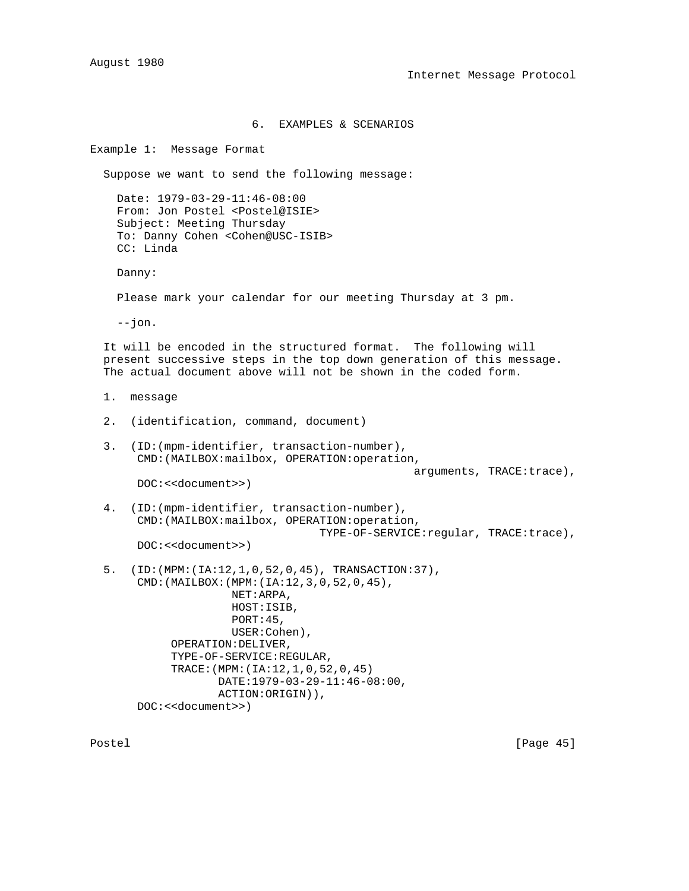## 6. EXAMPLES & SCENARIOS

### Example 1: Message Format

Suppose we want to send the following message:

```
Date: 1979-03-29-11:46-08:00
From: Jon Postel <Postel@ISIE>
Subject: Meeting Thursday
To: Danny Cohen <Cohen@USC-ISIB>
CC: Linda

Danny:

Please mark your calendar for our meeting Thursday at 3 pm.

--jon.
```

It will be encoded in the structured format. The following will present successive steps in the top down generation of this message. The actual document above will not be shown in the coded form.

```
1.  message

2.  (identification, command, document)

3.  (ID:(mpm-identifier, transaction-number),
     CMD:(MAILBOX:mailbox, OPERATION:operation,
                                            arguments, TRACE:trace),
     DOC:<<document>>)

4.  (ID:(mpm-identifier, transaction-number),
     CMD:(MAILBOX:mailbox, OPERATION:operation,
                              TYPE-OF-SERVICE:regular, TRACE:trace),
     DOC:<<document>>)

5.  (ID:(MPM:(IA:12,1,0,52,0,45), TRANSACTION:37),
     CMD:(MAILBOX:(MPM:(IA:12,3,0,52,0,45),
                   NET:ARPA,
                   HOST:ISIB,
                   PORT:45,
                   USER:Cohen),
          OPERATION:DELIVER,
          TYPE-OF-SERVICE:REGULAR,
          TRACE:(MPM:(IA:12,1,0,52,0,45)
                 DATE:1979-03-29-11:46-08:00,
                 ACTION:ORIGIN)),
     DOC:<<document>>)
```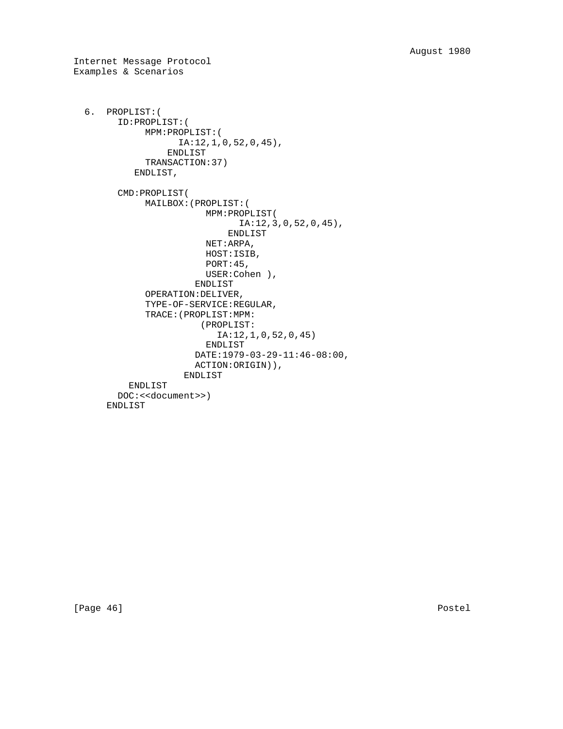```
  6.  PROPLIST:(
        ID:PROPLIST:(
             MPM:PROPLIST:(
                   IA:12,1,0,52,0,45),
                 ENDLIST
             TRANSACTION:37)
           ENDLIST,

        CMD:PROPLIST(
             MAILBOX:(PROPLIST:(
                        MPM:PROPLIST(
                              IA:12,3,0,52,0,45),
                            ENDLIST
                        NET:ARPA,
                        HOST:ISIB,
                        PORT:45,
                        USER:Cohen ),
                      ENDLIST
             OPERATION:DELIVER,
             TYPE-OF-SERVICE:REGULAR,
             TRACE:(PROPLIST:MPM:
                       (PROPLIST:
                          IA:12,1,0,52,0,45)
                        ENDLIST
                      DATE:1979-03-29-11:46-08:00,
                      ACTION:ORIGIN)),
                    ENDLIST
          ENDLIST
        DOC:<<document>>)
      ENDLIST
```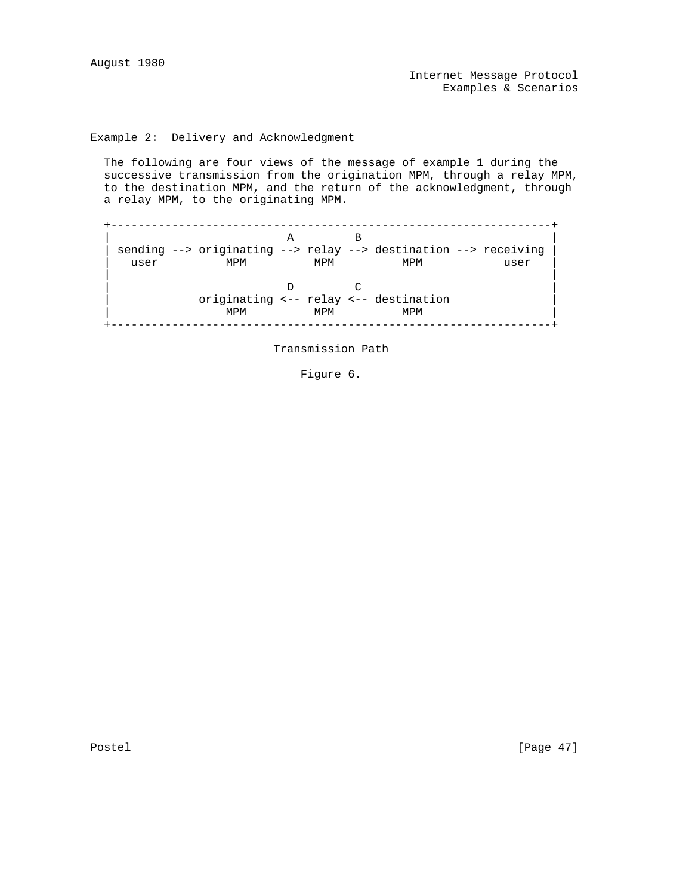Example 2:  Delivery and Acknowledgment

The following are four views of the message of example 1 during the successive transmission from the origination MPM, through a relay MPM, to the destination MPM, and the return of the acknowledgment, through a relay MPM, to the originating MPM.

```
+-----------------------------------------------------------------+
|                         A         B                             |
| sending --> originating --> relay --> destination --> receiving |
|   user          MPM          MPM          MPM            user   |
|                                                                 |
|                         D         C                             |
|             originating <-- relay <-- destination               |
|                 MPM          MPM          MPM                   |
+-----------------------------------------------------------------+
```

Transmission Path

Figure 6.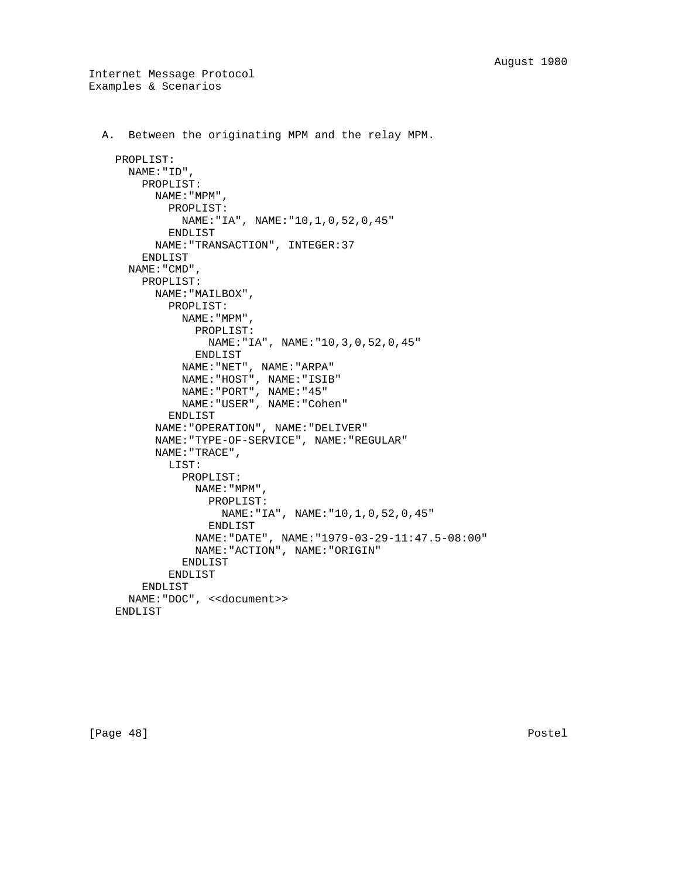A.  Between the originating MPM and the relay MPM.

```
PROPLIST:
  NAME:"ID",
    PROPLIST:
      NAME:"MPM",
        PROPLIST:
          NAME:"IA", NAME:"10,1,0,52,0,45"
        ENDLIST
      NAME:"TRANSACTION", INTEGER:37
    ENDLIST
  NAME:"CMD",
    PROPLIST:
      NAME:"MAILBOX",
        PROPLIST:
          NAME:"MPM",
            PROPLIST:
              NAME:"IA", NAME:"10,3,0,52,0,45"
            ENDLIST
          NAME:"NET", NAME:"ARPA"
          NAME:"HOST", NAME:"ISIB"
          NAME:"PORT", NAME:"45"
          NAME:"USER", NAME:"Cohen"
        ENDLIST
      NAME:"OPERATION", NAME:"DELIVER"
      NAME:"TYPE-OF-SERVICE", NAME:"REGULAR"
      NAME:"TRACE",
        LIST:
          PROPLIST:
            NAME:"MPM",
              PROPLIST:
                NAME:"IA", NAME:"10,1,0,52,0,45"
              ENDLIST
            NAME:"DATE", NAME:"1979-03-29-11:47.5-08:00"
            NAME:"ACTION", NAME:"ORIGIN"
          ENDLIST
        ENDLIST
    ENDLIST
  NAME:"DOC", <<document>>
ENDLIST
```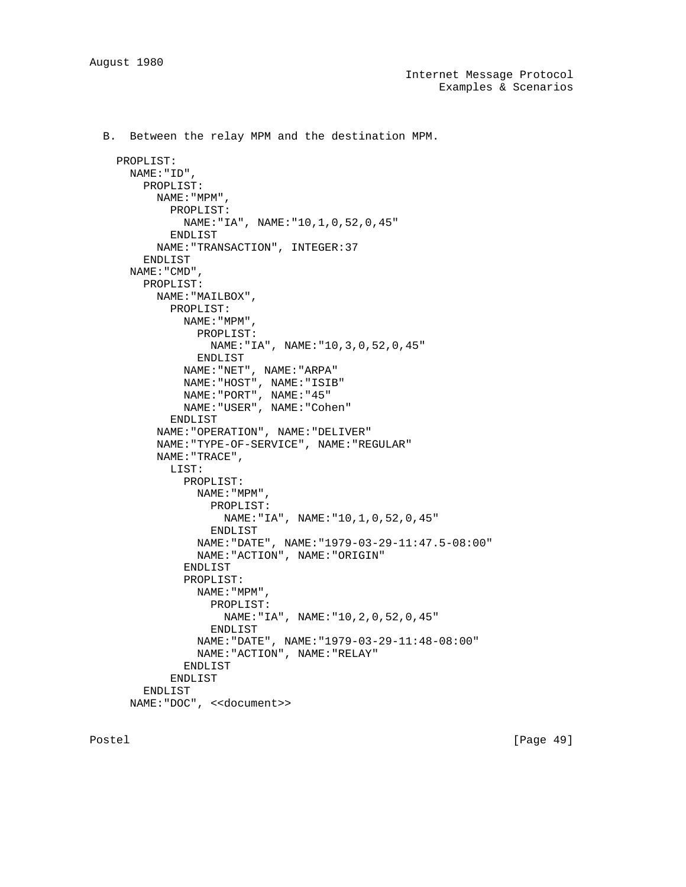B.  Between the relay MPM and the destination MPM.

```
PROPLIST:
  NAME:"ID",
    PROPLIST:
      NAME:"MPM",
        PROPLIST:
          NAME:"IA", NAME:"10,1,0,52,0,45"
        ENDLIST
      NAME:"TRANSACTION", INTEGER:37
    ENDLIST
  NAME:"CMD",
    PROPLIST:
      NAME:"MAILBOX",
        PROPLIST:
          NAME:"MPM",
            PROPLIST:
              NAME:"IA", NAME:"10,3,0,52,0,45"
            ENDLIST
          NAME:"NET", NAME:"ARPA"
          NAME:"HOST", NAME:"ISIB"
          NAME:"PORT", NAME:"45"
          NAME:"USER", NAME:"Cohen"
        ENDLIST
      NAME:"OPERATION", NAME:"DELIVER"
      NAME:"TYPE-OF-SERVICE", NAME:"REGULAR"
      NAME:"TRACE",
        LIST:
          PROPLIST:
            NAME:"MPM",
              PROPLIST:
                NAME:"IA", NAME:"10,1,0,52,0,45"
              ENDLIST
            NAME:"DATE", NAME:"1979-03-29-11:47.5-08:00"
            NAME:"ACTION", NAME:"ORIGIN"
          ENDLIST
          PROPLIST:
            NAME:"MPM",
              PROPLIST:
                NAME:"IA", NAME:"10,2,0,52,0,45"
              ENDLIST
            NAME:"DATE", NAME:"1979-03-29-11:48-08:00"
            NAME:"ACTION", NAME:"RELAY"
          ENDLIST
        ENDLIST
    ENDLIST
  NAME:"DOC", <<document>>
```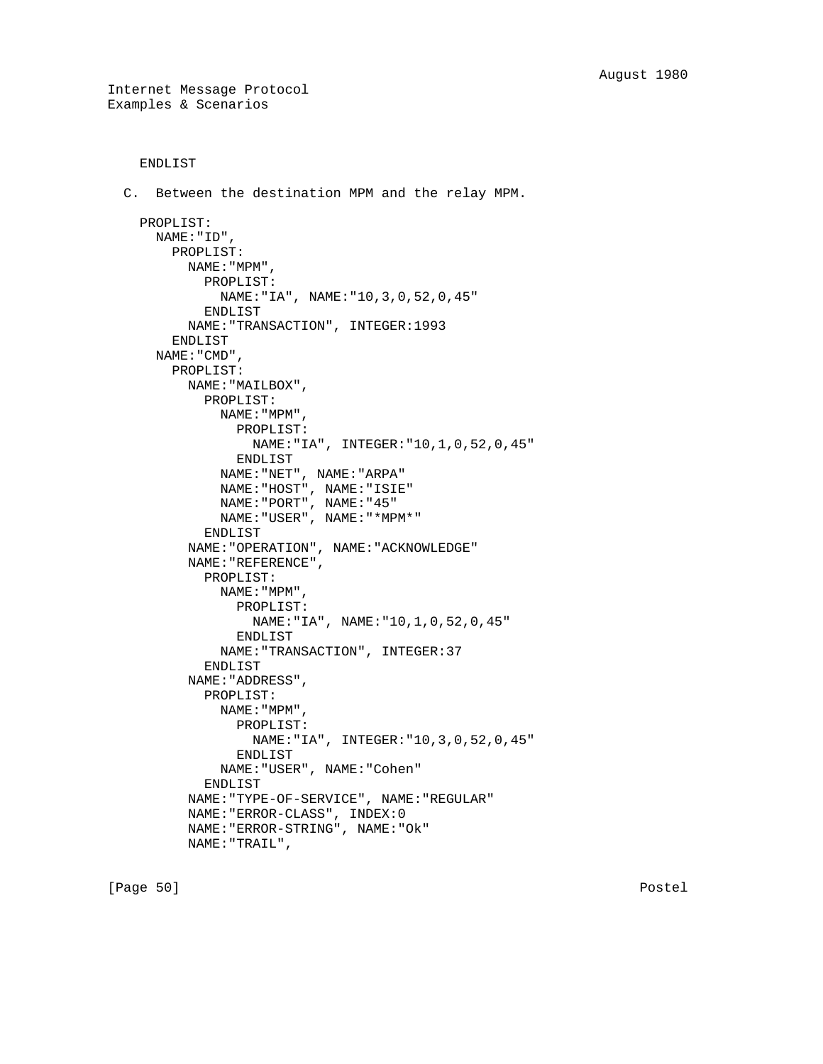```
   ENDLIST

 C.  Between the destination MPM and the relay MPM.

   PROPLIST:
     NAME:"ID",
       PROPLIST:
         NAME:"MPM",
           PROPLIST:
             NAME:"IA", NAME:"10,3,0,52,0,45"
           ENDLIST
         NAME:"TRANSACTION", INTEGER:1993
       ENDLIST
     NAME:"CMD",
       PROPLIST:
         NAME:"MAILBOX",
           PROPLIST:
             NAME:"MPM",
               PROPLIST:
                 NAME:"IA", INTEGER:"10,1,0,52,0,45"
               ENDLIST
             NAME:"NET", NAME:"ARPA"
             NAME:"HOST", NAME:"ISIE"
             NAME:"PORT", NAME:"45"
             NAME:"USER", NAME:"*MPM*"
           ENDLIST
         NAME:"OPERATION", NAME:"ACKNOWLEDGE"
         NAME:"REFERENCE",
           PROPLIST:
             NAME:"MPM",
               PROPLIST:
                 NAME:"IA", NAME:"10,1,0,52,0,45"
               ENDLIST
             NAME:"TRANSACTION", INTEGER:37
           ENDLIST
         NAME:"ADDRESS",
           PROPLIST:
             NAME:"MPM",
               PROPLIST:
                 NAME:"IA", INTEGER:"10,3,0,52,0,45"
               ENDLIST
             NAME:"USER", NAME:"Cohen"
           ENDLIST
         NAME:"TYPE-OF-SERVICE", NAME:"REGULAR"
         NAME:"ERROR-CLASS", INDEX:0
         NAME:"ERROR-STRING", NAME:"Ok"
         NAME:"TRAIL",
```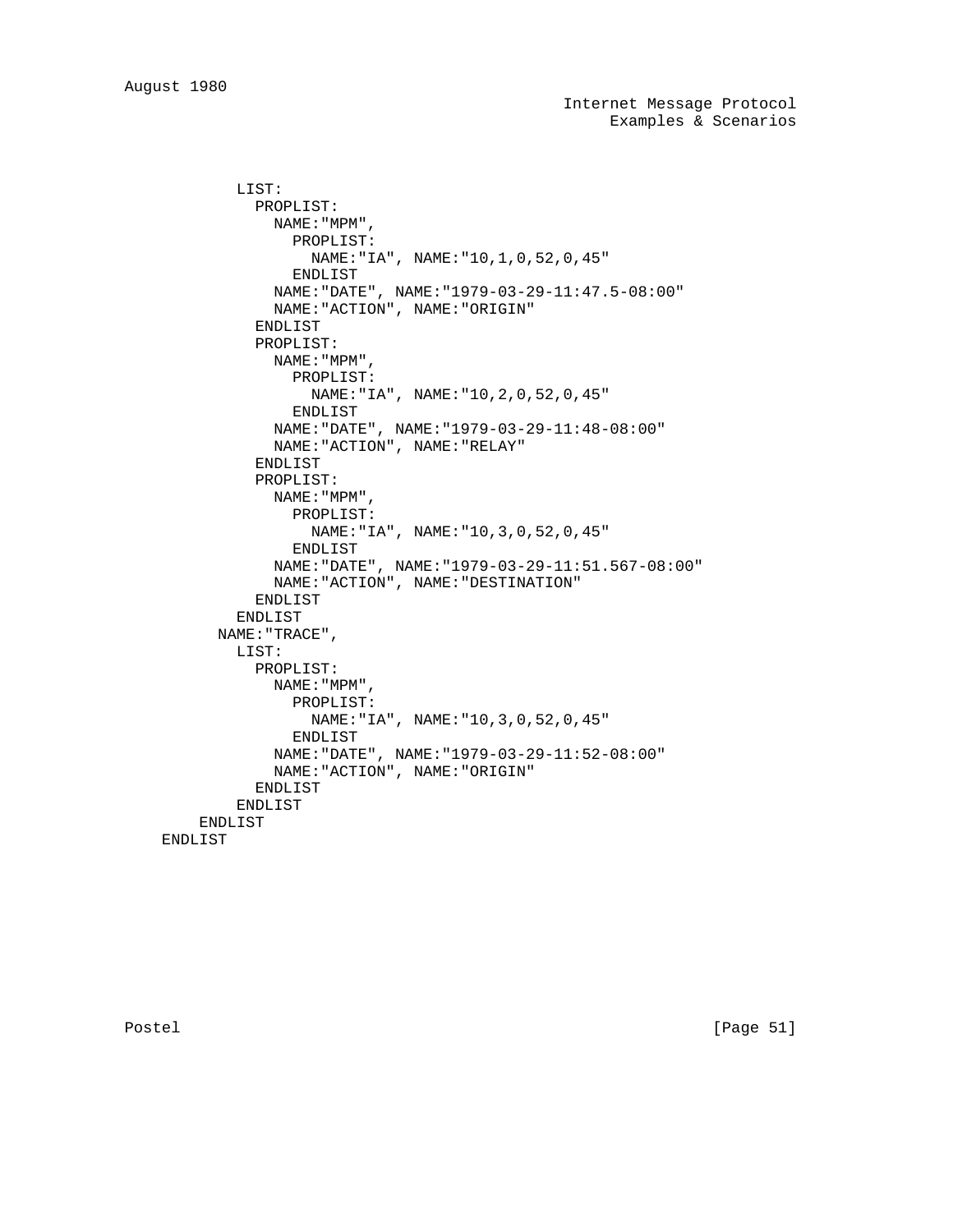```
          LIST:
            PROPLIST:
              NAME:"MPM",
                PROPLIST:
                  NAME:"IA", NAME:"10,1,0,52,0,45"
                ENDLIST
              NAME:"DATE", NAME:"1979-03-29-11:47.5-08:00"
              NAME:"ACTION", NAME:"ORIGIN"
            ENDLIST
            PROPLIST:
              NAME:"MPM",
                PROPLIST:
                  NAME:"IA", NAME:"10,2,0,52,0,45"
                ENDLIST
              NAME:"DATE", NAME:"1979-03-29-11:48-08:00"
              NAME:"ACTION", NAME:"RELAY"
            ENDLIST
            PROPLIST:
              NAME:"MPM",
                PROPLIST:
                  NAME:"IA", NAME:"10,3,0,52,0,45"
                ENDLIST
              NAME:"DATE", NAME:"1979-03-29-11:51.567-08:00"
              NAME:"ACTION", NAME:"DESTINATION"
            ENDLIST
          ENDLIST
        NAME:"TRACE",
          LIST:
            PROPLIST:
              NAME:"MPM",
                PROPLIST:
                  NAME:"IA", NAME:"10,3,0,52,0,45"
                ENDLIST
              NAME:"DATE", NAME:"1979-03-29-11:52-08:00"
              NAME:"ACTION", NAME:"ORIGIN"
            ENDLIST
          ENDLIST
      ENDLIST
  ENDLIST
```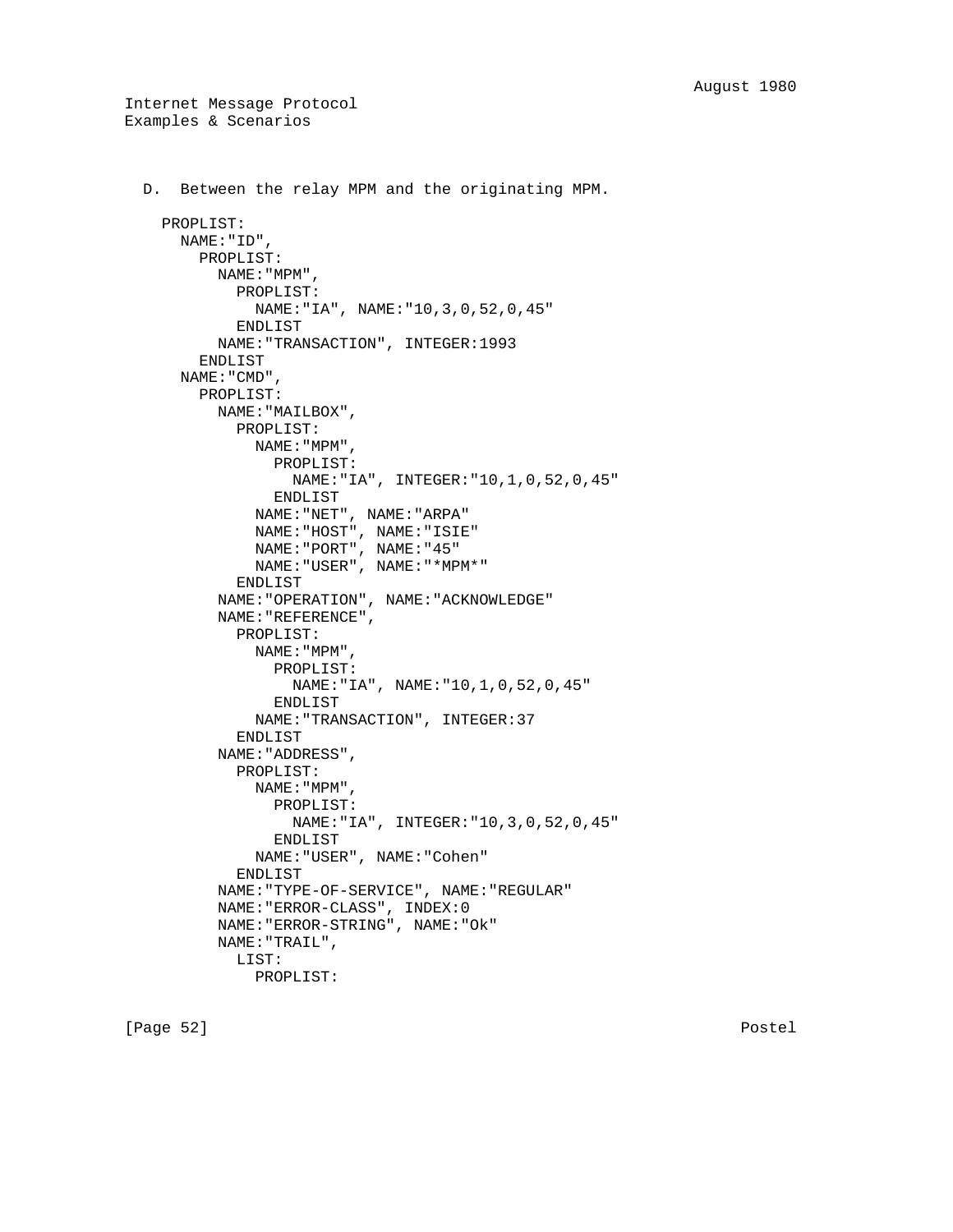D.  Between the relay MPM and the originating MPM.

```
PROPLIST:
  NAME:"ID",
    PROPLIST:
      NAME:"MPM",
        PROPLIST:
          NAME:"IA", NAME:"10,3,0,52,0,45"
        ENDLIST
      NAME:"TRANSACTION", INTEGER:1993
    ENDLIST
  NAME:"CMD",
    PROPLIST:
      NAME:"MAILBOX",
        PROPLIST:
          NAME:"MPM",
            PROPLIST:
              NAME:"IA", INTEGER:"10,1,0,52,0,45"
            ENDLIST
          NAME:"NET", NAME:"ARPA"
          NAME:"HOST", NAME:"ISIE"
          NAME:"PORT", NAME:"45"
          NAME:"USER", NAME:"*MPM*"
        ENDLIST
      NAME:"OPERATION", NAME:"ACKNOWLEDGE"
      NAME:"REFERENCE",
        PROPLIST:
          NAME:"MPM",
            PROPLIST:
              NAME:"IA", NAME:"10,1,0,52,0,45"
            ENDLIST
          NAME:"TRANSACTION", INTEGER:37
        ENDLIST
      NAME:"ADDRESS",
        PROPLIST:
          NAME:"MPM",
            PROPLIST:
              NAME:"IA", INTEGER:"10,3,0,52,0,45"
            ENDLIST
          NAME:"USER", NAME:"Cohen"
        ENDLIST
      NAME:"TYPE-OF-SERVICE", NAME:"REGULAR"
      NAME:"ERROR-CLASS", INDEX:0
      NAME:"ERROR-STRING", NAME:"Ok"
      NAME:"TRAIL",
        LIST:
          PROPLIST:
```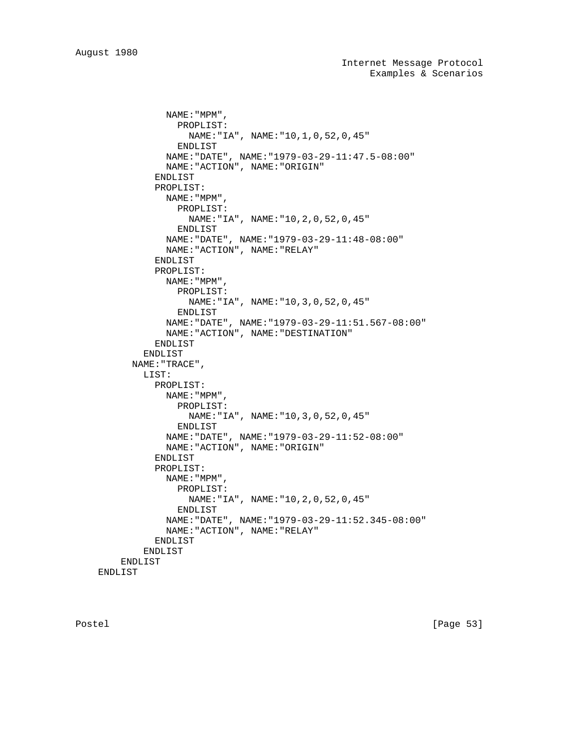```
              NAME:"MPM",
                PROPLIST:
                  NAME:"IA", NAME:"10,1,0,52,0,45"
                ENDLIST
              NAME:"DATE", NAME:"1979-03-29-11:47.5-08:00"
              NAME:"ACTION", NAME:"ORIGIN"
            ENDLIST
            PROPLIST:
              NAME:"MPM",
                PROPLIST:
                  NAME:"IA", NAME:"10,2,0,52,0,45"
                ENDLIST
              NAME:"DATE", NAME:"1979-03-29-11:48-08:00"
              NAME:"ACTION", NAME:"RELAY"
            ENDLIST
            PROPLIST:
              NAME:"MPM",
                PROPLIST:
                  NAME:"IA", NAME:"10,3,0,52,0,45"
                ENDLIST
              NAME:"DATE", NAME:"1979-03-29-11:51.567-08:00"
              NAME:"ACTION", NAME:"DESTINATION"
            ENDLIST
          ENDLIST
        NAME:"TRACE",
          LIST:
            PROPLIST:
              NAME:"MPM",
                PROPLIST:
                  NAME:"IA", NAME:"10,3,0,52,0,45"
                ENDLIST
              NAME:"DATE", NAME:"1979-03-29-11:52-08:00"
              NAME:"ACTION", NAME:"ORIGIN"
            ENDLIST
            PROPLIST:
              NAME:"MPM",
                PROPLIST:
                  NAME:"IA", NAME:"10,2,0,52,0,45"
                ENDLIST
              NAME:"DATE", NAME:"1979-03-29-11:52.345-08:00"
              NAME:"ACTION", NAME:"RELAY"
            ENDLIST
          ENDLIST
      ENDLIST
  ENDLIST
```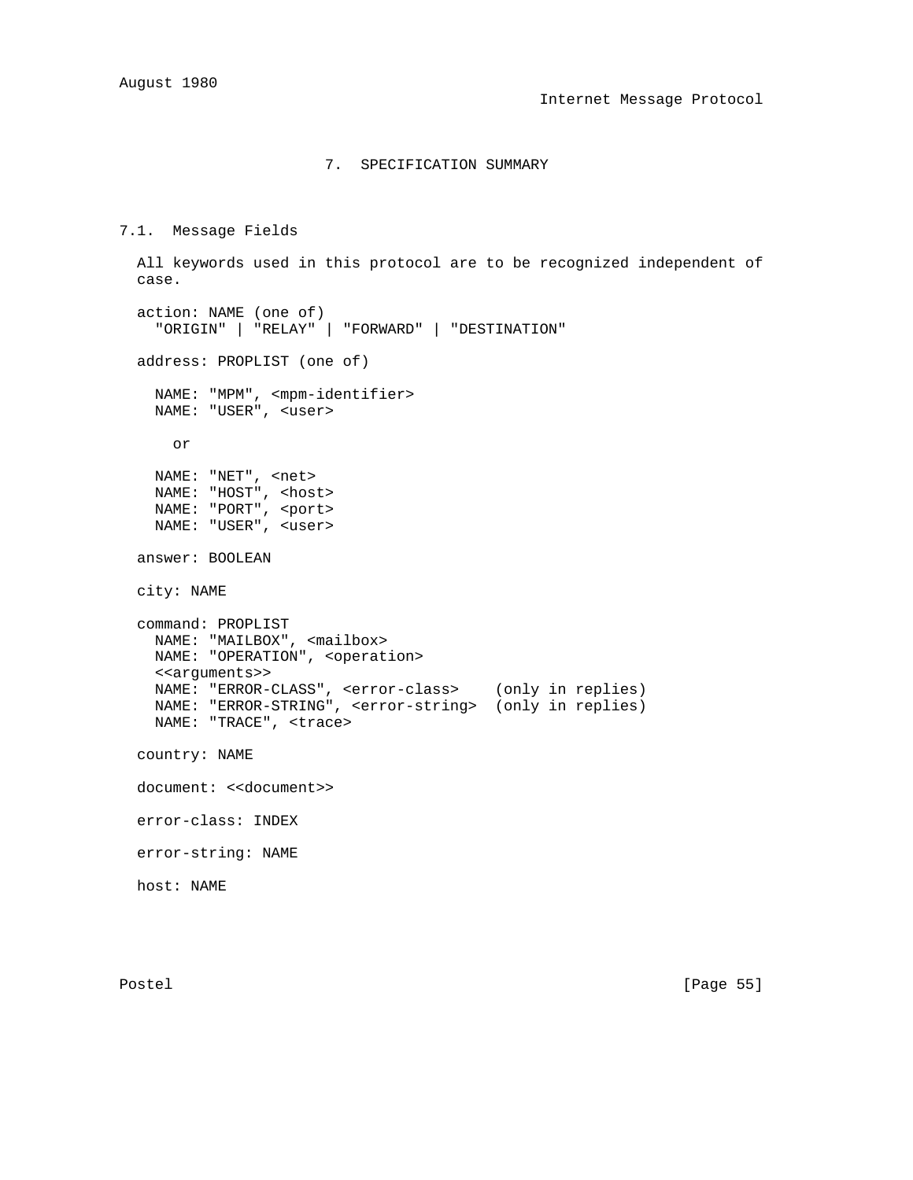# 7. SPECIFICATION SUMMARY

## 7.1. Message Fields

All keywords used in this protocol are to be recognized independent of case.

```
action: NAME (one of)
  "ORIGIN" | "RELAY" | "FORWARD" | "DESTINATION"

address: PROPLIST (one of)

  NAME: "MPM", <mpm-identifier>
  NAME: "USER", <user>

    or

  NAME: "NET", <net>
  NAME: "HOST", <host>
  NAME: "PORT", <port>
  NAME: "USER", <user>

answer: BOOLEAN

city: NAME

command: PROPLIST
  NAME: "MAILBOX", <mailbox>
  NAME: "OPERATION", <operation>
  <<arguments>>
  NAME: "ERROR-CLASS", <error-class>    (only in replies)
  NAME: "ERROR-STRING", <error-string>  (only in replies)
  NAME: "TRACE", <trace>

country: NAME

document: <<document>>

error-class: INDEX

error-string: NAME

host: NAME
```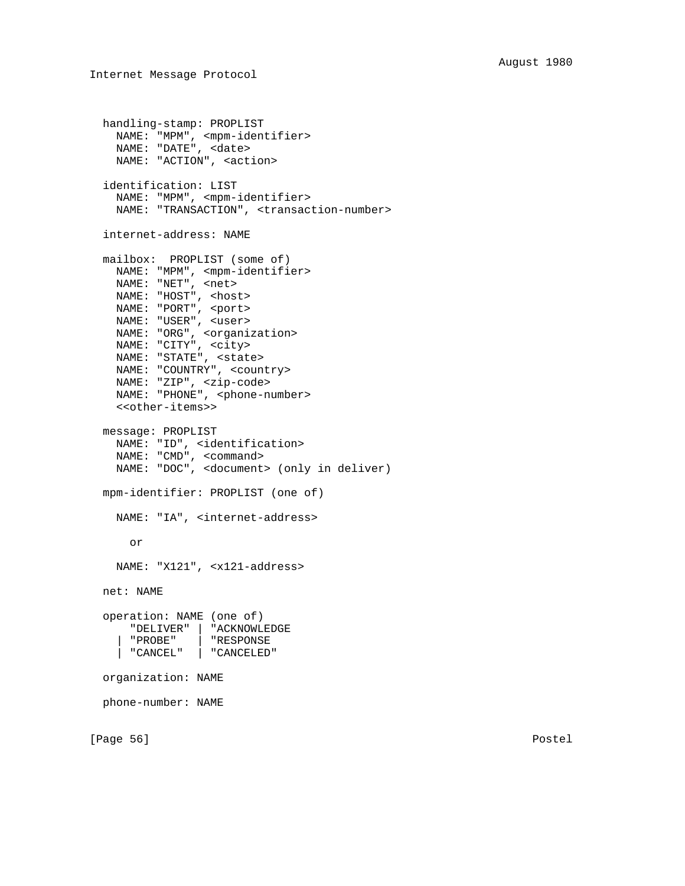```
  handling-stamp: PROPLIST
    NAME: "MPM", <mpm-identifier>
    NAME: "DATE", <date>
    NAME: "ACTION", <action>

  identification: LIST
    NAME: "MPM", <mpm-identifier>
    NAME: "TRANSACTION", <transaction-number>

  internet-address: NAME

  mailbox:  PROPLIST (some of)
    NAME: "MPM", <mpm-identifier>
    NAME: "NET", <net>
    NAME: "HOST", <host>
    NAME: "PORT", <port>
    NAME: "USER", <user>
    NAME: "ORG", <organization>
    NAME: "CITY", <city>
    NAME: "STATE", <state>
    NAME: "COUNTRY", <country>
    NAME: "ZIP", <zip-code>
    NAME: "PHONE", <phone-number>
    <<other-items>>

  message: PROPLIST
    NAME: "ID", <identification>
    NAME: "CMD", <command>
    NAME: "DOC", <document> (only in deliver)

  mpm-identifier: PROPLIST (one of)

    NAME: "IA", <internet-address>

      or

    NAME: "X121", <x121-address>

  net: NAME

  operation: NAME (one of)
      "DELIVER" | "ACKNOWLEDGE
    | "PROBE"   | "RESPONSE
    | "CANCEL"  | "CANCELED"

  organization: NAME

  phone-number: NAME
```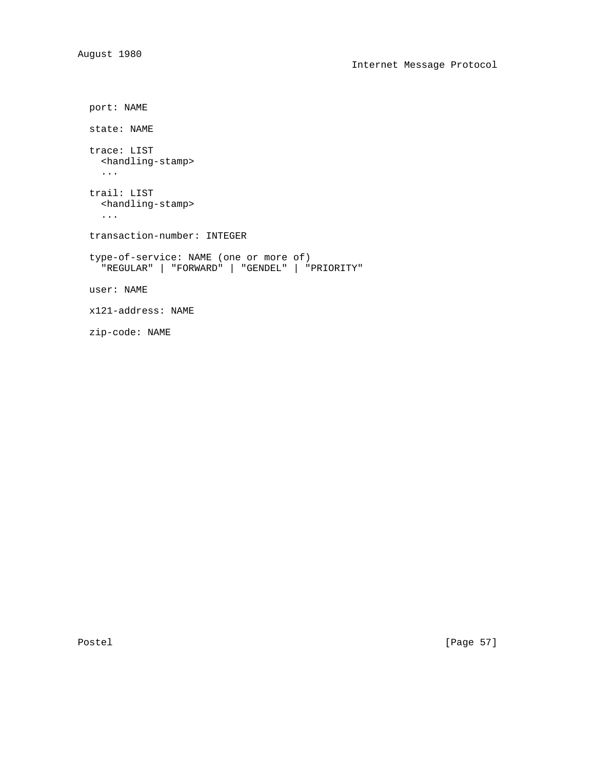```
port: NAME

state: NAME

trace: LIST
  <handling-stamp>
  ...

trail: LIST
  <handling-stamp>
  ...

transaction-number: INTEGER

type-of-service: NAME (one or more of)
  "REGULAR" | "FORWARD" | "GENDEL" | "PRIORITY"

user: NAME

x121-address: NAME

zip-code: NAME
```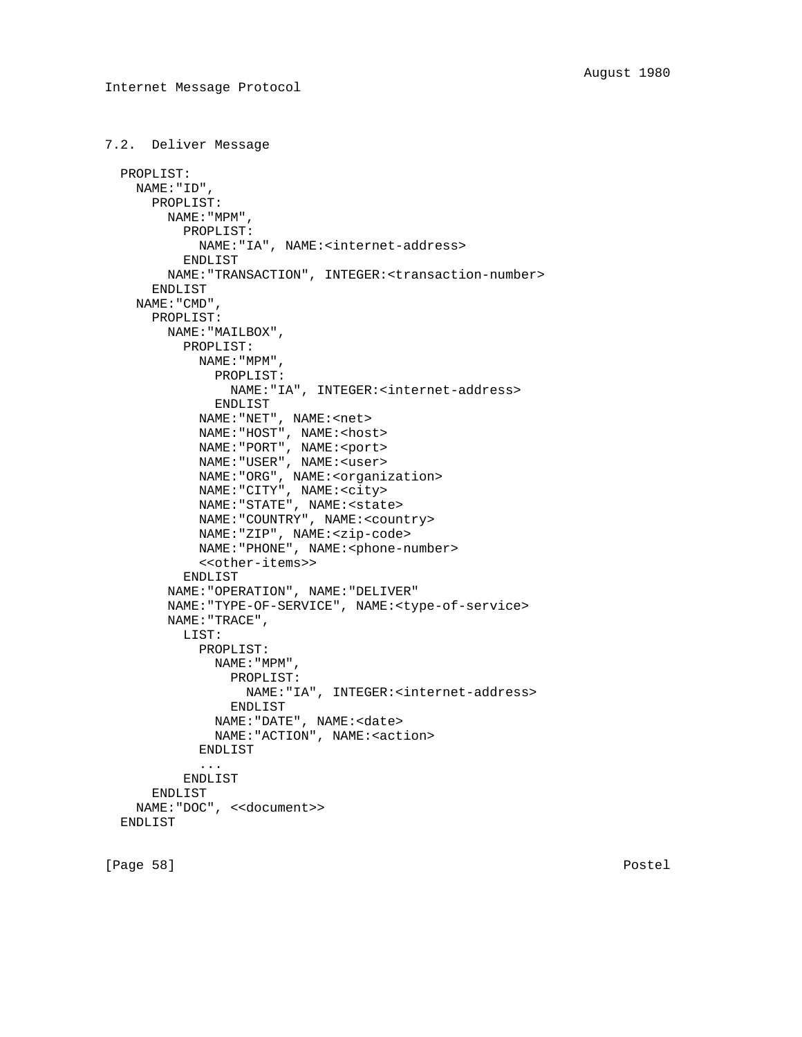### 7.2. Deliver Message

```
PROPLIST:
  NAME:"ID",
    PROPLIST:
      NAME:"MPM",
        PROPLIST:
          NAME:"IA", NAME:<internet-address>
        ENDLIST
      NAME:"TRANSACTION", INTEGER:<transaction-number>
    ENDLIST
  NAME:"CMD",
    PROPLIST:
      NAME:"MAILBOX",
        PROPLIST:
          NAME:"MPM",
            PROPLIST:
              NAME:"IA", INTEGER:<internet-address>
            ENDLIST
          NAME:"NET", NAME:<net>
          NAME:"HOST", NAME:<host>
          NAME:"PORT", NAME:<port>
          NAME:"USER", NAME:<user>
          NAME:"ORG", NAME:<organization>
          NAME:"CITY", NAME:<city>
          NAME:"STATE", NAME:<state>
          NAME:"COUNTRY", NAME:<country>
          NAME:"ZIP", NAME:<zip-code>
          NAME:"PHONE", NAME:<phone-number>
          <<other-items>>
        ENDLIST
      NAME:"OPERATION", NAME:"DELIVER"
      NAME:"TYPE-OF-SERVICE", NAME:<type-of-service>
      NAME:"TRACE",
        LIST:
          PROPLIST:
            NAME:"MPM",
              PROPLIST:
                NAME:"IA", INTEGER:<internet-address>
              ENDLIST
            NAME:"DATE", NAME:<date>
            NAME:"ACTION", NAME:<action>
          ENDLIST
          ...
        ENDLIST
    ENDLIST
  NAME:"DOC", <<document>>
ENDLIST
```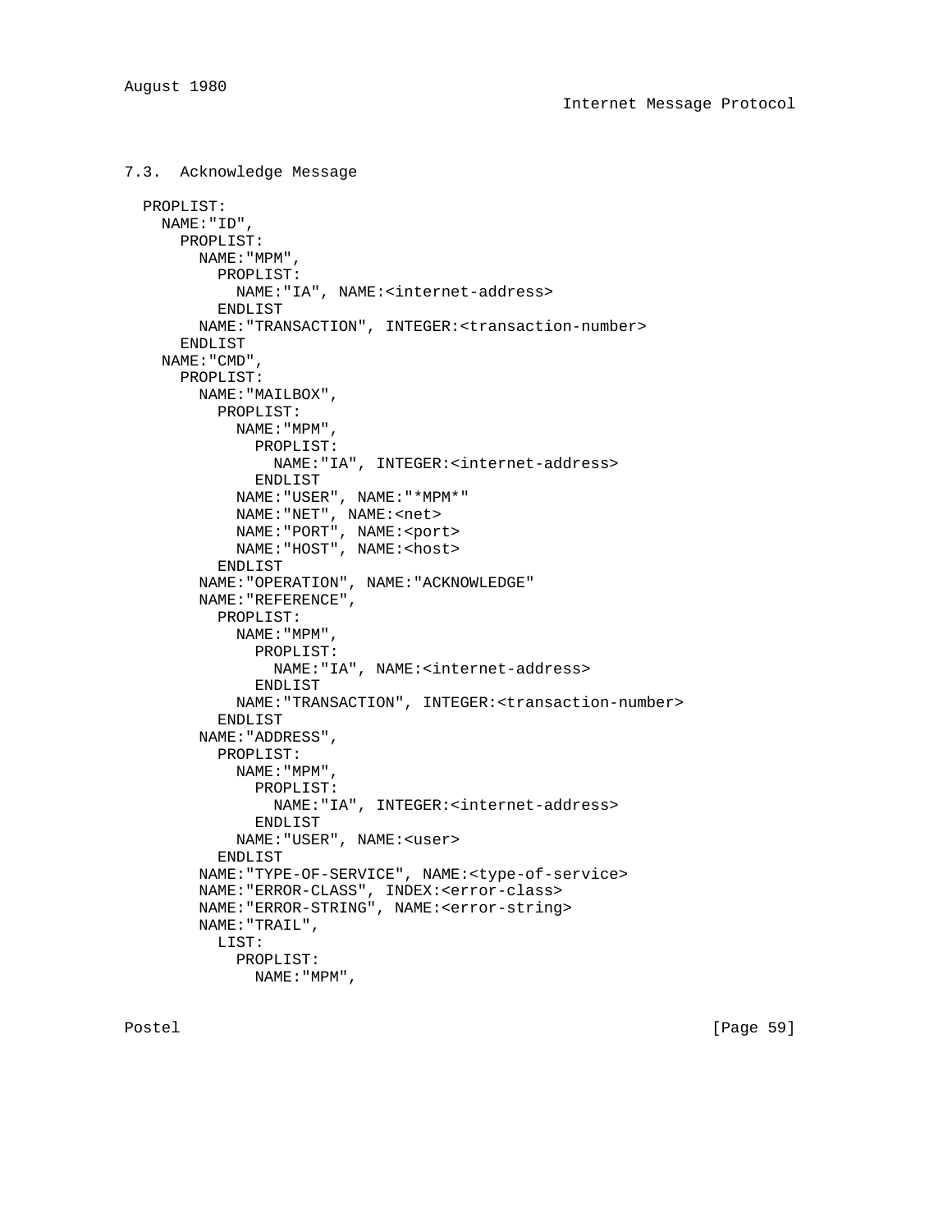### 7.3. Acknowledge Message

```
PROPLIST:
  NAME:"ID",
    PROPLIST:
      NAME:"MPM",
        PROPLIST:
          NAME:"IA", NAME:<internet-address>
        ENDLIST
      NAME:"TRANSACTION", INTEGER:<transaction-number>
    ENDLIST
  NAME:"CMD",
    PROPLIST:
      NAME:"MAILBOX",
        PROPLIST:
          NAME:"MPM",
            PROPLIST:
              NAME:"IA", INTEGER:<internet-address>
            ENDLIST
          NAME:"USER", NAME:"*MPM*"
          NAME:"NET", NAME:<net>
          NAME:"PORT", NAME:<port>
          NAME:"HOST", NAME:<host>
        ENDLIST
      NAME:"OPERATION", NAME:"ACKNOWLEDGE"
      NAME:"REFERENCE",
        PROPLIST:
          NAME:"MPM",
            PROPLIST:
              NAME:"IA", NAME:<internet-address>
            ENDLIST
          NAME:"TRANSACTION", INTEGER:<transaction-number>
        ENDLIST
      NAME:"ADDRESS",
        PROPLIST:
          NAME:"MPM",
            PROPLIST:
              NAME:"IA", INTEGER:<internet-address>
            ENDLIST
          NAME:"USER", NAME:<user>
        ENDLIST
      NAME:"TYPE-OF-SERVICE", NAME:<type-of-service>
      NAME:"ERROR-CLASS", INDEX:<error-class>
      NAME:"ERROR-STRING", NAME:<error-string>
      NAME:"TRAIL",
        LIST:
          PROPLIST:
            NAME:"MPM",
```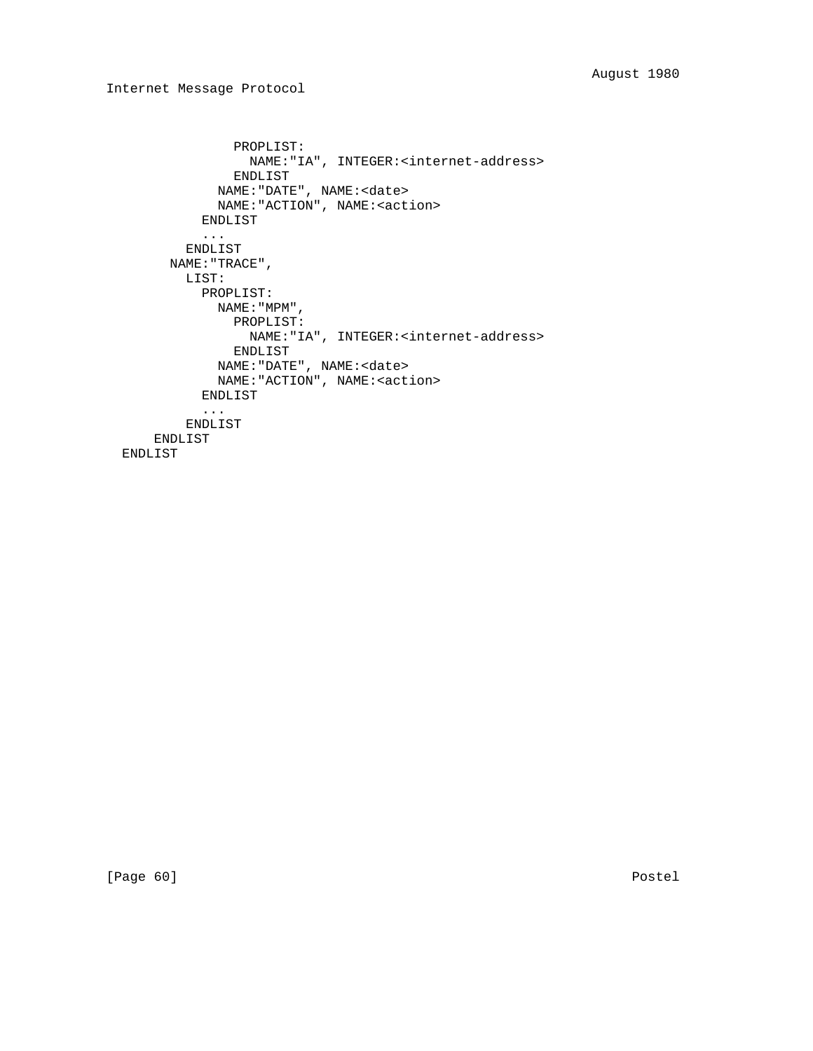```
                PROPLIST:
                  NAME:"IA", INTEGER:<internet-address>
                ENDLIST
              NAME:"DATE", NAME:<date>
              NAME:"ACTION", NAME:<action>
            ENDLIST
            ...
          ENDLIST
        NAME:"TRACE",
          LIST:
            PROPLIST:
              NAME:"MPM",
                PROPLIST:
                  NAME:"IA", INTEGER:<internet-address>
                ENDLIST
              NAME:"DATE", NAME:<date>
              NAME:"ACTION", NAME:<action>
            ENDLIST
            ...
          ENDLIST
      ENDLIST
  ENDLIST
```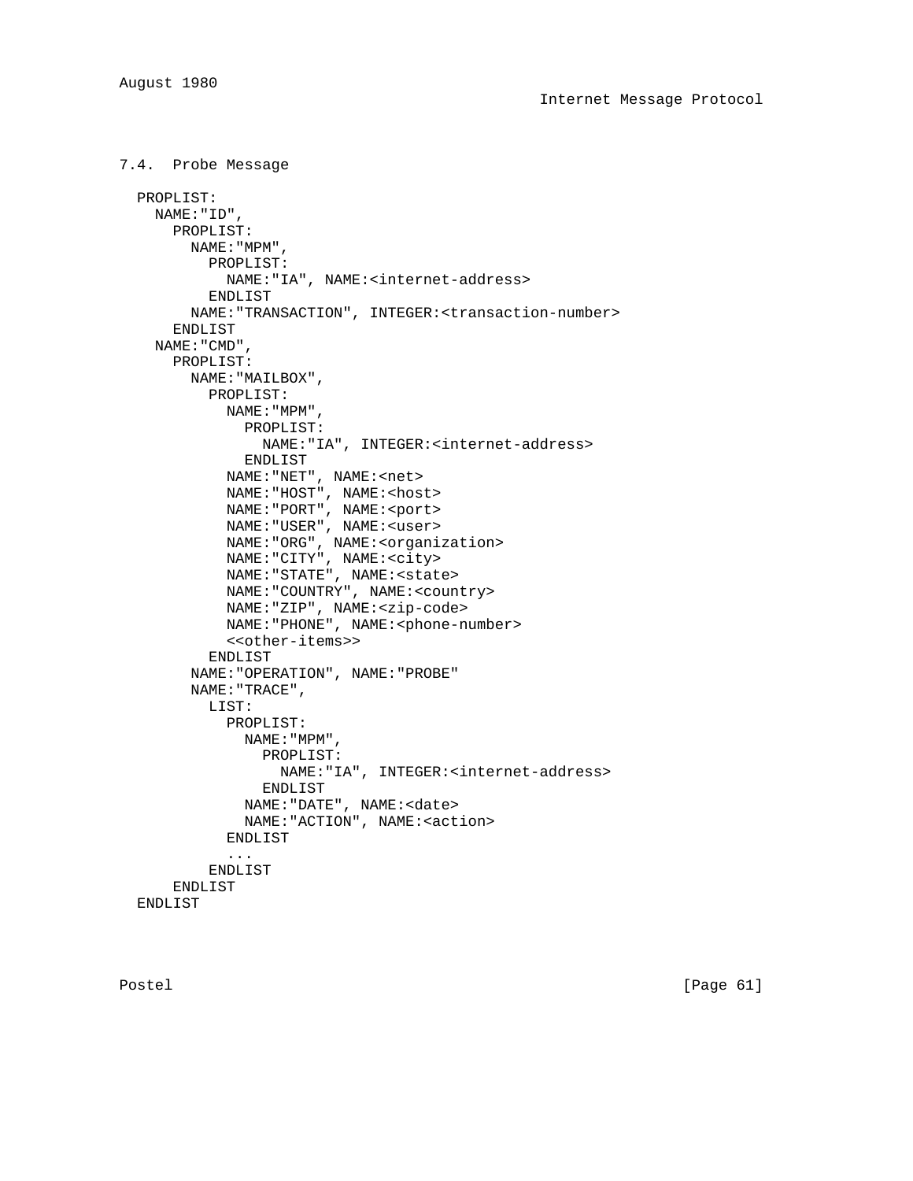### 7.4. Probe Message

```
  PROPLIST:
    NAME:"ID",
      PROPLIST:
        NAME:"MPM",
          PROPLIST:
            NAME:"IA", NAME:<internet-address>
          ENDLIST
        NAME:"TRANSACTION", INTEGER:<transaction-number>
      ENDLIST
    NAME:"CMD",
      PROPLIST:
        NAME:"MAILBOX",
          PROPLIST:
            NAME:"MPM",
              PROPLIST:
                NAME:"IA", INTEGER:<internet-address>
              ENDLIST
            NAME:"NET", NAME:<net>
            NAME:"HOST", NAME:<host>
            NAME:"PORT", NAME:<port>
            NAME:"USER", NAME:<user>
            NAME:"ORG", NAME:<organization>
            NAME:"CITY", NAME:<city>
            NAME:"STATE", NAME:<state>
            NAME:"COUNTRY", NAME:<country>
            NAME:"ZIP", NAME:<zip-code>
            NAME:"PHONE", NAME:<phone-number>
            <<other-items>>
          ENDLIST
        NAME:"OPERATION", NAME:"PROBE"
        NAME:"TRACE",
          LIST:
            PROPLIST:
              NAME:"MPM",
                PROPLIST:
                  NAME:"IA", INTEGER:<internet-address>
                ENDLIST
              NAME:"DATE", NAME:<date>
              NAME:"ACTION", NAME:<action>
            ENDLIST
            ...
          ENDLIST
      ENDLIST
  ENDLIST
```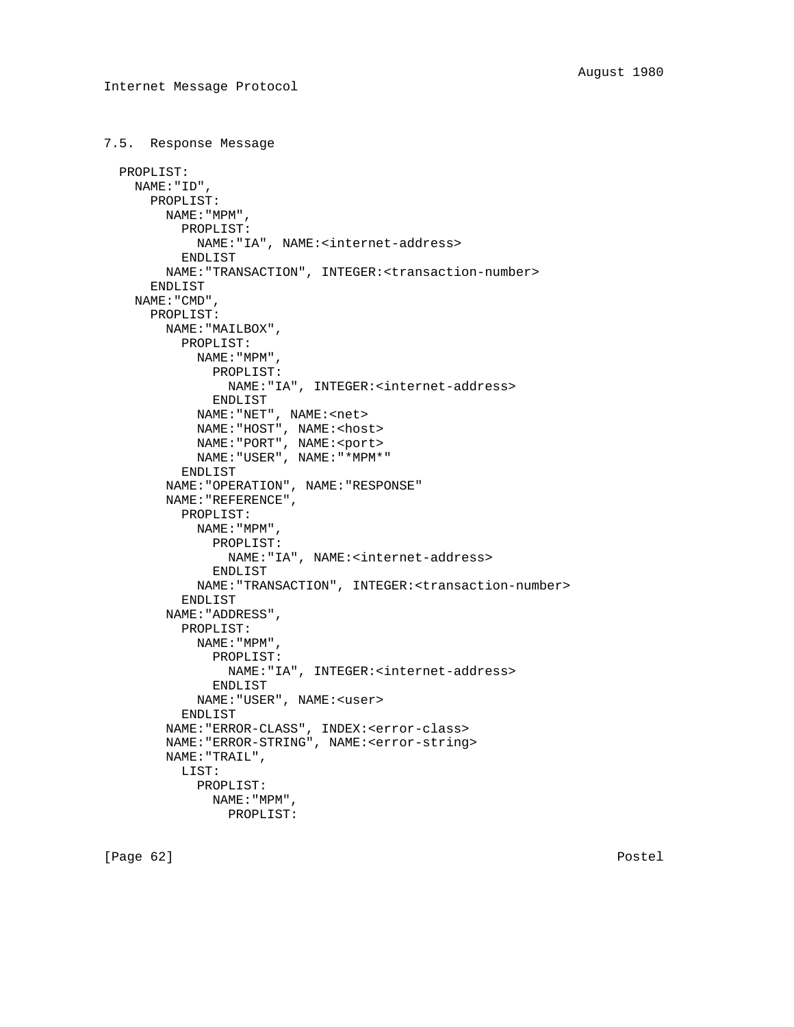### 7.5. Response Message

```
  PROPLIST:
    NAME:"ID",
      PROPLIST:
        NAME:"MPM",
          PROPLIST:
            NAME:"IA", NAME:<internet-address>
          ENDLIST
        NAME:"TRANSACTION", INTEGER:<transaction-number>
      ENDLIST
    NAME:"CMD",
      PROPLIST:
        NAME:"MAILBOX",
          PROPLIST:
            NAME:"MPM",
              PROPLIST:
                NAME:"IA", INTEGER:<internet-address>
              ENDLIST
            NAME:"NET", NAME:<net>
            NAME:"HOST", NAME:<host>
            NAME:"PORT", NAME:<port>
            NAME:"USER", NAME:"*MPM*"
          ENDLIST
        NAME:"OPERATION", NAME:"RESPONSE"
        NAME:"REFERENCE",
          PROPLIST:
            NAME:"MPM",
              PROPLIST:
                NAME:"IA", NAME:<internet-address>
              ENDLIST
            NAME:"TRANSACTION", INTEGER:<transaction-number>
          ENDLIST
        NAME:"ADDRESS",
          PROPLIST:
            NAME:"MPM",
              PROPLIST:
                NAME:"IA", INTEGER:<internet-address>
              ENDLIST
            NAME:"USER", NAME:<user>
          ENDLIST
        NAME:"ERROR-CLASS", INDEX:<error-class>
        NAME:"ERROR-STRING", NAME:<error-string>
        NAME:"TRAIL",
          LIST:
            PROPLIST:
              NAME:"MPM",
                PROPLIST:
```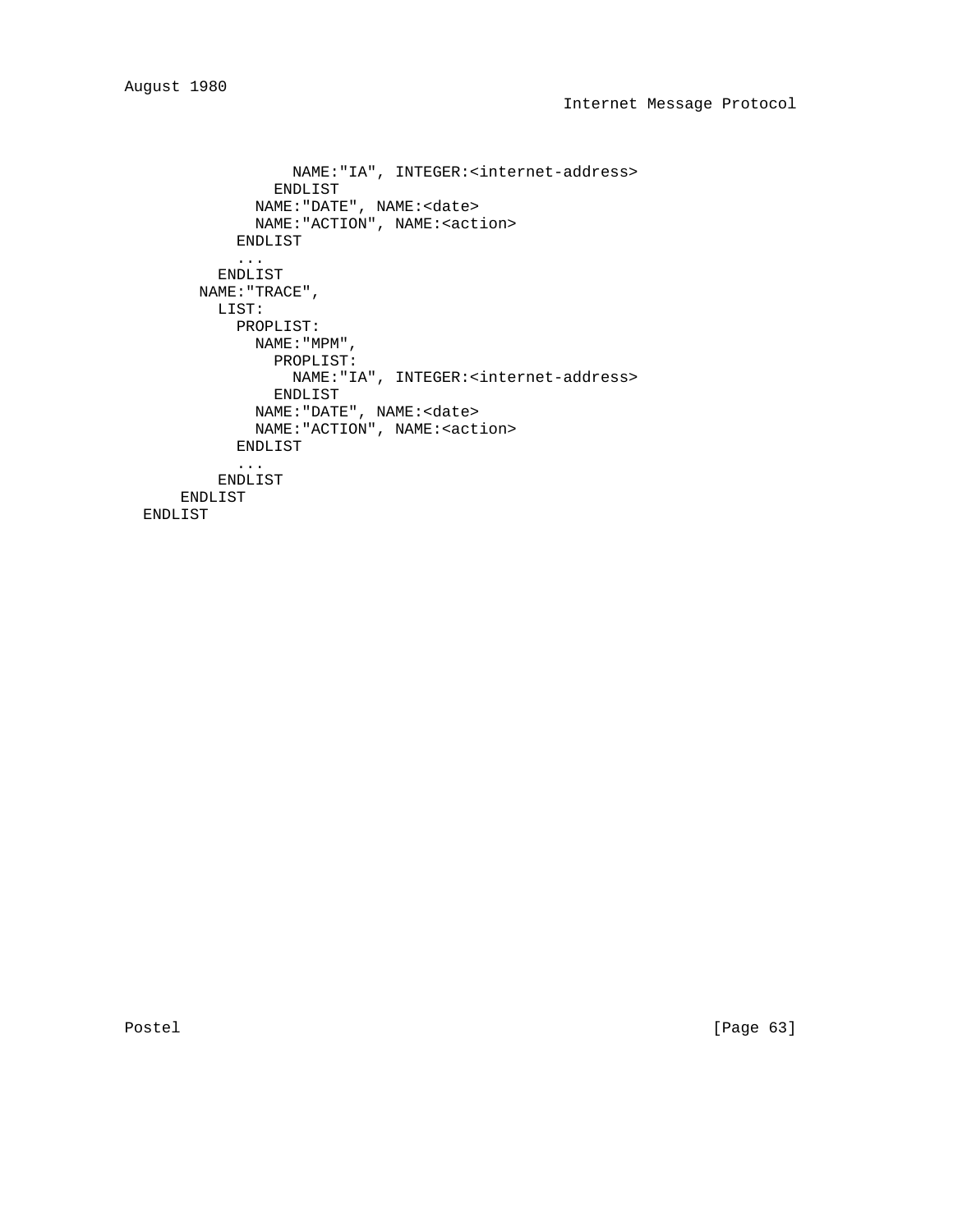```
                NAME:"IA", INTEGER:<internet-address>
              ENDLIST
            NAME:"DATE", NAME:<date>
            NAME:"ACTION", NAME:<action>
          ENDLIST
          ...
        ENDLIST
      NAME:"TRACE",
        LIST:
          PROPLIST:
            NAME:"MPM",
              PROPLIST:
                NAME:"IA", INTEGER:<internet-address>
              ENDLIST
            NAME:"DATE", NAME:<date>
            NAME:"ACTION", NAME:<action>
          ENDLIST
          ...
        ENDLIST
    ENDLIST
ENDLIST
```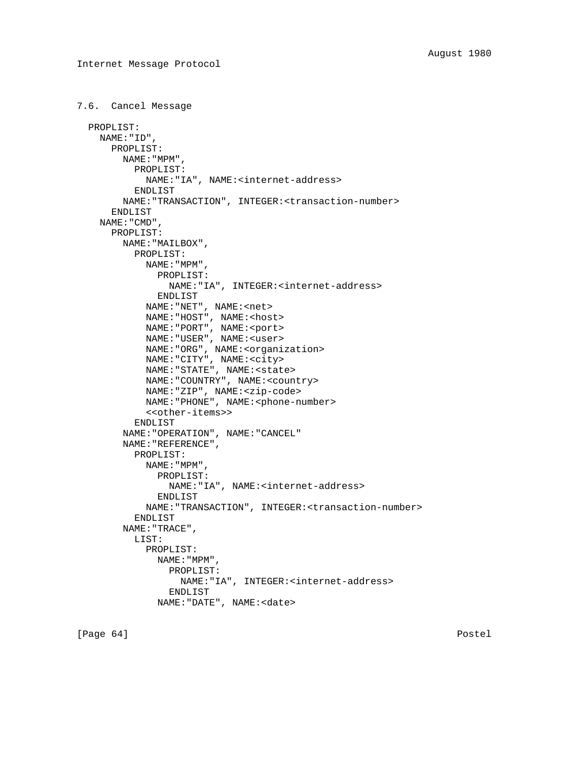## 7.6. Cancel Message

```
PROPLIST:
  NAME:"ID",
    PROPLIST:
      NAME:"MPM",
        PROPLIST:
          NAME:"IA", NAME:<internet-address>
        ENDLIST
      NAME:"TRANSACTION", INTEGER:<transaction-number>
    ENDLIST
  NAME:"CMD",
    PROPLIST:
      NAME:"MAILBOX",
        PROPLIST:
          NAME:"MPM",
            PROPLIST:
              NAME:"IA", INTEGER:<internet-address>
            ENDLIST
          NAME:"NET", NAME:<net>
          NAME:"HOST", NAME:<host>
          NAME:"PORT", NAME:<port>
          NAME:"USER", NAME:<user>
          NAME:"ORG", NAME:<organization>
          NAME:"CITY", NAME:<city>
          NAME:"STATE", NAME:<state>
          NAME:"COUNTRY", NAME:<country>
          NAME:"ZIP", NAME:<zip-code>
          NAME:"PHONE", NAME:<phone-number>
          <<other-items>>
        ENDLIST
      NAME:"OPERATION", NAME:"CANCEL"
      NAME:"REFERENCE",
        PROPLIST:
          NAME:"MPM",
            PROPLIST:
              NAME:"IA", NAME:<internet-address>
            ENDLIST
          NAME:"TRANSACTION", INTEGER:<transaction-number>
        ENDLIST
      NAME:"TRACE",
        LIST:
          PROPLIST:
            NAME:"MPM",
              PROPLIST:
                NAME:"IA", INTEGER:<internet-address>
              ENDLIST
            NAME:"DATE", NAME:<date>
```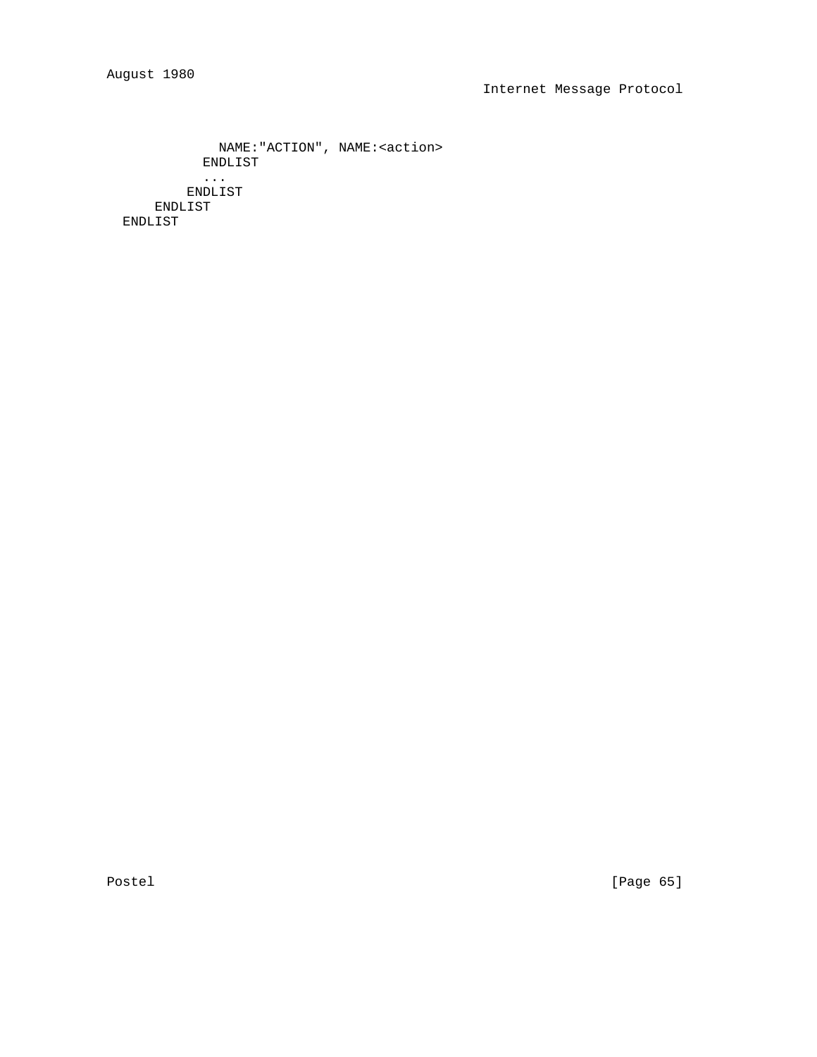```
              NAME:"ACTION", NAME:<action>
            ENDLIST
            ...
          ENDLIST
      ENDLIST
  ENDLIST
```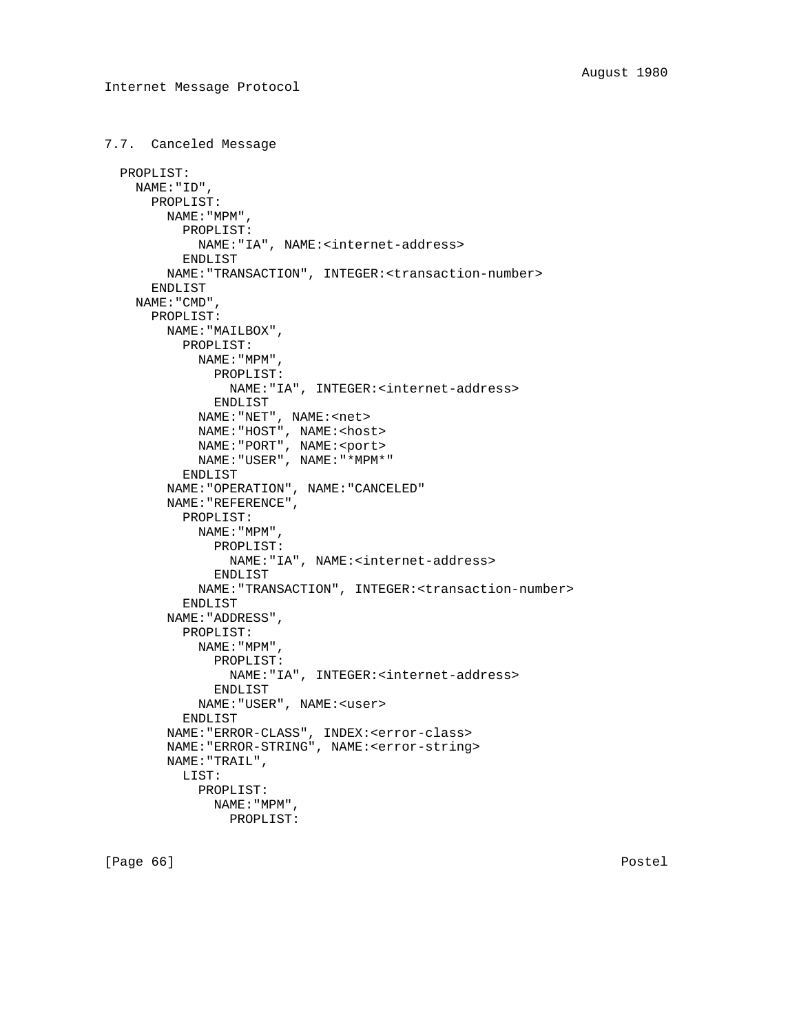## 7.7. Canceled Message

```
  PROPLIST:
    NAME:"ID",
      PROPLIST:
        NAME:"MPM",
          PROPLIST:
            NAME:"IA", NAME:<internet-address>
          ENDLIST
        NAME:"TRANSACTION", INTEGER:<transaction-number>
      ENDLIST
    NAME:"CMD",
      PROPLIST:
        NAME:"MAILBOX",
          PROPLIST:
            NAME:"MPM",
              PROPLIST:
                NAME:"IA", INTEGER:<internet-address>
              ENDLIST
            NAME:"NET", NAME:<net>
            NAME:"HOST", NAME:<host>
            NAME:"PORT", NAME:<port>
            NAME:"USER", NAME:"*MPM*"
          ENDLIST
        NAME:"OPERATION", NAME:"CANCELED"
        NAME:"REFERENCE",
          PROPLIST:
            NAME:"MPM",
              PROPLIST:
                NAME:"IA", NAME:<internet-address>
              ENDLIST
            NAME:"TRANSACTION", INTEGER:<transaction-number>
          ENDLIST
        NAME:"ADDRESS",
          PROPLIST:
            NAME:"MPM",
              PROPLIST:
                NAME:"IA", INTEGER:<internet-address>
              ENDLIST
            NAME:"USER", NAME:<user>
          ENDLIST
        NAME:"ERROR-CLASS", INDEX:<error-class>
        NAME:"ERROR-STRING", NAME:<error-string>
        NAME:"TRAIL",
          LIST:
            PROPLIST:
              NAME:"MPM",
                PROPLIST:
```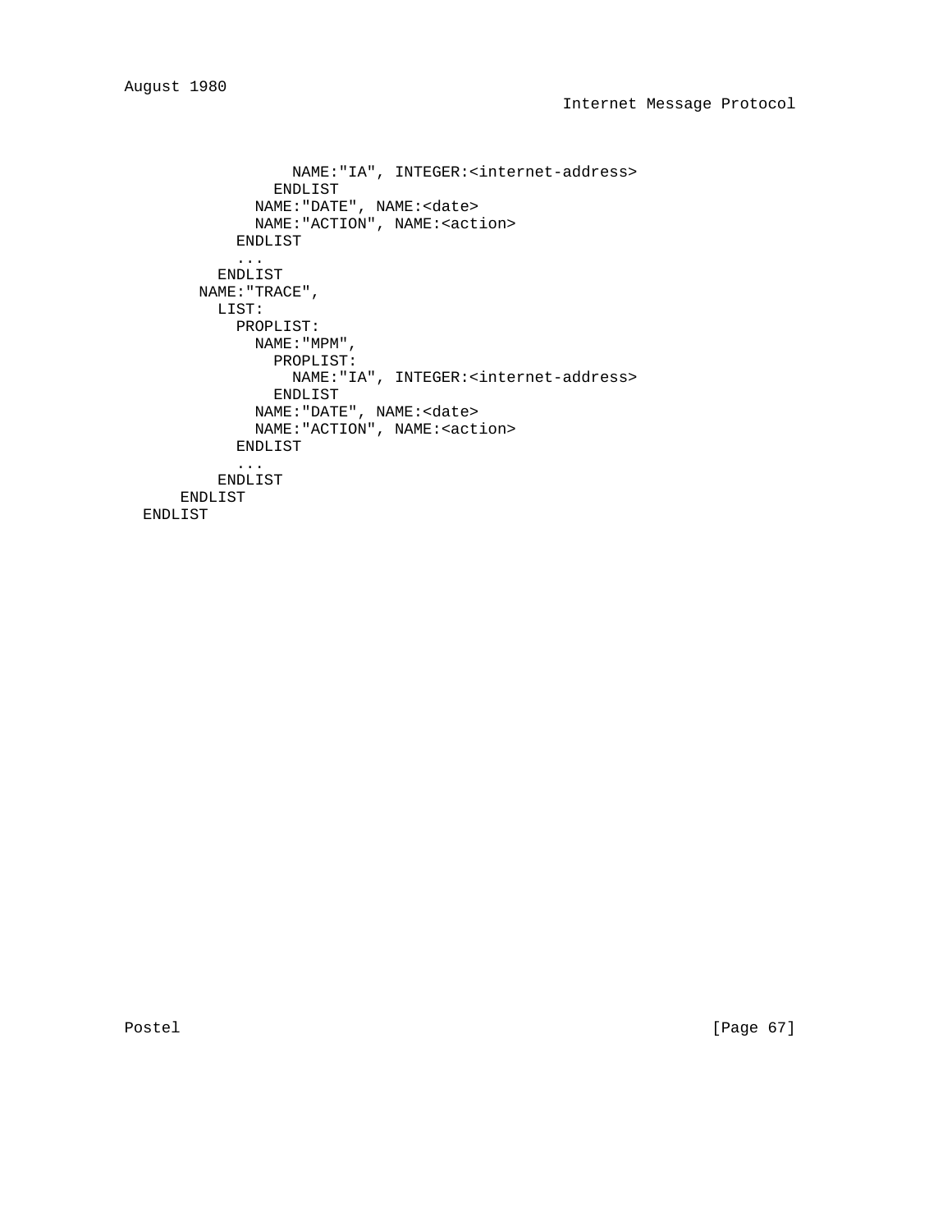```
                NAME:"IA", INTEGER:<internet-address>
              ENDLIST
            NAME:"DATE", NAME:<date>
            NAME:"ACTION", NAME:<action>
          ENDLIST
          ...
        ENDLIST
      NAME:"TRACE",
        LIST:
          PROPLIST:
            NAME:"MPM",
              PROPLIST:
                NAME:"IA", INTEGER:<internet-address>
              ENDLIST
            NAME:"DATE", NAME:<date>
            NAME:"ACTION", NAME:<action>
          ENDLIST
          ...
        ENDLIST
    ENDLIST
ENDLIST
```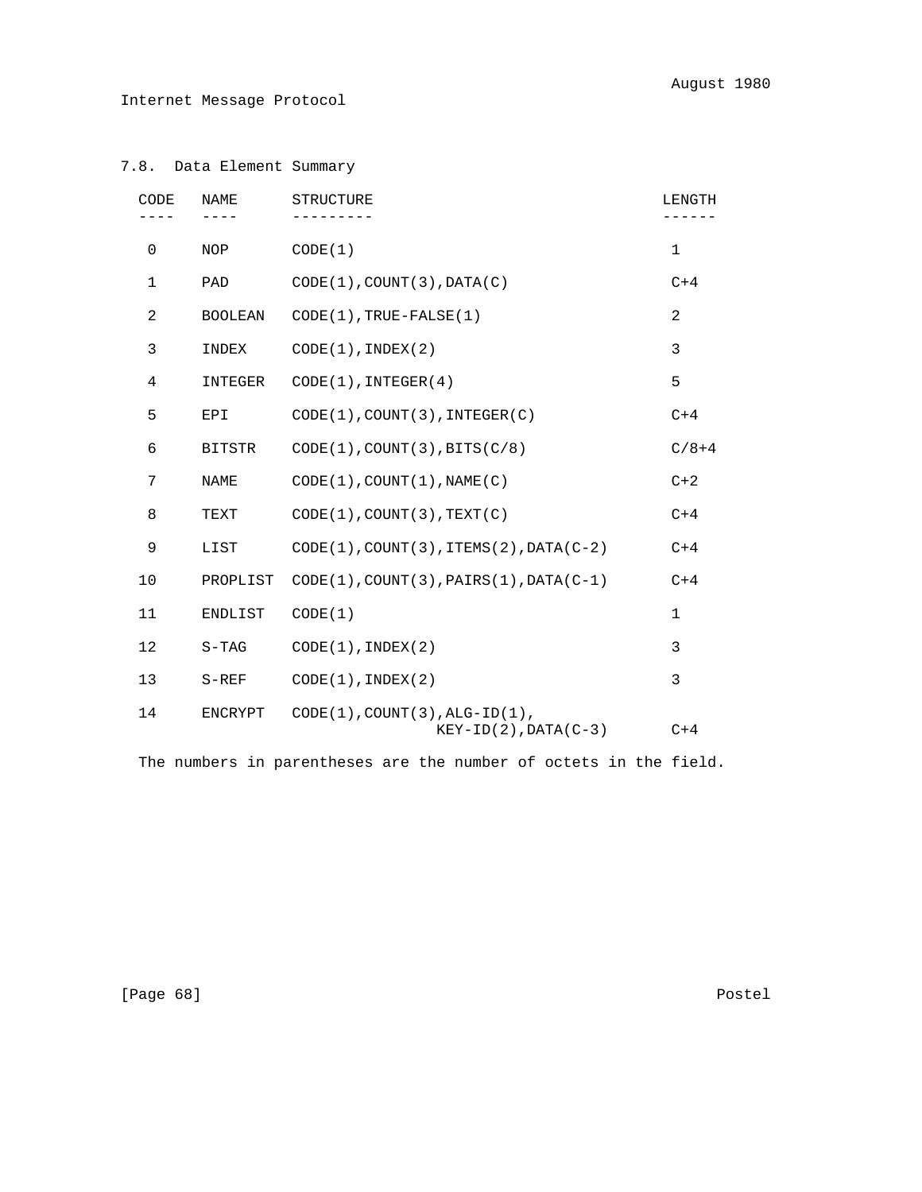### 7.8. Data Element Summary

| CODE | NAME | STRUCTURE | LENGTH |
|---|---|---|---|
| 0 | NOP | CODE(1) | 1 |
| 1 | PAD | CODE(1),COUNT(3),DATA(C) | C+4 |
| 2 | BOOLEAN | CODE(1),TRUE-FALSE(1) | 2 |
| 3 | INDEX | CODE(1),INDEX(2) | 3 |
| 4 | INTEGER | CODE(1),INTEGER(4) | 5 |
| 5 | EPI | CODE(1),COUNT(3),INTEGER(C) | C+4 |
| 6 | BITSTR | CODE(1),COUNT(3),BITS(C/8) | C/8+4 |
| 7 | NAME | CODE(1),COUNT(1),NAME(C) | C+2 |
| 8 | TEXT | CODE(1),COUNT(3),TEXT(C) | C+4 |
| 9 | LIST | CODE(1),COUNT(3),ITEMS(2),DATA(C-2) | C+4 |
| 10 | PROPLIST | CODE(1),COUNT(3),PAIRS(1),DATA(C-1) | C+4 |
| 11 | ENDLIST | CODE(1) | 1 |
| 12 | S-TAG | CODE(1),INDEX(2) | 3 |
| 13 | S-REF | CODE(1),INDEX(2) | 3 |
| 14 | ENCRYPT | CODE(1),COUNT(3),ALG-ID(1), KEY-ID(2),DATA(C-3) | C+4 |

The numbers in parentheses are the number of octets in the field.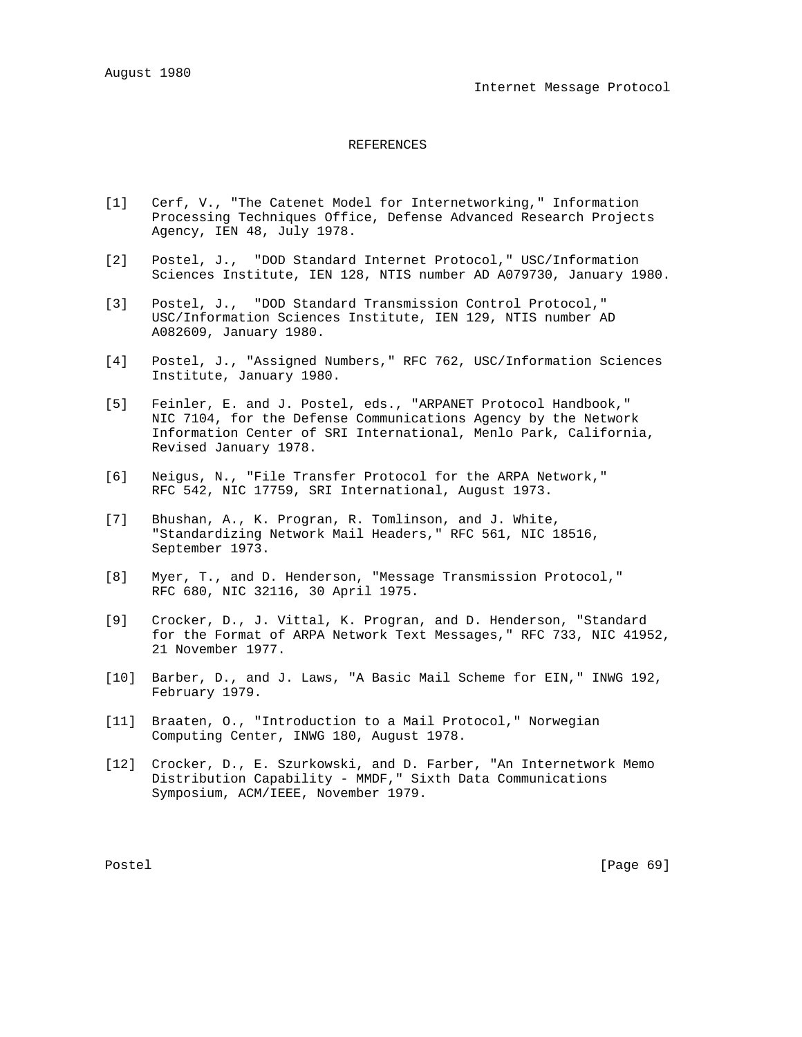# REFERENCES

[1] Cerf, V., "The Catenet Model for Internetworking," Information Processing Techniques Office, Defense Advanced Research Projects Agency, IEN 48, July 1978.

[2] Postel, J., "DOD Standard Internet Protocol," USC/Information Sciences Institute, IEN 128, NTIS number AD A079730, January 1980.

[3] Postel, J., "DOD Standard Transmission Control Protocol," USC/Information Sciences Institute, IEN 129, NTIS number AD A082609, January 1980.

[4] Postel, J., "Assigned Numbers," RFC 762, USC/Information Sciences Institute, January 1980.

[5] Feinler, E. and J. Postel, eds., "ARPANET Protocol Handbook," NIC 7104, for the Defense Communications Agency by the Network Information Center of SRI International, Menlo Park, California, Revised January 1978.

[6] Neigus, N., "File Transfer Protocol for the ARPA Network," RFC 542, NIC 17759, SRI International, August 1973.

[7] Bhushan, A., K. Progran, R. Tomlinson, and J. White, "Standardizing Network Mail Headers," RFC 561, NIC 18516, September 1973.

[8] Myer, T., and D. Henderson, "Message Transmission Protocol," RFC 680, NIC 32116, 30 April 1975.

[9] Crocker, D., J. Vittal, K. Progran, and D. Henderson, "Standard for the Format of ARPA Network Text Messages," RFC 733, NIC 41952, 21 November 1977.

[10] Barber, D., and J. Laws, "A Basic Mail Scheme for EIN," INWG 192, February 1979.

[11] Braaten, O., "Introduction to a Mail Protocol," Norwegian Computing Center, INWG 180, August 1978.

[12] Crocker, D., E. Szurkowski, and D. Farber, "An Internetwork Memo Distribution Capability - MMDF," Sixth Data Communications Symposium, ACM/IEEE, November 1979.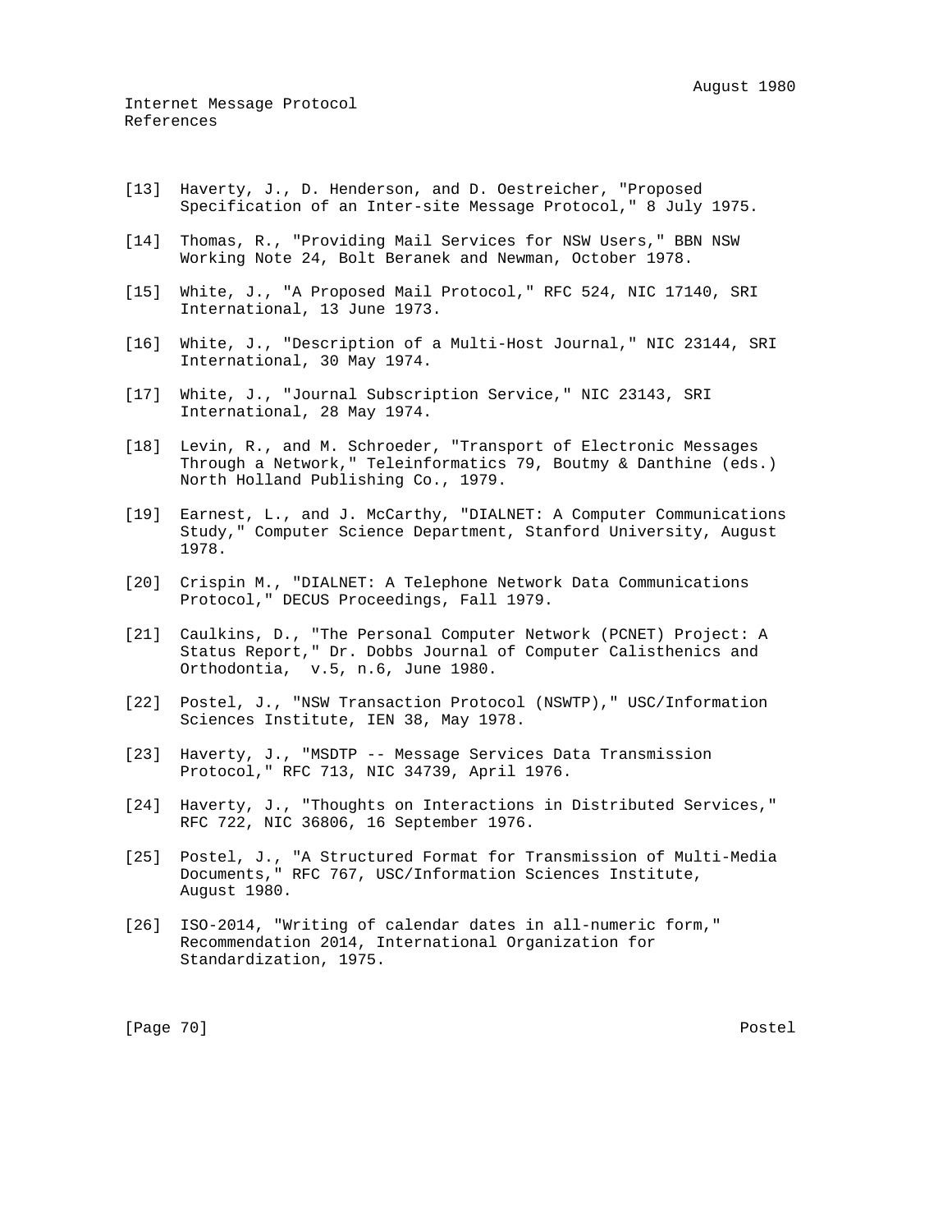[13] Haverty, J., D. Henderson, and D. Oestreicher, "Proposed Specification of an Inter-site Message Protocol," 8 July 1975.

[14] Thomas, R., "Providing Mail Services for NSW Users," BBN NSW Working Note 24, Bolt Beranek and Newman, October 1978.

[15] White, J., "A Proposed Mail Protocol," RFC 524, NIC 17140, SRI International, 13 June 1973.

[16] White, J., "Description of a Multi-Host Journal," NIC 23144, SRI International, 30 May 1974.

[17] White, J., "Journal Subscription Service," NIC 23143, SRI International, 28 May 1974.

[18] Levin, R., and M. Schroeder, "Transport of Electronic Messages Through a Network," Teleinformatics 79, Boutmy & Danthine (eds.) North Holland Publishing Co., 1979.

[19] Earnest, L., and J. McCarthy, "DIALNET: A Computer Communications Study," Computer Science Department, Stanford University, August 1978.

[20] Crispin M., "DIALNET: A Telephone Network Data Communications Protocol," DECUS Proceedings, Fall 1979.

[21] Caulkins, D., "The Personal Computer Network (PCNET) Project: A Status Report," Dr. Dobbs Journal of Computer Calisthenics and Orthodontia, v.5, n.6, June 1980.

[22] Postel, J., "NSW Transaction Protocol (NSWTP)," USC/Information Sciences Institute, IEN 38, May 1978.

[23] Haverty, J., "MSDTP -- Message Services Data Transmission Protocol," RFC 713, NIC 34739, April 1976.

[24] Haverty, J., "Thoughts on Interactions in Distributed Services," RFC 722, NIC 36806, 16 September 1976.

[25] Postel, J., "A Structured Format for Transmission of Multi-Media Documents," RFC 767, USC/Information Sciences Institute, August 1980.

[26] ISO-2014, "Writing of calendar dates in all-numeric form," Recommendation 2014, International Organization for Standardization, 1975.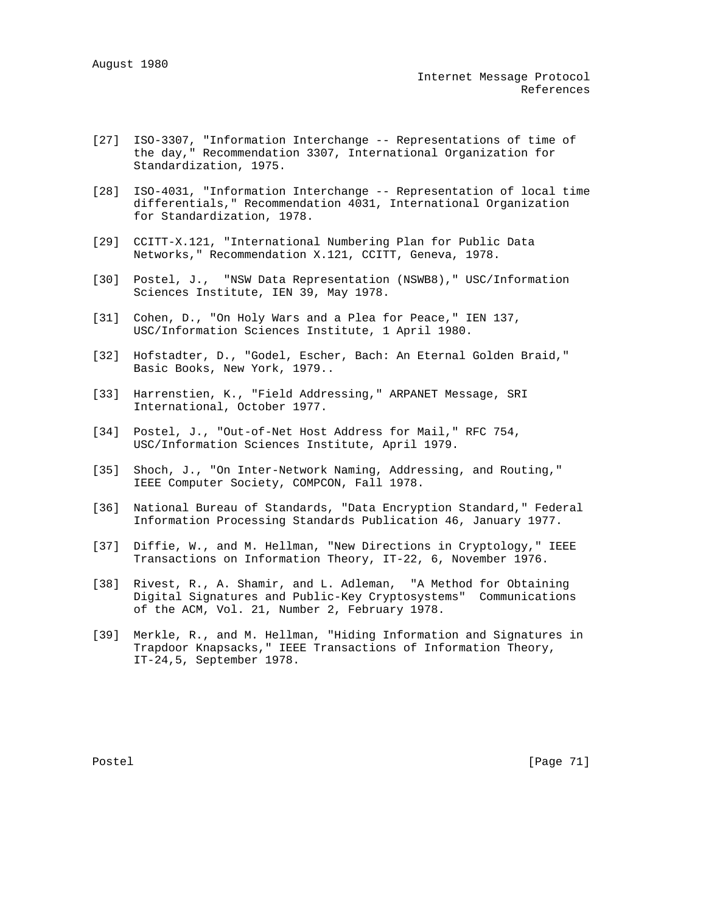[27] ISO-3307, "Information Interchange -- Representations of time of the day," Recommendation 3307, International Organization for Standardization, 1975.

[28] ISO-4031, "Information Interchange -- Representation of local time differentials," Recommendation 4031, International Organization for Standardization, 1978.

[29] CCITT-X.121, "International Numbering Plan for Public Data Networks," Recommendation X.121, CCITT, Geneva, 1978.

[30] Postel, J., "NSW Data Representation (NSWB8)," USC/Information Sciences Institute, IEN 39, May 1978.

[31] Cohen, D., "On Holy Wars and a Plea for Peace," IEN 137, USC/Information Sciences Institute, 1 April 1980.

[32] Hofstadter, D., "Godel, Escher, Bach: An Eternal Golden Braid," Basic Books, New York, 1979..

[33] Harrenstien, K., "Field Addressing," ARPANET Message, SRI International, October 1977.

[34] Postel, J., "Out-of-Net Host Address for Mail," RFC 754, USC/Information Sciences Institute, April 1979.

[35] Shoch, J., "On Inter-Network Naming, Addressing, and Routing," IEEE Computer Society, COMPCON, Fall 1978.

[36] National Bureau of Standards, "Data Encryption Standard," Federal Information Processing Standards Publication 46, January 1977.

[37] Diffie, W., and M. Hellman, "New Directions in Cryptology," IEEE Transactions on Information Theory, IT-22, 6, November 1976.

[38] Rivest, R., A. Shamir, and L. Adleman, "A Method for Obtaining Digital Signatures and Public-Key Cryptosystems" Communications of the ACM, Vol. 21, Number 2, February 1978.

[39] Merkle, R., and M. Hellman, "Hiding Information and Signatures in Trapdoor Knapsacks," IEEE Transactions of Information Theory, IT-24,5, September 1978.